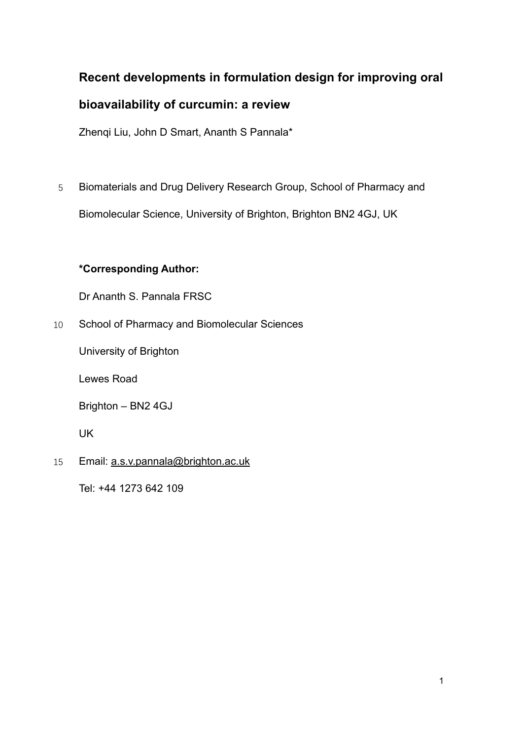# Recent developments in formulation design for improving oral bioavailability of curcumin: a review

Zhenqi Liu, John D Smart, Ananth S Pannala*

Biomaterials and Drug Delivery Research Group, School of Pharmacy and Biomolecular Science, University of Brighton, Brighton BN2 4GJ, UK

**\*Corresponding Author:**

Dr Ananth S. Pannala FRSC

School of Pharmacy and Biomolecular Sciences

University of Brighton

Lewes Road

Brighton – BN2 4GJ

UK

Email: a.s.v.pannala@brighton.ac.uk

Tel: +44 1273 642 109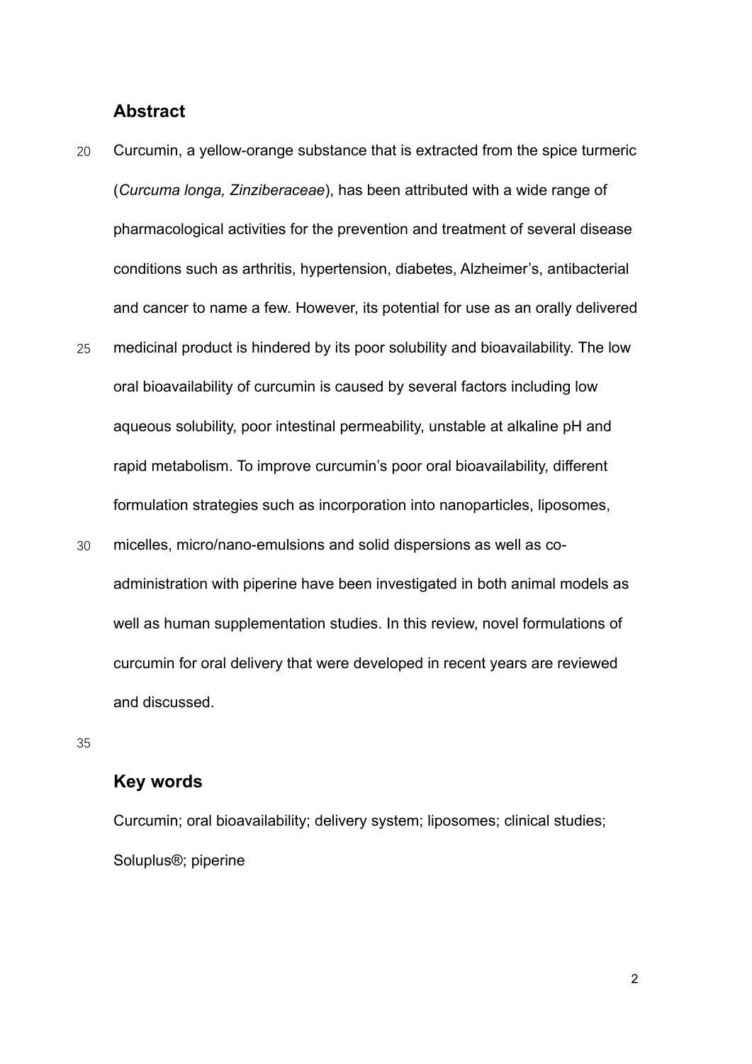## Abstract

Curcumin, a yellow-orange substance that is extracted from the spice turmeric (*Curcuma longa, Zinziberaceae*), has been attributed with a wide range of pharmacological activities for the prevention and treatment of several disease conditions such as arthritis, hypertension, diabetes, Alzheimer's, antibacterial and cancer to name a few. However, its potential for use as an orally delivered medicinal product is hindered by its poor solubility and bioavailability. The low oral bioavailability of curcumin is caused by several factors including low aqueous solubility, poor intestinal permeability, unstable at alkaline pH and rapid metabolism. To improve curcumin's poor oral bioavailability, different formulation strategies such as incorporation into nanoparticles, liposomes, micelles, micro/nano-emulsions and solid dispersions as well as co-administration with piperine have been investigated in both animal models as well as human supplementation studies. In this review, novel formulations of curcumin for oral delivery that were developed in recent years are reviewed and discussed.

## Key words

Curcumin; oral bioavailability; delivery system; liposomes; clinical studies; Soluplus®; piperine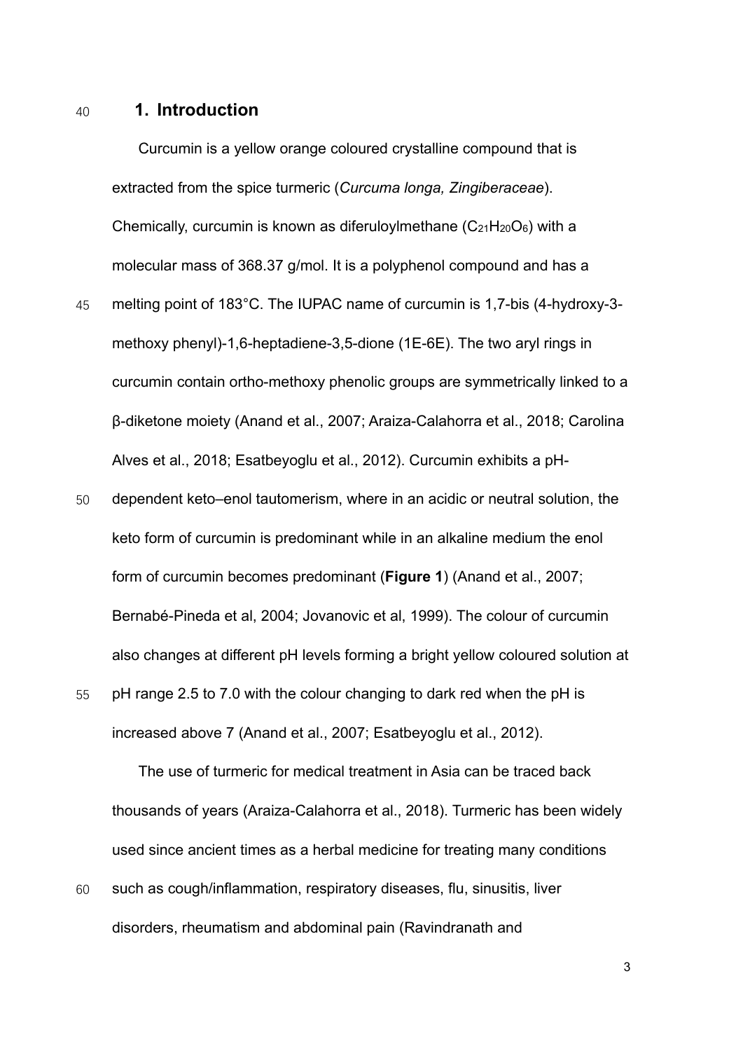## 1. Introduction

Curcumin is a yellow orange coloured crystalline compound that is extracted from the spice turmeric (*Curcuma longa, Zingiberaceae*). Chemically, curcumin is known as diferuloylmethane ($C_{21}H_{20}O_6$) with a molecular mass of 368.37 g/mol. It is a polyphenol compound and has a melting point of 183°C. The IUPAC name of curcumin is 1,7-bis (4-hydroxy-3-methoxy phenyl)-1,6-heptadiene-3,5-dione (1E-6E). The two aryl rings in curcumin contain ortho-methoxy phenolic groups are symmetrically linked to a β-diketone moiety (Anand et al., 2007; Araiza-Calahorra et al., 2018; Carolina Alves et al., 2018; Esatbeyoglu et al., 2012). Curcumin exhibits a pH-dependent keto–enol tautomerism, where in an acidic or neutral solution, the keto form of curcumin is predominant while in an alkaline medium the enol form of curcumin becomes predominant (**Figure 1**) (Anand et al., 2007; Bernabé-Pineda et al, 2004; Jovanovic et al, 1999). The colour of curcumin also changes at different pH levels forming a bright yellow coloured solution at pH range 2.5 to 7.0 with the colour changing to dark red when the pH is increased above 7 (Anand et al., 2007; Esatbeyoglu et al., 2012).

The use of turmeric for medical treatment in Asia can be traced back thousands of years (Araiza-Calahorra et al., 2018). Turmeric has been widely used since ancient times as a herbal medicine for treating many conditions such as cough/inflammation, respiratory diseases, flu, sinusitis, liver disorders, rheumatism and abdominal pain (Ravindranath and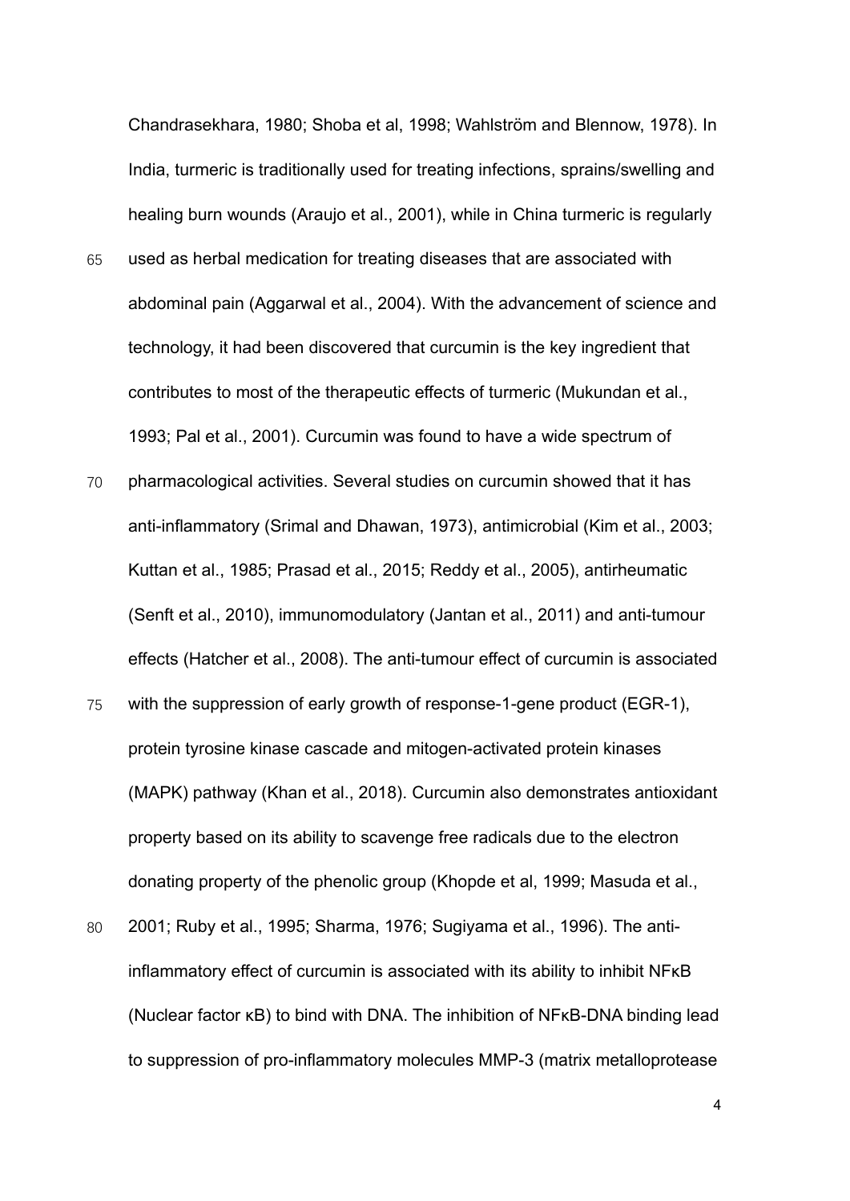Chandrasekhara, 1980; Shoba et al, 1998; Wahlström and Blennow, 1978). In India, turmeric is traditionally used for treating infections, sprains/swelling and healing burn wounds (Araujo et al., 2001), while in China turmeric is regularly used as herbal medication for treating diseases that are associated with abdominal pain (Aggarwal et al., 2004). With the advancement of science and technology, it had been discovered that curcumin is the key ingredient that contributes to most of the therapeutic effects of turmeric (Mukundan et al., 1993; Pal et al., 2001). Curcumin was found to have a wide spectrum of pharmacological activities. Several studies on curcumin showed that it has anti-inflammatory (Srimal and Dhawan, 1973), antimicrobial (Kim et al., 2003; Kuttan et al., 1985; Prasad et al., 2015; Reddy et al., 2005), antirheumatic (Senft et al., 2010), immunomodulatory (Jantan et al., 2011) and anti-tumour effects (Hatcher et al., 2008). The anti-tumour effect of curcumin is associated with the suppression of early growth of response-1-gene product (EGR-1), protein tyrosine kinase cascade and mitogen-activated protein kinases (MAPK) pathway (Khan et al., 2018). Curcumin also demonstrates antioxidant property based on its ability to scavenge free radicals due to the electron donating property of the phenolic group (Khopde et al, 1999; Masuda et al., 2001; Ruby et al., 1995; Sharma, 1976; Sugiyama et al., 1996). The anti-inflammatory effect of curcumin is associated with its ability to inhibit NFκB (Nuclear factor κB) to bind with DNA. The inhibition of NFκB-DNA binding lead to suppression of pro-inflammatory molecules MMP-3 (matrix metalloprotease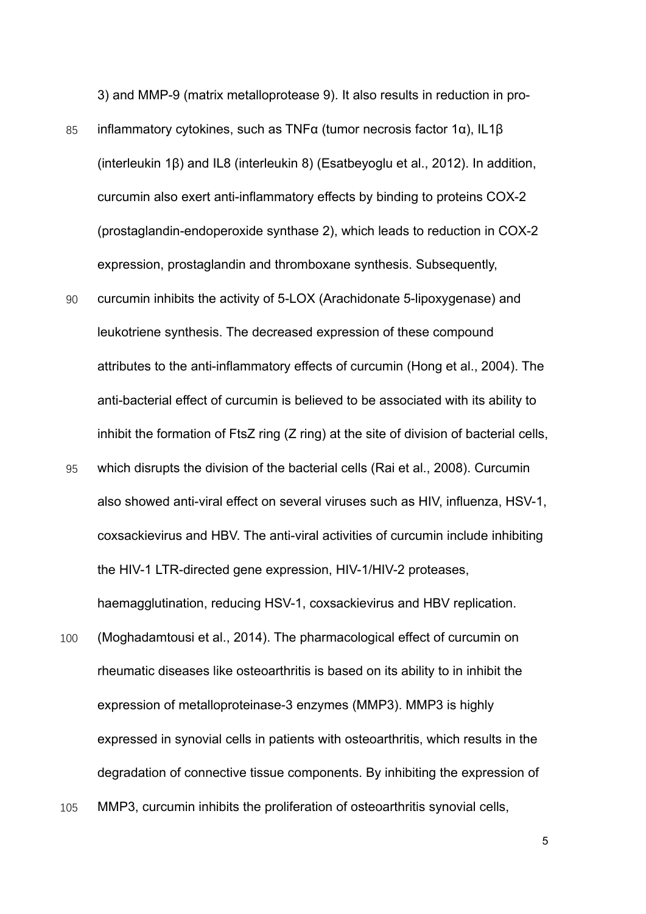3) and MMP-9 (matrix metalloprotease 9). It also results in reduction in pro-inflammatory cytokines, such as TNFα (tumor necrosis factor 1α), IL1β (interleukin 1β) and IL8 (interleukin 8) (Esatbeyoglu et al., 2012). In addition, curcumin also exert anti-inflammatory effects by binding to proteins COX-2 (prostaglandin-endoperoxide synthase 2), which leads to reduction in COX-2 expression, prostaglandin and thromboxane synthesis. Subsequently, curcumin inhibits the activity of 5-LOX (Arachidonate 5-lipoxygenase) and leukotriene synthesis. The decreased expression of these compound attributes to the anti-inflammatory effects of curcumin (Hong et al., 2004). The anti-bacterial effect of curcumin is believed to be associated with its ability to inhibit the formation of FtsZ ring (Z ring) at the site of division of bacterial cells, which disrupts the division of the bacterial cells (Rai et al., 2008). Curcumin also showed anti-viral effect on several viruses such as HIV, influenza, HSV-1, coxsackievirus and HBV. The anti-viral activities of curcumin include inhibiting the HIV-1 LTR-directed gene expression, HIV-1/HIV-2 proteases, haemagglutination, reducing HSV-1, coxsackievirus and HBV replication. (Moghadamtousi et al., 2014). The pharmacological effect of curcumin on rheumatic diseases like osteoarthritis is based on its ability to in inhibit the expression of metalloproteinase-3 enzymes (MMP3). MMP3 is highly expressed in synovial cells in patients with osteoarthritis, which results in the degradation of connective tissue components. By inhibiting the expression of MMP3, curcumin inhibits the proliferation of osteoarthritis synovial cells,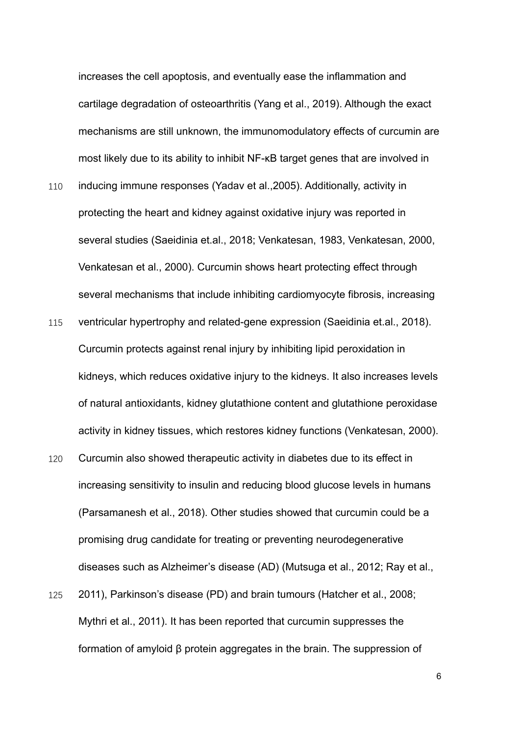increases the cell apoptosis, and eventually ease the inflammation and cartilage degradation of osteoarthritis (Yang et al., 2019). Although the exact mechanisms are still unknown, the immunomodulatory effects of curcumin are most likely due to its ability to inhibit NF-κB target genes that are involved in inducing immune responses (Yadav et al.,2005). Additionally, activity in protecting the heart and kidney against oxidative injury was reported in several studies (Saeidinia et.al., 2018; Venkatesan, 1983, Venkatesan, 2000, Venkatesan et al., 2000). Curcumin shows heart protecting effect through several mechanisms that include inhibiting cardiomyocyte fibrosis, increasing ventricular hypertrophy and related-gene expression (Saeidinia et.al., 2018). Curcumin protects against renal injury by inhibiting lipid peroxidation in kidneys, which reduces oxidative injury to the kidneys. It also increases levels of natural antioxidants, kidney glutathione content and glutathione peroxidase activity in kidney tissues, which restores kidney functions (Venkatesan, 2000). Curcumin also showed therapeutic activity in diabetes due to its effect in increasing sensitivity to insulin and reducing blood glucose levels in humans (Parsamanesh et al., 2018). Other studies showed that curcumin could be a promising drug candidate for treating or preventing neurodegenerative diseases such as Alzheimer's disease (AD) (Mutsuga et al., 2012; Ray et al., 2011), Parkinson's disease (PD) and brain tumours (Hatcher et al., 2008; Mythri et al., 2011). It has been reported that curcumin suppresses the formation of amyloid β protein aggregates in the brain. The suppression of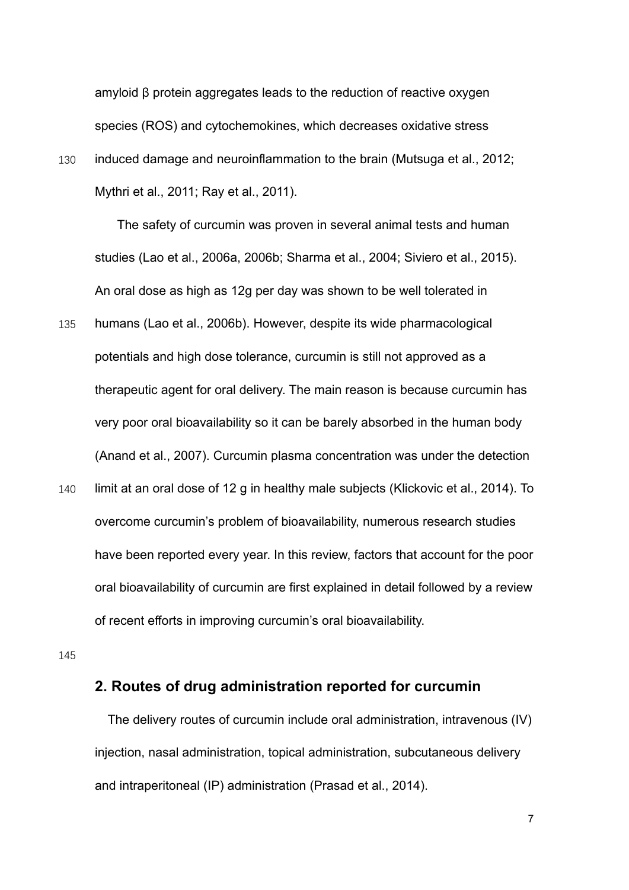amyloid β protein aggregates leads to the reduction of reactive oxygen species (ROS) and cytochemokines, which decreases oxidative stress induced damage and neuroinflammation to the brain (Mutsuga et al., 2012; Mythri et al., 2011; Ray et al., 2011).

The safety of curcumin was proven in several animal tests and human studies (Lao et al., 2006a, 2006b; Sharma et al., 2004; Siviero et al., 2015). An oral dose as high as 12g per day was shown to be well tolerated in humans (Lao et al., 2006b). However, despite its wide pharmacological potentials and high dose tolerance, curcumin is still not approved as a therapeutic agent for oral delivery. The main reason is because curcumin has very poor oral bioavailability so it can be barely absorbed in the human body (Anand et al., 2007). Curcumin plasma concentration was under the detection limit at an oral dose of 12 g in healthy male subjects (Klickovic et al., 2014). To overcome curcumin's problem of bioavailability, numerous research studies have been reported every year. In this review, factors that account for the poor oral bioavailability of curcumin are first explained in detail followed by a review of recent efforts in improving curcumin's oral bioavailability.

## 2. Routes of drug administration reported for curcumin

The delivery routes of curcumin include oral administration, intravenous (IV) injection, nasal administration, topical administration, subcutaneous delivery and intraperitoneal (IP) administration (Prasad et al., 2014).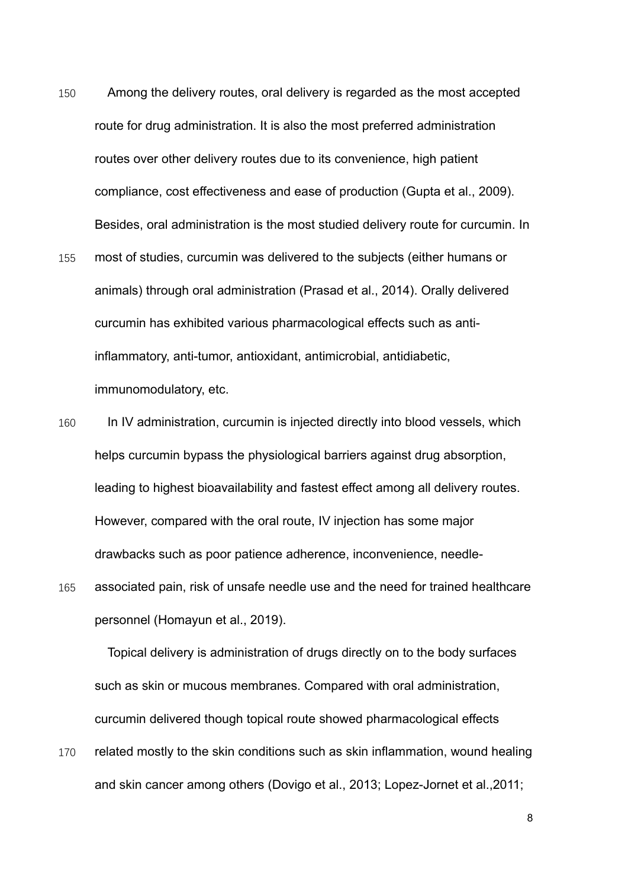Among the delivery routes, oral delivery is regarded as the most accepted route for drug administration. It is also the most preferred administration routes over other delivery routes due to its convenience, high patient compliance, cost effectiveness and ease of production (Gupta et al., 2009). Besides, oral administration is the most studied delivery route for curcumin. In most of studies, curcumin was delivered to the subjects (either humans or animals) through oral administration (Prasad et al., 2014). Orally delivered curcumin has exhibited various pharmacological effects such as anti-inflammatory, anti-tumor, antioxidant, antimicrobial, antidiabetic, immunomodulatory, etc.

In IV administration, curcumin is injected directly into blood vessels, which helps curcumin bypass the physiological barriers against drug absorption, leading to highest bioavailability and fastest effect among all delivery routes. However, compared with the oral route, IV injection has some major drawbacks such as poor patience adherence, inconvenience, needle-associated pain, risk of unsafe needle use and the need for trained healthcare personnel (Homayun et al., 2019).

Topical delivery is administration of drugs directly on to the body surfaces such as skin or mucous membranes. Compared with oral administration, curcumin delivered though topical route showed pharmacological effects related mostly to the skin conditions such as skin inflammation, wound healing and skin cancer among others (Dovigo et al., 2013; Lopez-Jornet et al.,2011;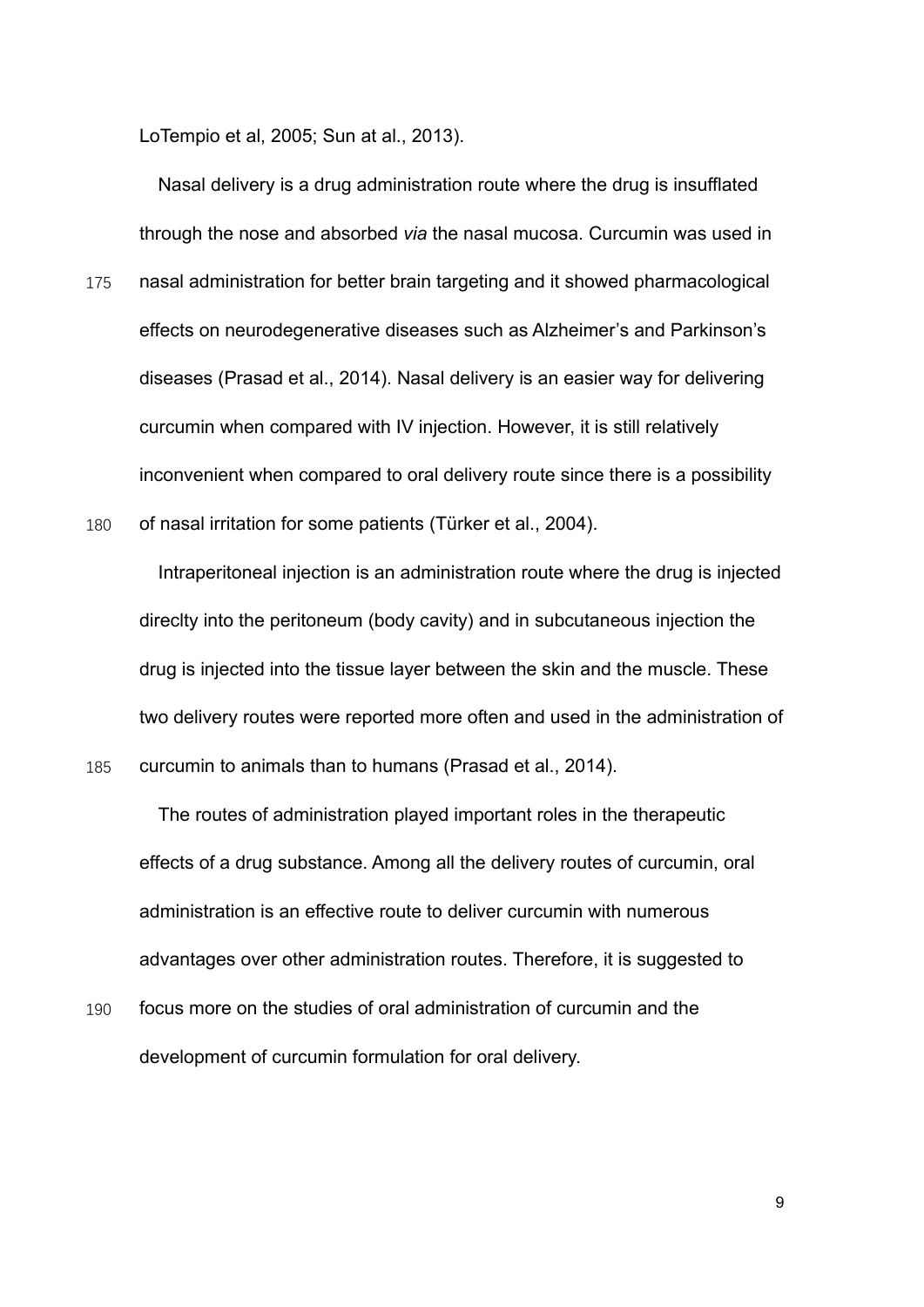LoTempio et al, 2005; Sun at al., 2013).

Nasal delivery is a drug administration route where the drug is insufflated through the nose and absorbed *via* the nasal mucosa. Curcumin was used in nasal administration for better brain targeting and it showed pharmacological effects on neurodegenerative diseases such as Alzheimer's and Parkinson's diseases (Prasad et al., 2014). Nasal delivery is an easier way for delivering curcumin when compared with IV injection. However, it is still relatively inconvenient when compared to oral delivery route since there is a possibility of nasal irritation for some patients (Türker et al., 2004).

Intraperitoneal injection is an administration route where the drug is injected direclty into the peritoneum (body cavity) and in subcutaneous injection the drug is injected into the tissue layer between the skin and the muscle. These two delivery routes were reported more often and used in the administration of curcumin to animals than to humans (Prasad et al., 2014).

The routes of administration played important roles in the therapeutic effects of a drug substance. Among all the delivery routes of curcumin, oral administration is an effective route to deliver curcumin with numerous advantages over other administration routes. Therefore, it is suggested to focus more on the studies of oral administration of curcumin and the development of curcumin formulation for oral delivery.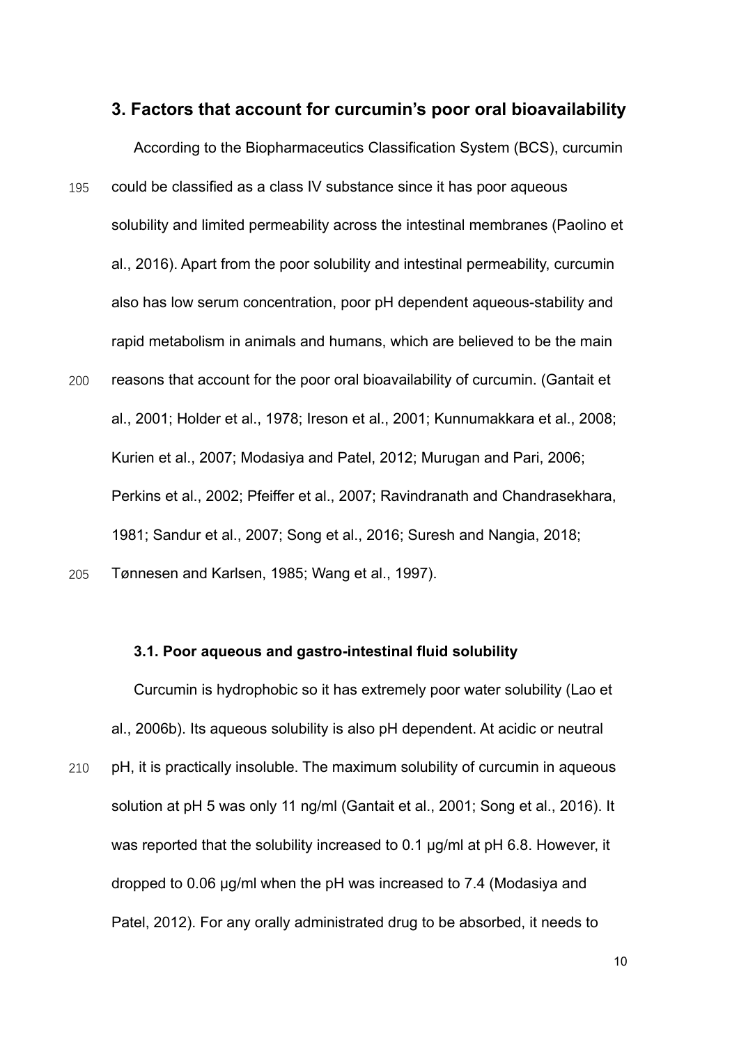## 3. Factors that account for curcumin's poor oral bioavailability

According to the Biopharmaceutics Classification System (BCS), curcumin could be classified as a class IV substance since it has poor aqueous solubility and limited permeability across the intestinal membranes (Paolino et al., 2016). Apart from the poor solubility and intestinal permeability, curcumin also has low serum concentration, poor pH dependent aqueous-stability and rapid metabolism in animals and humans, which are believed to be the main reasons that account for the poor oral bioavailability of curcumin. (Gantait et al., 2001; Holder et al., 1978; Ireson et al., 2001; Kunnumakkara et al., 2008; Kurien et al., 2007; Modasiya and Patel, 2012; Murugan and Pari, 2006; Perkins et al., 2002; Pfeiffer et al., 2007; Ravindranath and Chandrasekhara, 1981; Sandur et al., 2007; Song et al., 2016; Suresh and Nangia, 2018; Tønnesen and Karlsen, 1985; Wang et al., 1997).

### 3.1. Poor aqueous and gastro-intestinal fluid solubility

Curcumin is hydrophobic so it has extremely poor water solubility (Lao et al., 2006b). Its aqueous solubility is also pH dependent. At acidic or neutral pH, it is practically insoluble. The maximum solubility of curcumin in aqueous solution at pH 5 was only 11 ng/ml (Gantait et al., 2001; Song et al., 2016). It was reported that the solubility increased to 0.1 μg/ml at pH 6.8. However, it dropped to 0.06 μg/ml when the pH was increased to 7.4 (Modasiya and Patel, 2012). For any orally administrated drug to be absorbed, it needs to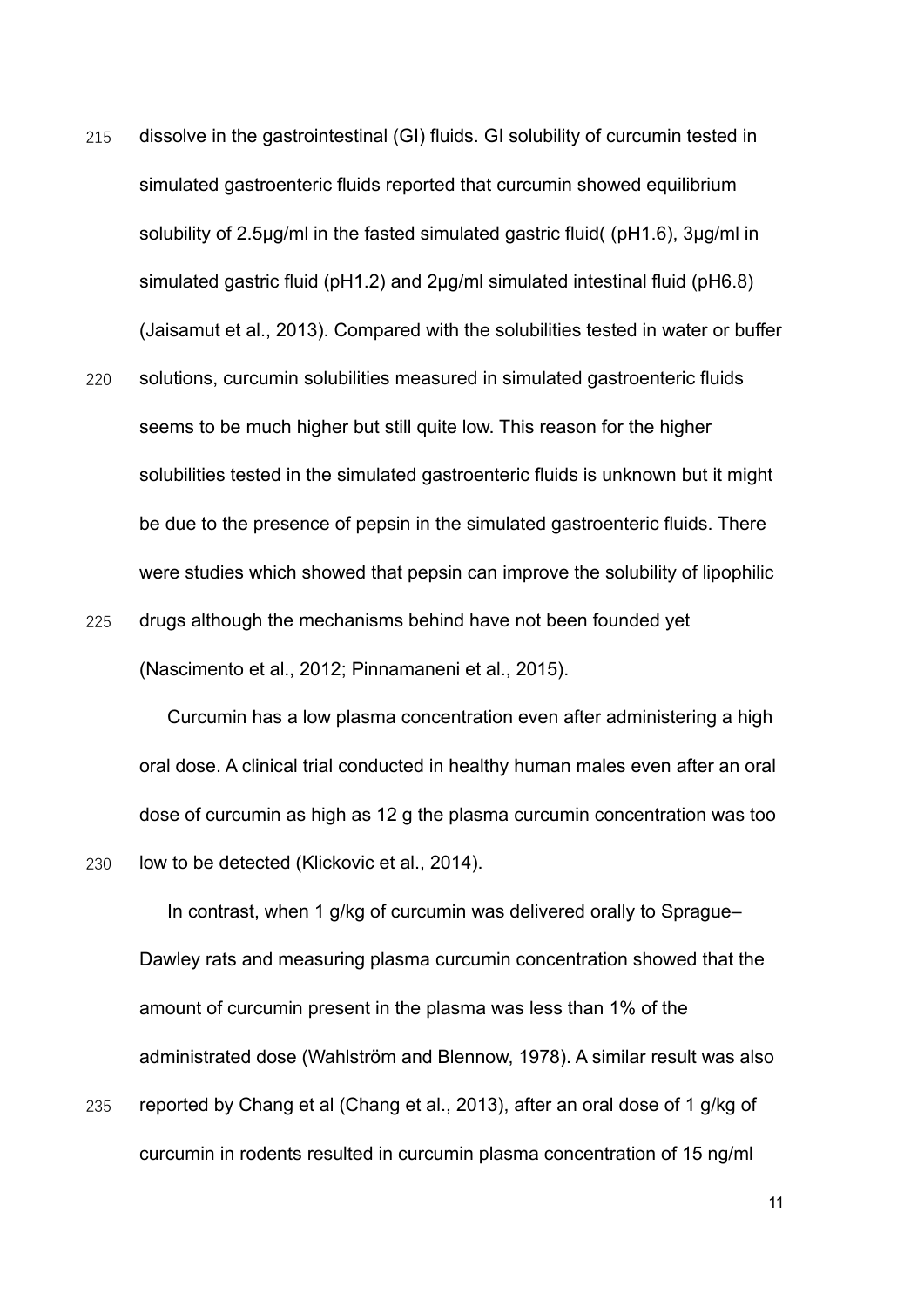dissolve in the gastrointestinal (GI) fluids. GI solubility of curcumin tested in simulated gastroenteric fluids reported that curcumin showed equilibrium solubility of 2.5μg/ml in the fasted simulated gastric fluid( (pH1.6), 3μg/ml in simulated gastric fluid (pH1.2) and 2μg/ml simulated intestinal fluid (pH6.8) (Jaisamut et al., 2013). Compared with the solubilities tested in water or buffer solutions, curcumin solubilities measured in simulated gastroenteric fluids seems to be much higher but still quite low. This reason for the higher solubilities tested in the simulated gastroenteric fluids is unknown but it might be due to the presence of pepsin in the simulated gastroenteric fluids. There were studies which showed that pepsin can improve the solubility of lipophilic drugs although the mechanisms behind have not been founded yet (Nascimento et al., 2012; Pinnamaneni et al., 2015).

Curcumin has a low plasma concentration even after administering a high oral dose. A clinical trial conducted in healthy human males even after an oral dose of curcumin as high as 12 g the plasma curcumin concentration was too low to be detected (Klickovic et al., 2014).

In contrast, when 1 g/kg of curcumin was delivered orally to Sprague–Dawley rats and measuring plasma curcumin concentration showed that the amount of curcumin present in the plasma was less than 1% of the administrated dose (Wahlström and Blennow, 1978). A similar result was also reported by Chang et al (Chang et al., 2013), after an oral dose of 1 g/kg of curcumin in rodents resulted in curcumin plasma concentration of 15 ng/ml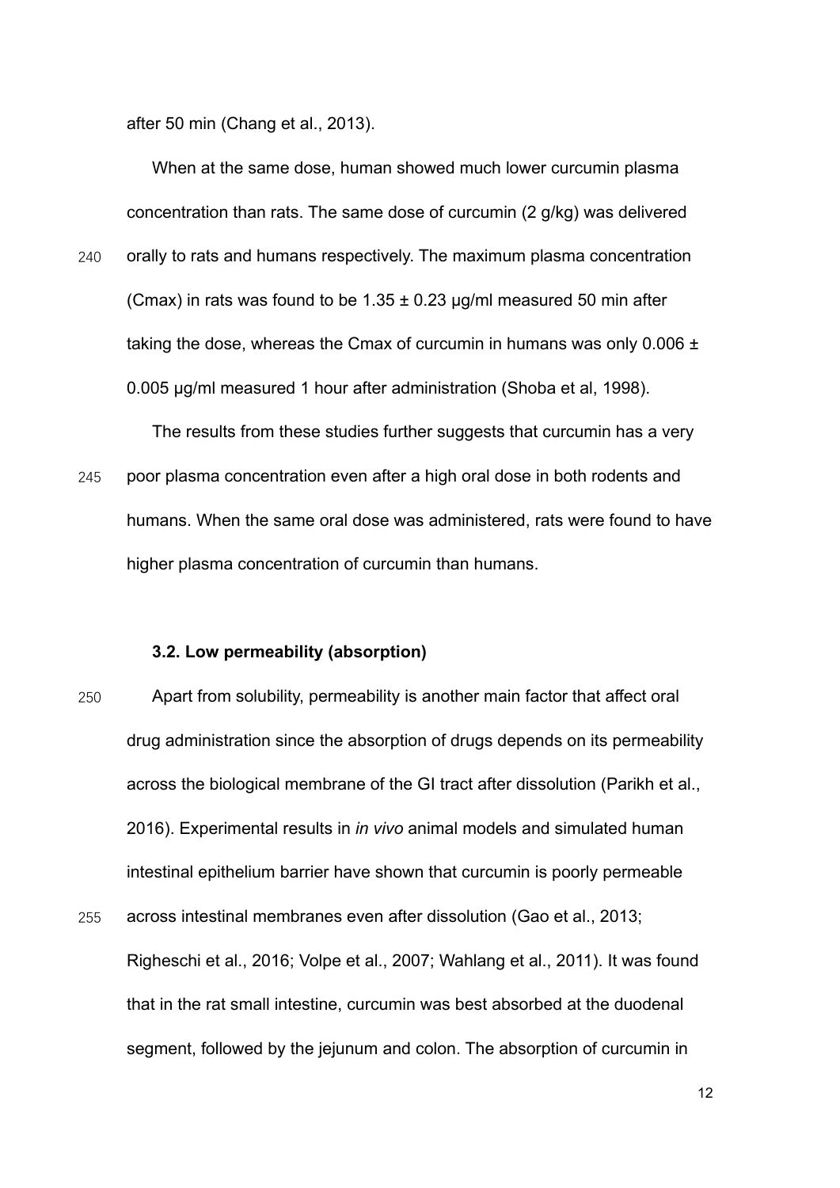after 50 min (Chang et al., 2013).

When at the same dose, human showed much lower curcumin plasma concentration than rats. The same dose of curcumin (2 g/kg) was delivered orally to rats and humans respectively. The maximum plasma concentration (Cmax) in rats was found to be 1.35 ± 0.23 μg/ml measured 50 min after taking the dose, whereas the Cmax of curcumin in humans was only 0.006 ± 0.005 μg/ml measured 1 hour after administration (Shoba et al, 1998).

The results from these studies further suggests that curcumin has a very poor plasma concentration even after a high oral dose in both rodents and humans. When the same oral dose was administered, rats were found to have higher plasma concentration of curcumin than humans.

### 3.2. Low permeability (absorption)

Apart from solubility, permeability is another main factor that affect oral drug administration since the absorption of drugs depends on its permeability across the biological membrane of the GI tract after dissolution (Parikh et al., 2016). Experimental results in *in vivo* animal models and simulated human intestinal epithelium barrier have shown that curcumin is poorly permeable across intestinal membranes even after dissolution (Gao et al., 2013; Righeschi et al., 2016; Volpe et al., 2007; Wahlang et al., 2011). It was found that in the rat small intestine, curcumin was best absorbed at the duodenal segment, followed by the jejunum and colon. The absorption of curcumin in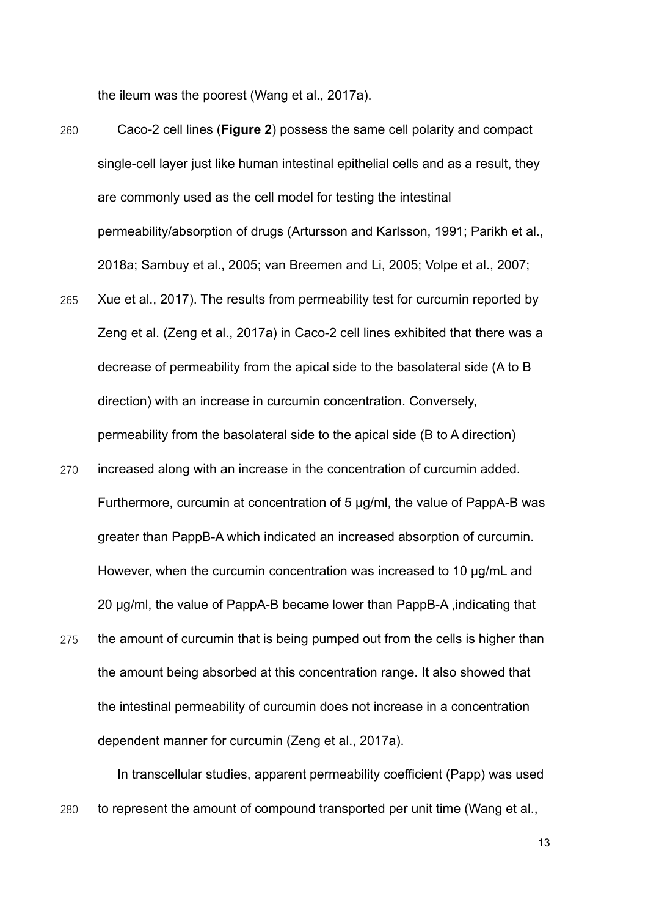the ileum was the poorest (Wang et al., 2017a).

Caco-2 cell lines (**Figure 2**) possess the same cell polarity and compact single-cell layer just like human intestinal epithelial cells and as a result, they are commonly used as the cell model for testing the intestinal permeability/absorption of drugs (Artursson and Karlsson, 1991; Parikh et al., 2018a; Sambuy et al., 2005; van Breemen and Li, 2005; Volpe et al., 2007; Xue et al., 2017). The results from permeability test for curcumin reported by Zeng et al. (Zeng et al., 2017a) in Caco-2 cell lines exhibited that there was a decrease of permeability from the apical side to the basolateral side (A to B direction) with an increase in curcumin concentration. Conversely, permeability from the basolateral side to the apical side (B to A direction) increased along with an increase in the concentration of curcumin added. Furthermore, curcumin at concentration of 5 μg/ml, the value of PappA-B was greater than PappB-A which indicated an increased absorption of curcumin. However, when the curcumin concentration was increased to 10 μg/mL and 20 μg/ml, the value of PappA-B became lower than PappB-A ,indicating that the amount of curcumin that is being pumped out from the cells is higher than the amount being absorbed at this concentration range. It also showed that the intestinal permeability of curcumin does not increase in a concentration dependent manner for curcumin (Zeng et al., 2017a).

In transcellular studies, apparent permeability coefficient (Papp) was used to represent the amount of compound transported per unit time (Wang et al.,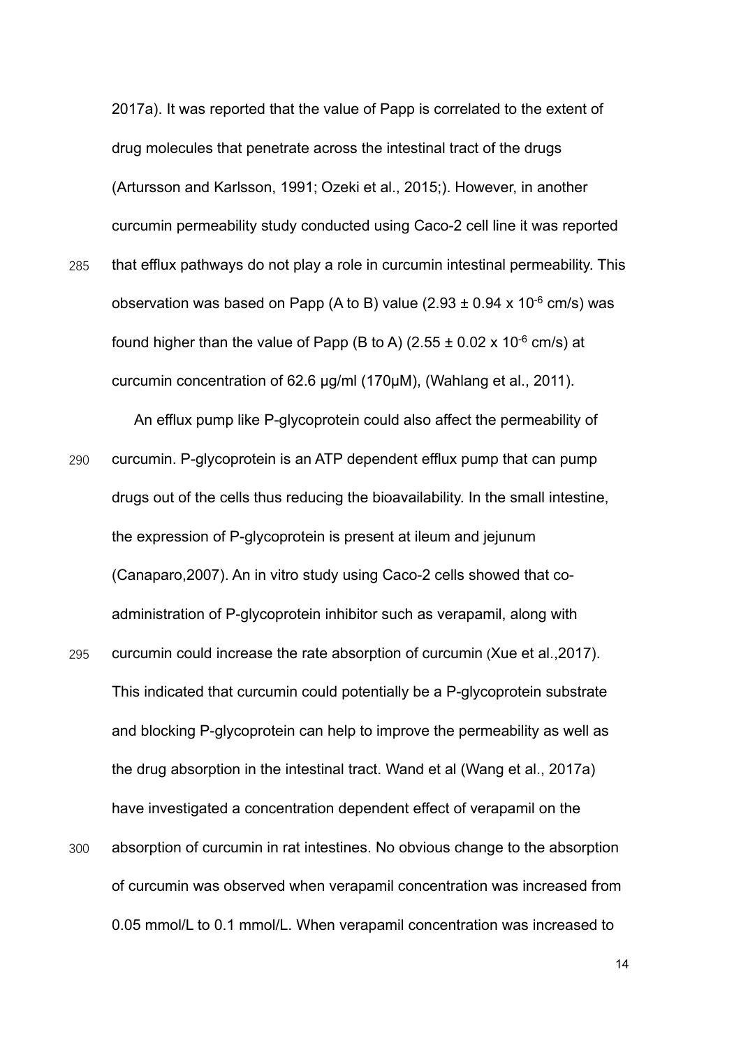2017a). It was reported that the value of Papp is correlated to the extent of drug molecules that penetrate across the intestinal tract of the drugs (Artursson and Karlsson, 1991; Ozeki et al., 2015;). However, in another curcumin permeability study conducted using Caco-2 cell line it was reported that efflux pathways do not play a role in curcumin intestinal permeability. This observation was based on Papp (A to B) value ($2.93 \pm 0.94 \times 10^{-6}$ cm/s) was found higher than the value of Papp (B to A) ($2.55 \pm 0.02 \times 10^{-6}$ cm/s) at curcumin concentration of 62.6 µg/ml (170µM), (Wahlang et al., 2011).

An efflux pump like P-glycoprotein could also affect the permeability of curcumin. P-glycoprotein is an ATP dependent efflux pump that can pump drugs out of the cells thus reducing the bioavailability. In the small intestine, the expression of P-glycoprotein is present at ileum and jejunum (Canaparo,2007). An in vitro study using Caco-2 cells showed that co-administration of P-glycoprotein inhibitor such as verapamil, along with curcumin could increase the rate absorption of curcumin (Xue et al.,2017). This indicated that curcumin could potentially be a P-glycoprotein substrate and blocking P-glycoprotein can help to improve the permeability as well as the drug absorption in the intestinal tract. Wand et al (Wang et al., 2017a) have investigated a concentration dependent effect of verapamil on the absorption of curcumin in rat intestines. No obvious change to the absorption of curcumin was observed when verapamil concentration was increased from 0.05 mmol/L to 0.1 mmol/L. When verapamil concentration was increased to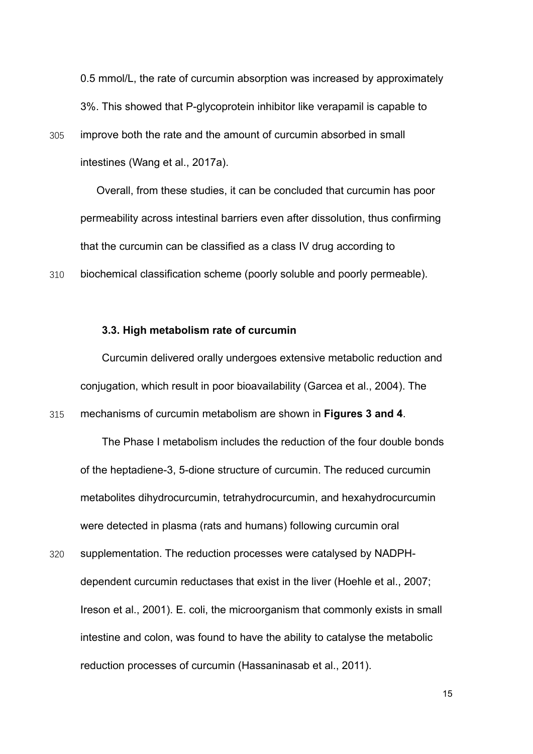0.5 mmol/L, the rate of curcumin absorption was increased by approximately 3%. This showed that P-glycoprotein inhibitor like verapamil is capable to improve both the rate and the amount of curcumin absorbed in small intestines (Wang et al., 2017a).

Overall, from these studies, it can be concluded that curcumin has poor permeability across intestinal barriers even after dissolution, thus confirming that the curcumin can be classified as a class IV drug according to biochemical classification scheme (poorly soluble and poorly permeable).

### 3.3. High metabolism rate of curcumin

Curcumin delivered orally undergoes extensive metabolic reduction and conjugation, which result in poor bioavailability (Garcea et al., 2004). The mechanisms of curcumin metabolism are shown in **Figures 3 and 4**.

The Phase I metabolism includes the reduction of the four double bonds of the heptadiene-3, 5-dione structure of curcumin. The reduced curcumin metabolites dihydrocurcumin, tetrahydrocurcumin, and hexahydrocurcumin were detected in plasma (rats and humans) following curcumin oral supplementation. The reduction processes were catalysed by NADPH-dependent curcumin reductases that exist in the liver (Hoehle et al., 2007; Ireson et al., 2001). E. coli, the microorganism that commonly exists in small intestine and colon, was found to have the ability to catalyse the metabolic reduction processes of curcumin (Hassaninasab et al., 2011).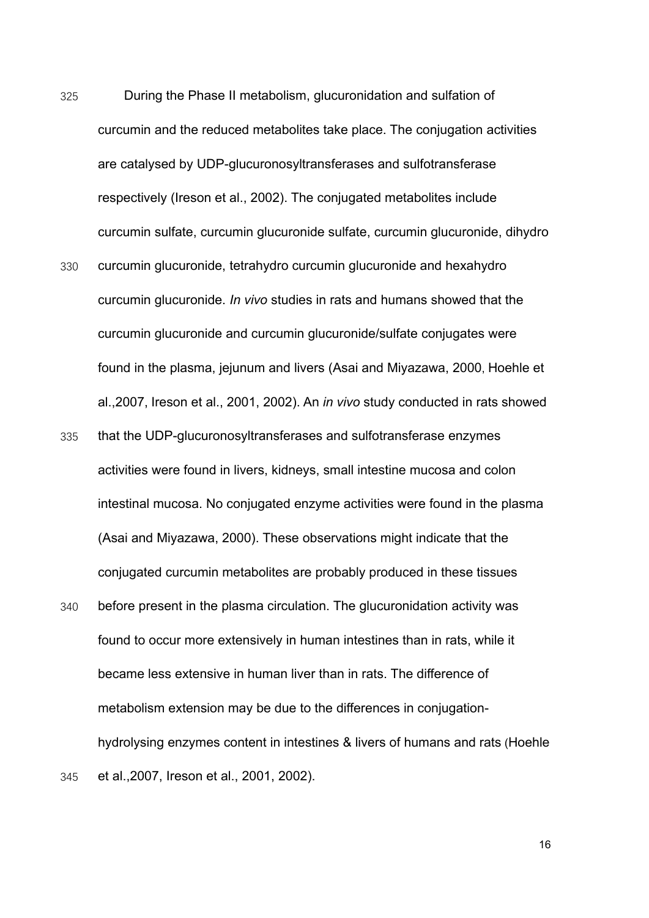During the Phase II metabolism, glucuronidation and sulfation of curcumin and the reduced metabolites take place. The conjugation activities are catalysed by UDP-glucuronosyltransferases and sulfotransferase respectively (Ireson et al., 2002). The conjugated metabolites include curcumin sulfate, curcumin glucuronide sulfate, curcumin glucuronide, dihydro curcumin glucuronide, tetrahydro curcumin glucuronide and hexahydro curcumin glucuronide. *In vivo* studies in rats and humans showed that the curcumin glucuronide and curcumin glucuronide/sulfate conjugates were found in the plasma, jejunum and livers (Asai and Miyazawa, 2000, Hoehle et al.,2007, Ireson et al., 2001, 2002). An *in vivo* study conducted in rats showed that the UDP-glucuronosyltransferases and sulfotransferase enzymes activities were found in livers, kidneys, small intestine mucosa and colon intestinal mucosa. No conjugated enzyme activities were found in the plasma (Asai and Miyazawa, 2000). These observations might indicate that the conjugated curcumin metabolites are probably produced in these tissues before present in the plasma circulation. The glucuronidation activity was found to occur more extensively in human intestines than in rats, while it became less extensive in human liver than in rats. The difference of metabolism extension may be due to the differences in conjugation-hydrolysing enzymes content in intestines & livers of humans and rats (Hoehle et al.,2007, Ireson et al., 2001, 2002).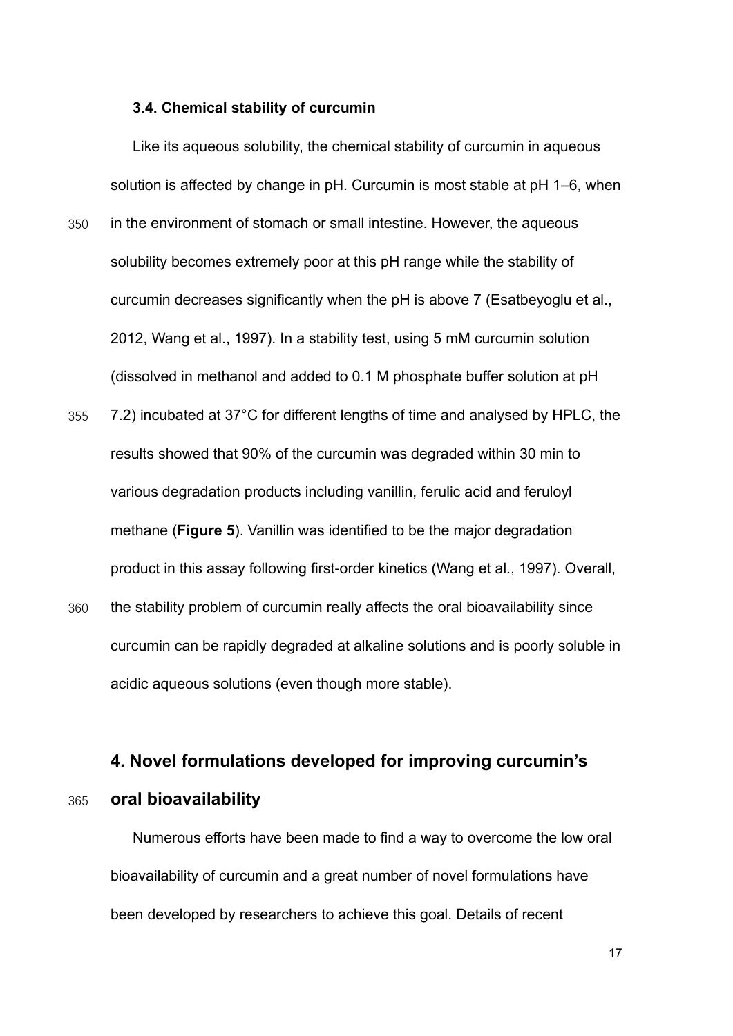### 3.4. Chemical stability of curcumin

Like its aqueous solubility, the chemical stability of curcumin in aqueous solution is affected by change in pH. Curcumin is most stable at pH 1–6, when in the environment of stomach or small intestine. However, the aqueous solubility becomes extremely poor at this pH range while the stability of curcumin decreases significantly when the pH is above 7 (Esatbeyoglu et al., 2012, Wang et al., 1997). In a stability test, using 5 mM curcumin solution (dissolved in methanol and added to 0.1 M phosphate buffer solution at pH 7.2) incubated at 37°C for different lengths of time and analysed by HPLC, the results showed that 90% of the curcumin was degraded within 30 min to various degradation products including vanillin, ferulic acid and feruloyl methane (**Figure 5**). Vanillin was identified to be the major degradation product in this assay following first-order kinetics (Wang et al., 1997). Overall, the stability problem of curcumin really affects the oral bioavailability since curcumin can be rapidly degraded at alkaline solutions and is poorly soluble in acidic aqueous solutions (even though more stable).

## 4. Novel formulations developed for improving curcumin's oral bioavailability

Numerous efforts have been made to find a way to overcome the low oral bioavailability of curcumin and a great number of novel formulations have been developed by researchers to achieve this goal. Details of recent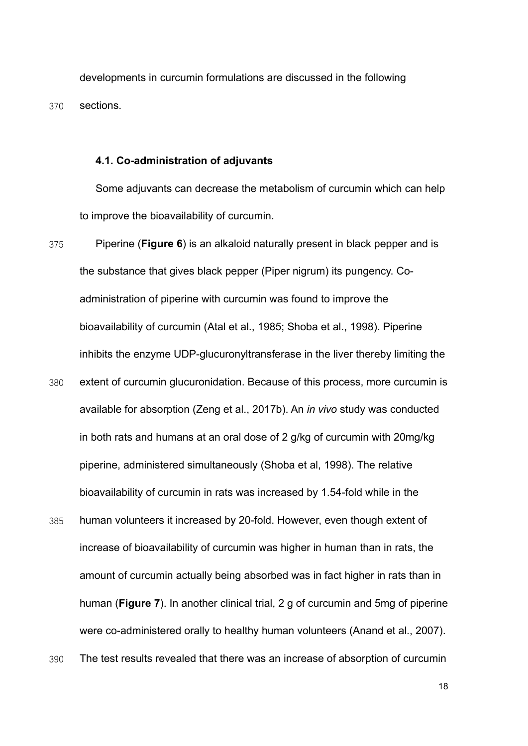developments in curcumin formulations are discussed in the following sections.

### 4.1. Co-administration of adjuvants

Some adjuvants can decrease the metabolism of curcumin which can help to improve the bioavailability of curcumin.

Piperine (**Figure 6**) is an alkaloid naturally present in black pepper and is the substance that gives black pepper (Piper nigrum) its pungency. Co-administration of piperine with curcumin was found to improve the bioavailability of curcumin (Atal et al., 1985; Shoba et al., 1998). Piperine inhibits the enzyme UDP-glucuronyltransferase in the liver thereby limiting the extent of curcumin glucuronidation. Because of this process, more curcumin is available for absorption (Zeng et al., 2017b). An *in vivo* study was conducted in both rats and humans at an oral dose of 2 g/kg of curcumin with 20mg/kg piperine, administered simultaneously (Shoba et al, 1998). The relative bioavailability of curcumin in rats was increased by 1.54-fold while in the human volunteers it increased by 20-fold. However, even though extent of increase of bioavailability of curcumin was higher in human than in rats, the amount of curcumin actually being absorbed was in fact higher in rats than in human (**Figure 7**). In another clinical trial, 2 g of curcumin and 5mg of piperine were co-administered orally to healthy human volunteers (Anand et al., 2007). The test results revealed that there was an increase of absorption of curcumin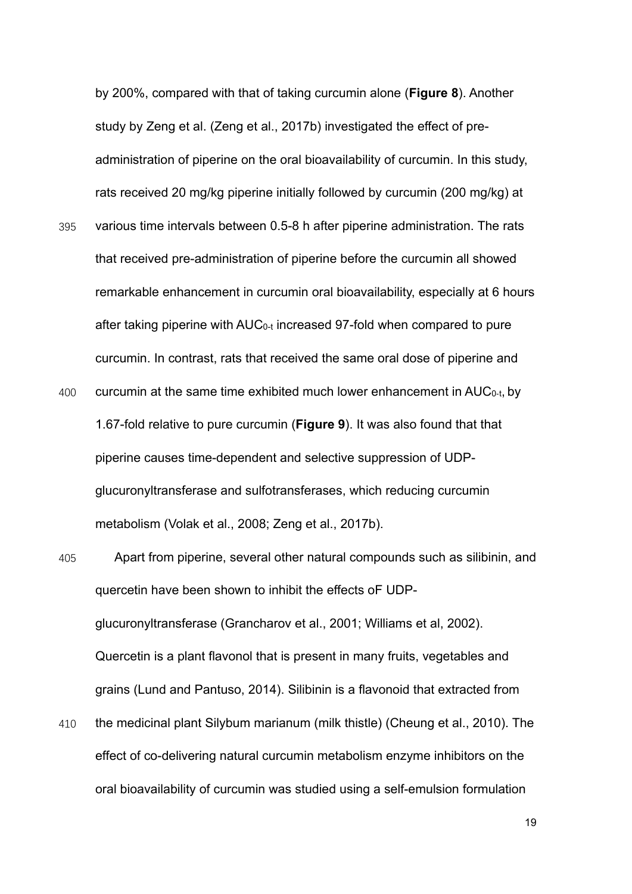by 200%, compared with that of taking curcumin alone (**Figure 8**). Another study by Zeng et al. (Zeng et al., 2017b) investigated the effect of pre-administration of piperine on the oral bioavailability of curcumin. In this study, rats received 20 mg/kg piperine initially followed by curcumin (200 mg/kg) at various time intervals between 0.5-8 h after piperine administration. The rats that received pre-administration of piperine before the curcumin all showed remarkable enhancement in curcumin oral bioavailability, especially at 6 hours after taking piperine with $AUC_{0\text{-}t}$ increased 97-fold when compared to pure curcumin. In contrast, rats that received the same oral dose of piperine and curcumin at the same time exhibited much lower enhancement in $AUC_{0\text{-}t}$, by 1.67-fold relative to pure curcumin (**Figure 9**). It was also found that that piperine causes time-dependent and selective suppression of UDP-glucuronyltransferase and sulfotransferases, which reducing curcumin metabolism (Volak et al., 2008; Zeng et al., 2017b).

Apart from piperine, several other natural compounds such as silibinin, and quercetin have been shown to inhibit the effects oF UDP-glucuronyltransferase (Grancharov et al., 2001; Williams et al, 2002). Quercetin is a plant flavonol that is present in many fruits, vegetables and grains (Lund and Pantuso, 2014). Silibinin is a flavonoid that extracted from the medicinal plant Silybum marianum (milk thistle) (Cheung et al., 2010). The effect of co-delivering natural curcumin metabolism enzyme inhibitors on the oral bioavailability of curcumin was studied using a self-emulsion formulation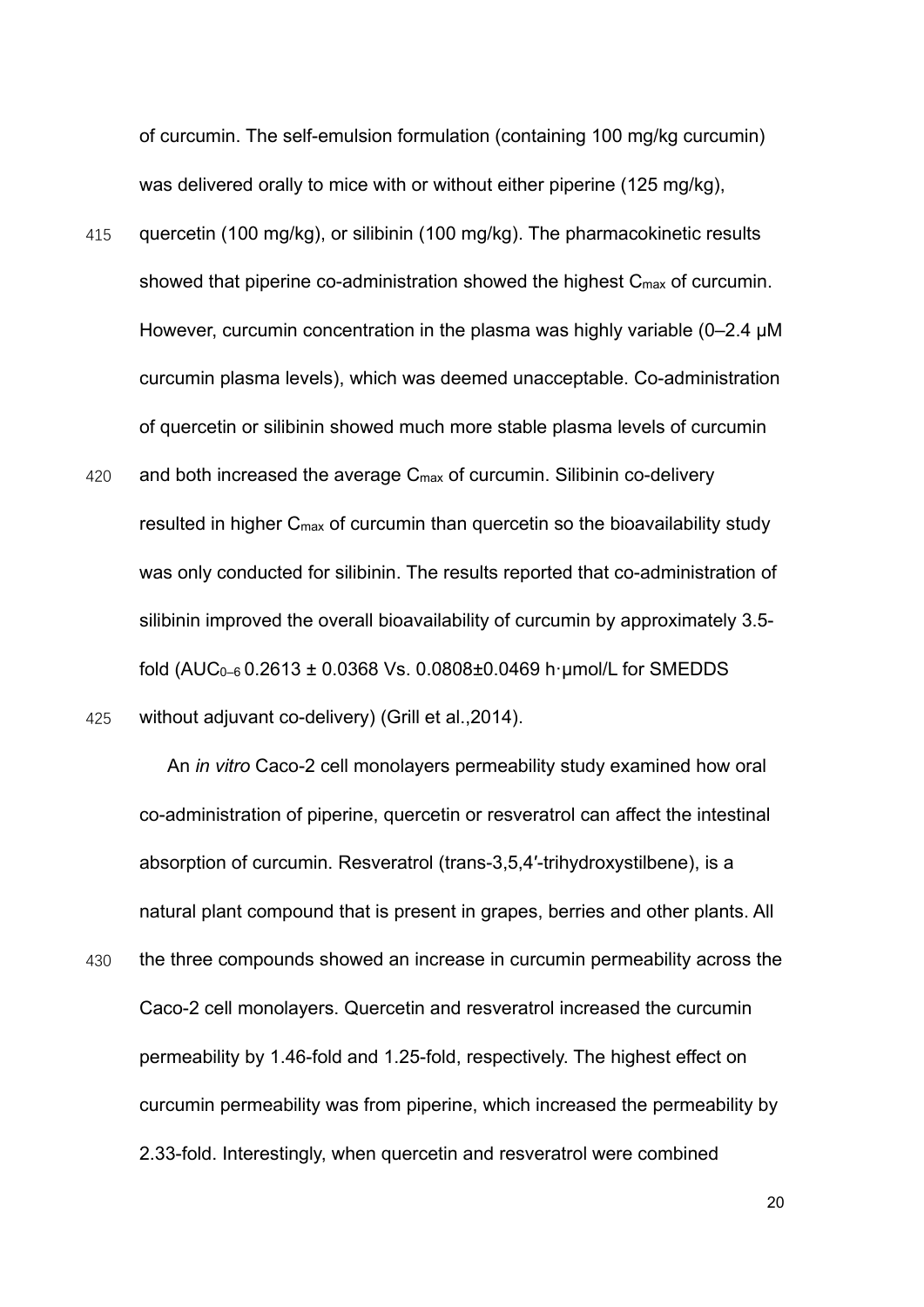of curcumin. The self-emulsion formulation (containing 100 mg/kg curcumin) was delivered orally to mice with or without either piperine (125 mg/kg), quercetin (100 mg/kg), or silibinin (100 mg/kg). The pharmacokinetic results showed that piperine co-administration showed the highest $C_{max}$ of curcumin. However, curcumin concentration in the plasma was highly variable (0–2.4 μM curcumin plasma levels), which was deemed unacceptable. Co-administration of quercetin or silibinin showed much more stable plasma levels of curcumin and both increased the average $C_{max}$ of curcumin. Silibinin co-delivery resulted in higher $C_{max}$ of curcumin than quercetin so the bioavailability study was only conducted for silibinin. The results reported that co-administration of silibinin improved the overall bioavailability of curcumin by approximately 3.5-fold ($AUC_{0–6}$ 0.2613 ± 0.0368 Vs. 0.0808±0.0469 h·μmol/L for SMEDDS without adjuvant co-delivery) (Grill et al.,2014).

An *in vitro* Caco-2 cell monolayers permeability study examined how oral co-administration of piperine, quercetin or resveratrol can affect the intestinal absorption of curcumin. Resveratrol (trans-3,5,4′-trihydroxystilbene), is a natural plant compound that is present in grapes, berries and other plants. All the three compounds showed an increase in curcumin permeability across the Caco-2 cell monolayers. Quercetin and resveratrol increased the curcumin permeability by 1.46-fold and 1.25-fold, respectively. The highest effect on curcumin permeability was from piperine, which increased the permeability by 2.33-fold. Interestingly, when quercetin and resveratrol were combined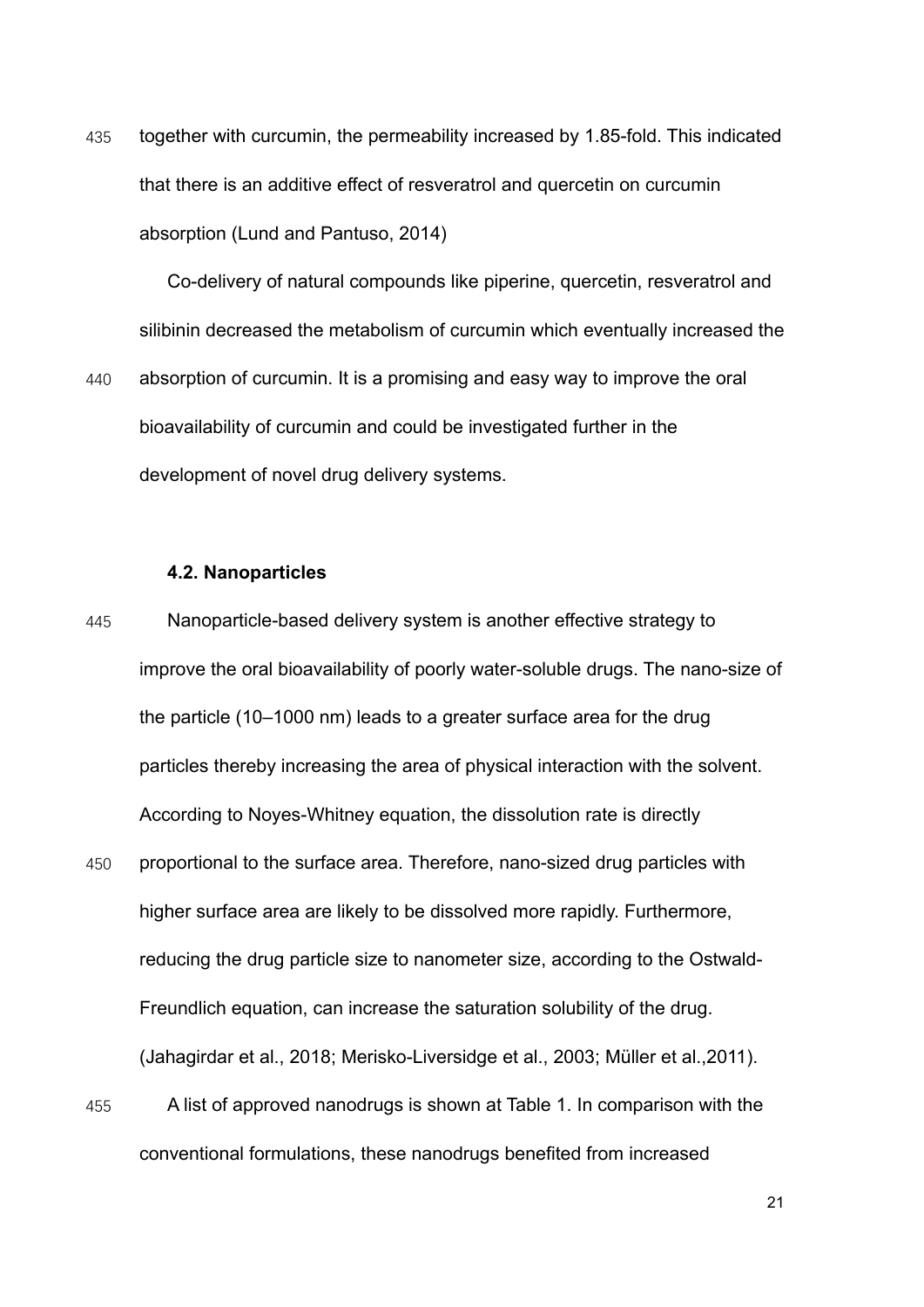together with curcumin, the permeability increased by 1.85-fold. This indicated that there is an additive effect of resveratrol and quercetin on curcumin absorption (Lund and Pantuso, 2014)

Co-delivery of natural compounds like piperine, quercetin, resveratrol and silibinin decreased the metabolism of curcumin which eventually increased the absorption of curcumin. It is a promising and easy way to improve the oral bioavailability of curcumin and could be investigated further in the development of novel drug delivery systems.

### 4.2. Nanoparticles

Nanoparticle-based delivery system is another effective strategy to improve the oral bioavailability of poorly water-soluble drugs. The nano-size of the particle (10–1000 nm) leads to a greater surface area for the drug particles thereby increasing the area of physical interaction with the solvent. According to Noyes-Whitney equation, the dissolution rate is directly proportional to the surface area. Therefore, nano-sized drug particles with higher surface area are likely to be dissolved more rapidly. Furthermore, reducing the drug particle size to nanometer size, according to the Ostwald-Freundlich equation, can increase the saturation solubility of the drug. (Jahagirdar et al., 2018; Merisko-Liversidge et al., 2003; Müller et al.,2011).

A list of approved nanodrugs is shown at Table 1. In comparison with the conventional formulations, these nanodrugs benefited from increased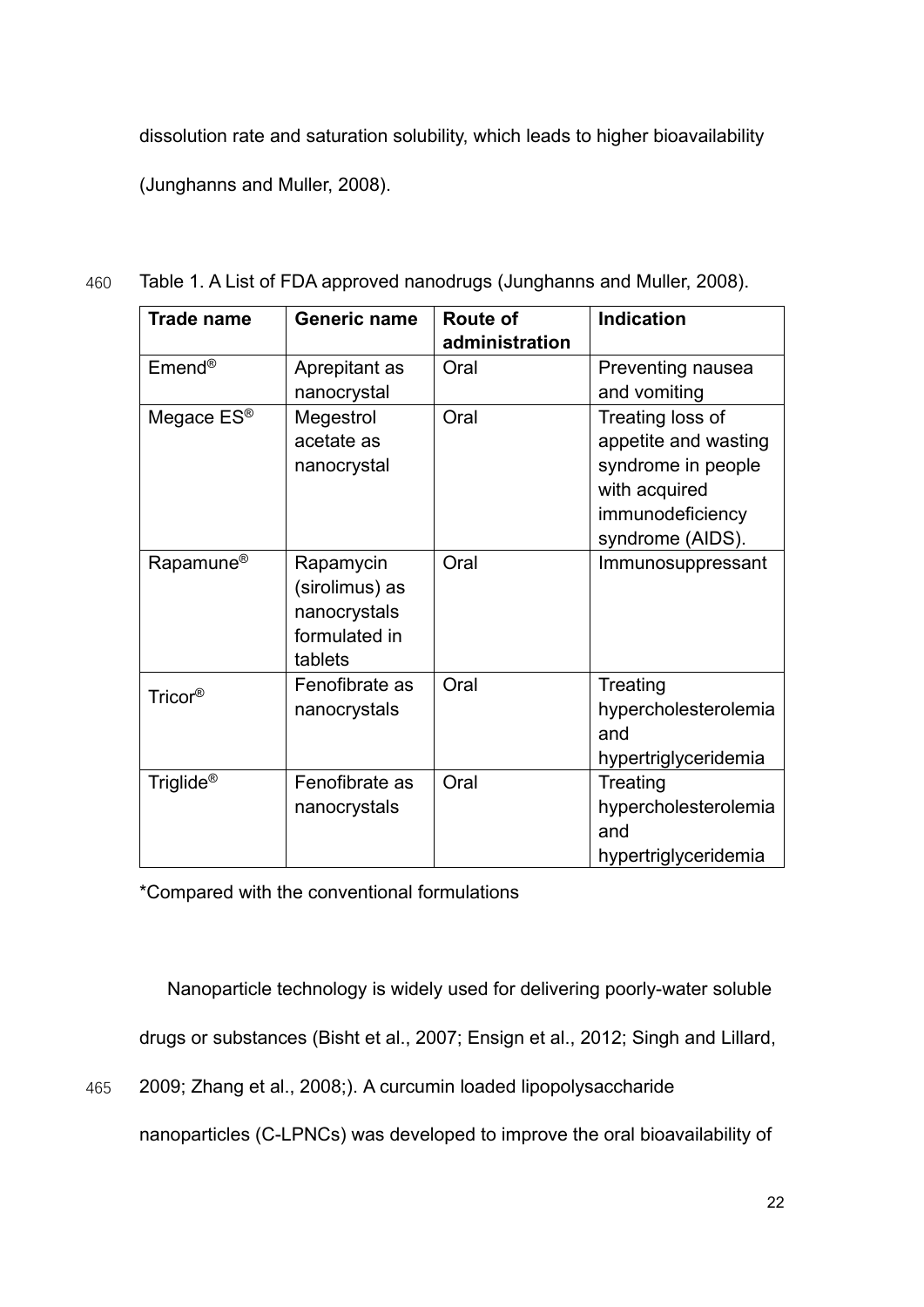dissolution rate and saturation solubility, which leads to higher bioavailability (Junghanns and Muller, 2008).

Table 1. A List of FDA approved nanodrugs (Junghanns and Muller, 2008).

| Trade name | Generic name | Route of administration | Indication |
|---|---|---|---|
| Emend® | Aprepitant as nanocrystal | Oral | Preventing nausea and vomiting |
| Megace ES® | Megestrol acetate as nanocrystal | Oral | Treating loss of appetite and wasting syndrome in people with acquired immunodeficiency syndrome (AIDS). |
| Rapamune® | Rapamycin (sirolimus) as nanocrystals formulated in tablets | Oral | Immunosuppressant |
| Tricor® | Fenofibrate as nanocrystals | Oral | Treating hypercholesterolemia and hypertriglyceridemia |
| Triglide® | Fenofibrate as nanocrystals | Oral | Treating hypercholesterolemia and hypertriglyceridemia |

*Compared with the conventional formulations

Nanoparticle technology is widely used for delivering poorly-water soluble drugs or substances (Bisht et al., 2007; Ensign et al., 2012; Singh and Lillard, 2009; Zhang et al., 2008;). A curcumin loaded lipopolysaccharide nanoparticles (C-LPNCs) was developed to improve the oral bioavailability of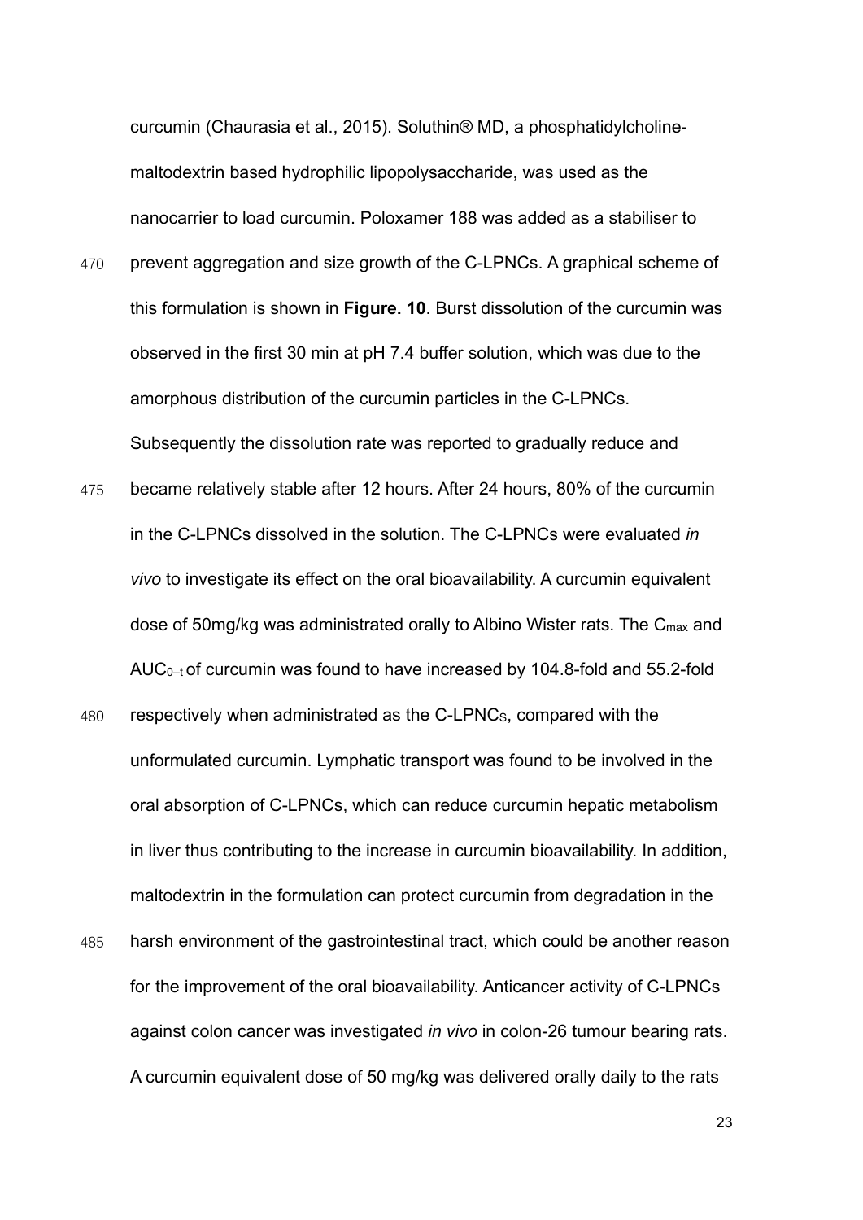curcumin (Chaurasia et al., 2015). Soluthin® MD, a phosphatidylcholine-maltodextrin based hydrophilic lipopolysaccharide, was used as the nanocarrier to load curcumin. Poloxamer 188 was added as a stabiliser to prevent aggregation and size growth of the C-LPNCs. A graphical scheme of this formulation is shown in **Figure. 10**. Burst dissolution of the curcumin was observed in the first 30 min at pH 7.4 buffer solution, which was due to the amorphous distribution of the curcumin particles in the C-LPNCs. Subsequently the dissolution rate was reported to gradually reduce and became relatively stable after 12 hours. After 24 hours, 80% of the curcumin in the C-LPNCs dissolved in the solution. The C-LPNCs were evaluated *in vivo* to investigate its effect on the oral bioavailability. A curcumin equivalent dose of 50mg/kg was administrated orally to Albino Wister rats. The $C_{max}$ and $AUC_{0-t}$ of curcumin was found to have increased by 104.8-fold and 55.2-fold respectively when administrated as the C-LPNC$_S$, compared with the unformulated curcumin. Lymphatic transport was found to be involved in the oral absorption of C-LPNCs, which can reduce curcumin hepatic metabolism in liver thus contributing to the increase in curcumin bioavailability. In addition, maltodextrin in the formulation can protect curcumin from degradation in the harsh environment of the gastrointestinal tract, which could be another reason for the improvement of the oral bioavailability. Anticancer activity of C-LPNCs against colon cancer was investigated *in vivo* in colon-26 tumour bearing rats. A curcumin equivalent dose of 50 mg/kg was delivered orally daily to the rats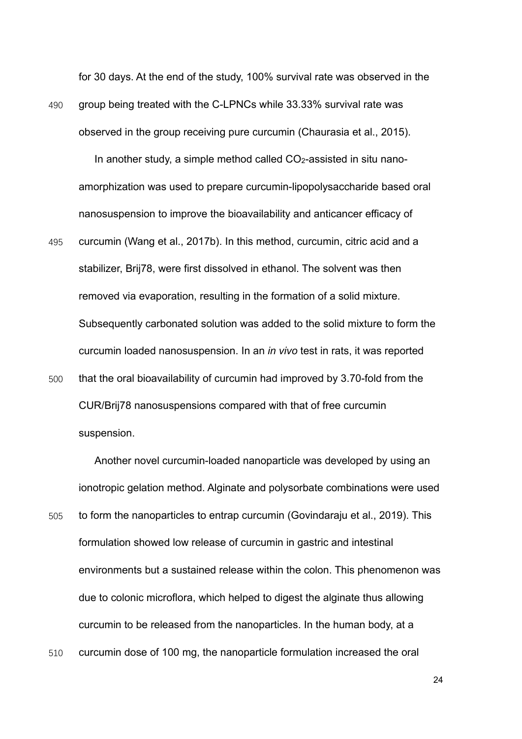for 30 days. At the end of the study, 100% survival rate was observed in the group being treated with the C-LPNCs while 33.33% survival rate was observed in the group receiving pure curcumin (Chaurasia et al., 2015).

In another study, a simple method called $CO_2$-assisted in situ nano-amorphization was used to prepare curcumin-lipopolysaccharide based oral nanosuspension to improve the bioavailability and anticancer efficacy of curcumin (Wang et al., 2017b). In this method, curcumin, citric acid and a stabilizer, Brij78, were first dissolved in ethanol. The solvent was then removed via evaporation, resulting in the formation of a solid mixture. Subsequently carbonated solution was added to the solid mixture to form the curcumin loaded nanosuspension. In an *in vivo* test in rats, it was reported that the oral bioavailability of curcumin had improved by 3.70-fold from the CUR/Brij78 nanosuspensions compared with that of free curcumin suspension.

Another novel curcumin-loaded nanoparticle was developed by using an ionotropic gelation method. Alginate and polysorbate combinations were used to form the nanoparticles to entrap curcumin (Govindaraju et al., 2019). This formulation showed low release of curcumin in gastric and intestinal environments but a sustained release within the colon. This phenomenon was due to colonic microflora, which helped to digest the alginate thus allowing curcumin to be released from the nanoparticles. In the human body, at a curcumin dose of 100 mg, the nanoparticle formulation increased the oral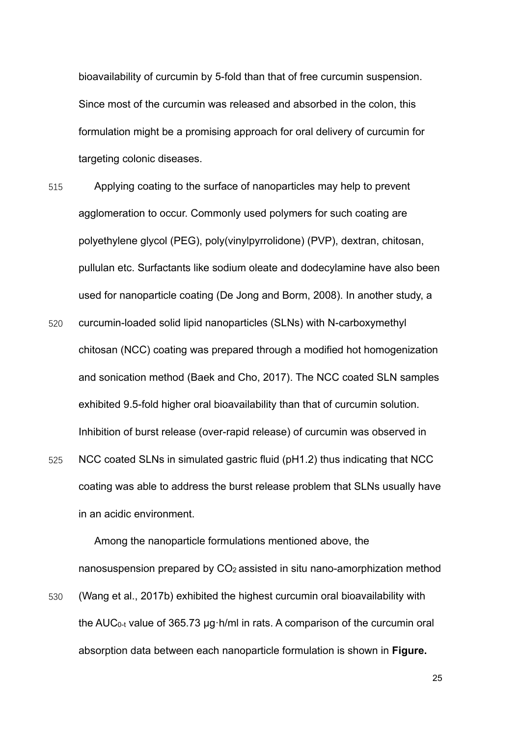bioavailability of curcumin by 5-fold than that of free curcumin suspension. Since most of the curcumin was released and absorbed in the colon, this formulation might be a promising approach for oral delivery of curcumin for targeting colonic diseases.

Applying coating to the surface of nanoparticles may help to prevent agglomeration to occur. Commonly used polymers for such coating are polyethylene glycol (PEG), poly(vinylpyrrolidone) (PVP), dextran, chitosan, pullulan etc. Surfactants like sodium oleate and dodecylamine have also been used for nanoparticle coating (De Jong and Borm, 2008). In another study, a curcumin-loaded solid lipid nanoparticles (SLNs) with N-carboxymethyl chitosan (NCC) coating was prepared through a modified hot homogenization and sonication method (Baek and Cho, 2017). The NCC coated SLN samples exhibited 9.5-fold higher oral bioavailability than that of curcumin solution. Inhibition of burst release (over-rapid release) of curcumin was observed in NCC coated SLNs in simulated gastric fluid (pH1.2) thus indicating that NCC coating was able to address the burst release problem that SLNs usually have in an acidic environment.

Among the nanoparticle formulations mentioned above, the nanosuspension prepared by $CO_2$ assisted in situ nano-amorphization method (Wang et al., 2017b) exhibited the highest curcumin oral bioavailability with the $AUC_{0\text{-}t}$ value of 365.73 μg·h/ml in rats. A comparison of the curcumin oral absorption data between each nanoparticle formulation is shown in **Figure.**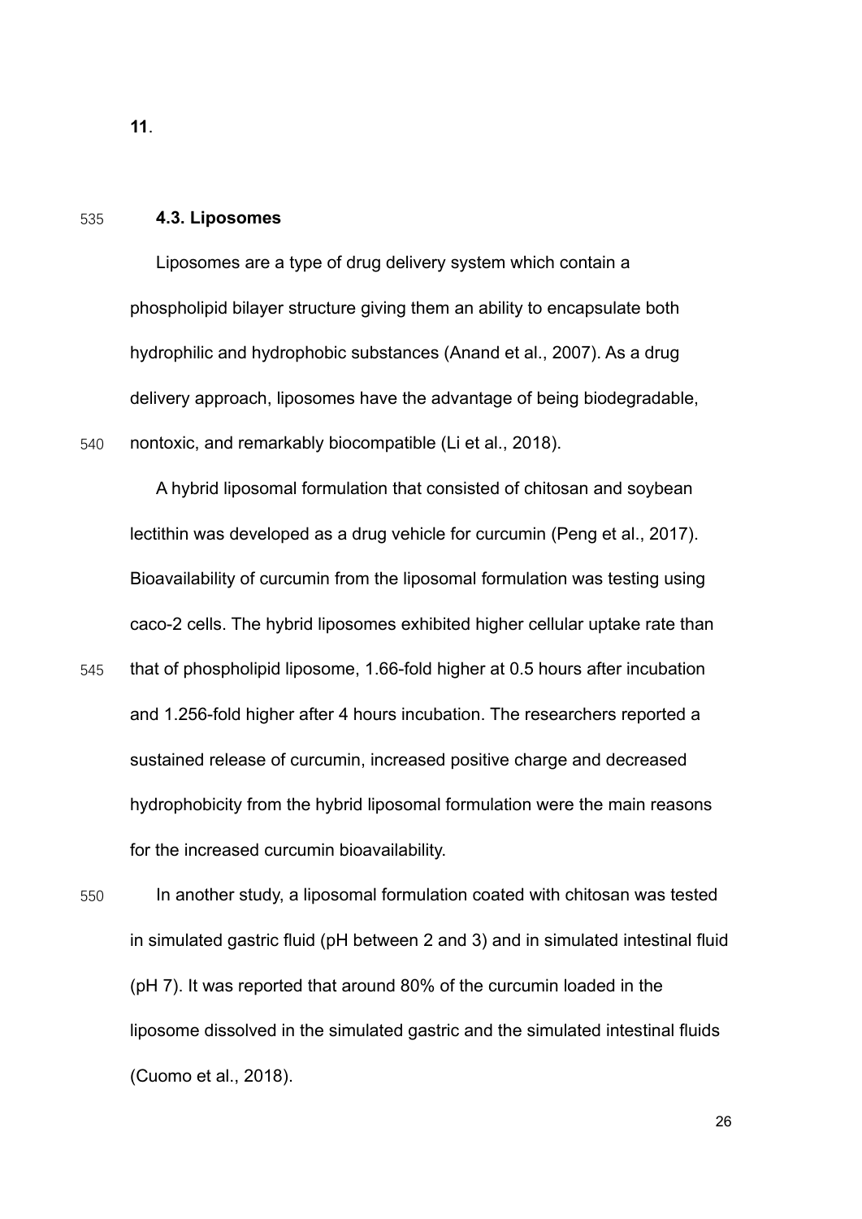**11**.

### 4.3. Liposomes

Liposomes are a type of drug delivery system which contain a phospholipid bilayer structure giving them an ability to encapsulate both hydrophilic and hydrophobic substances (Anand et al., 2007). As a drug delivery approach, liposomes have the advantage of being biodegradable, nontoxic, and remarkably biocompatible (Li et al., 2018).

A hybrid liposomal formulation that consisted of chitosan and soybean lectithin was developed as a drug vehicle for curcumin (Peng et al., 2017). Bioavailability of curcumin from the liposomal formulation was testing using caco-2 cells. The hybrid liposomes exhibited higher cellular uptake rate than that of phospholipid liposome, 1.66-fold higher at 0.5 hours after incubation and 1.256-fold higher after 4 hours incubation. The researchers reported a sustained release of curcumin, increased positive charge and decreased hydrophobicity from the hybrid liposomal formulation were the main reasons for the increased curcumin bioavailability.

In another study, a liposomal formulation coated with chitosan was tested in simulated gastric fluid (pH between 2 and 3) and in simulated intestinal fluid (pH 7). It was reported that around 80% of the curcumin loaded in the liposome dissolved in the simulated gastric and the simulated intestinal fluids (Cuomo et al., 2018).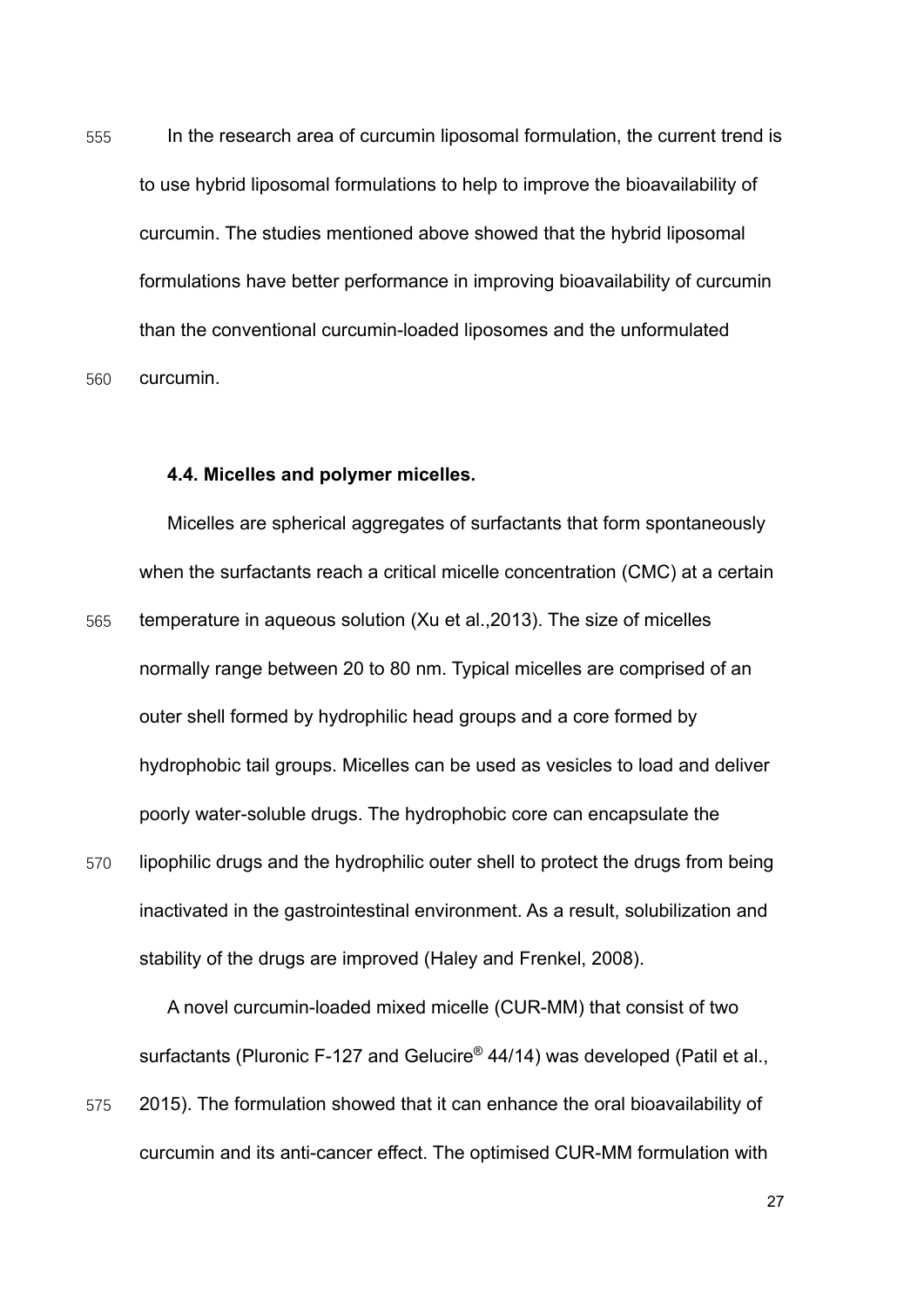In the research area of curcumin liposomal formulation, the current trend is to use hybrid liposomal formulations to help to improve the bioavailability of curcumin. The studies mentioned above showed that the hybrid liposomal formulations have better performance in improving bioavailability of curcumin than the conventional curcumin-loaded liposomes and the unformulated curcumin.

### 4.4. Micelles and polymer micelles.

Micelles are spherical aggregates of surfactants that form spontaneously when the surfactants reach a critical micelle concentration (CMC) at a certain temperature in aqueous solution (Xu et al.,2013). The size of micelles normally range between 20 to 80 nm. Typical micelles are comprised of an outer shell formed by hydrophilic head groups and a core formed by hydrophobic tail groups. Micelles can be used as vesicles to load and deliver poorly water-soluble drugs. The hydrophobic core can encapsulate the lipophilic drugs and the hydrophilic outer shell to protect the drugs from being inactivated in the gastrointestinal environment. As a result, solubilization and stability of the drugs are improved (Haley and Frenkel, 2008).

A novel curcumin-loaded mixed micelle (CUR-MM) that consist of two surfactants (Pluronic F-127 and Gelucire® 44/14) was developed (Patil et al., 2015). The formulation showed that it can enhance the oral bioavailability of curcumin and its anti-cancer effect. The optimised CUR-MM formulation with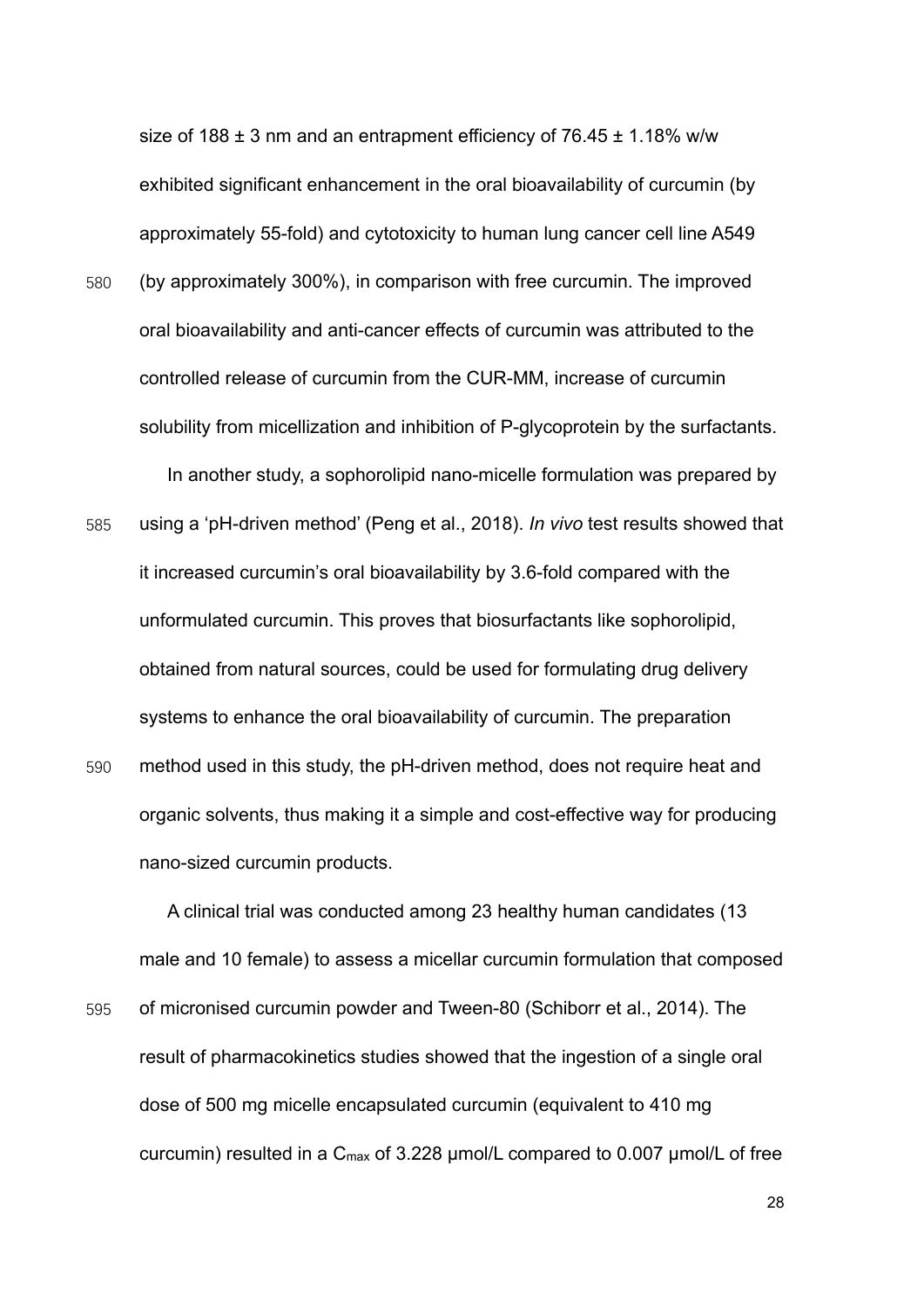size of 188 ± 3 nm and an entrapment efficiency of 76.45 ± 1.18% w/w exhibited significant enhancement in the oral bioavailability of curcumin (by approximately 55-fold) and cytotoxicity to human lung cancer cell line A549 (by approximately 300%), in comparison with free curcumin. The improved oral bioavailability and anti-cancer effects of curcumin was attributed to the controlled release of curcumin from the CUR-MM, increase of curcumin solubility from micellization and inhibition of P-glycoprotein by the surfactants.

In another study, a sophorolipid nano-micelle formulation was prepared by using a 'pH-driven method' (Peng et al., 2018). *In vivo* test results showed that it increased curcumin's oral bioavailability by 3.6-fold compared with the unformulated curcumin. This proves that biosurfactants like sophorolipid, obtained from natural sources, could be used for formulating drug delivery systems to enhance the oral bioavailability of curcumin. The preparation method used in this study, the pH-driven method, does not require heat and organic solvents, thus making it a simple and cost-effective way for producing nano-sized curcumin products.

A clinical trial was conducted among 23 healthy human candidates (13 male and 10 female) to assess a micellar curcumin formulation that composed of micronised curcumin powder and Tween-80 (Schiborr et al., 2014). The result of pharmacokinetics studies showed that the ingestion of a single oral dose of 500 mg micelle encapsulated curcumin (equivalent to 410 mg curcumin) resulted in a $C_{max}$ of 3.228 μmol/L compared to 0.007 μmol/L of free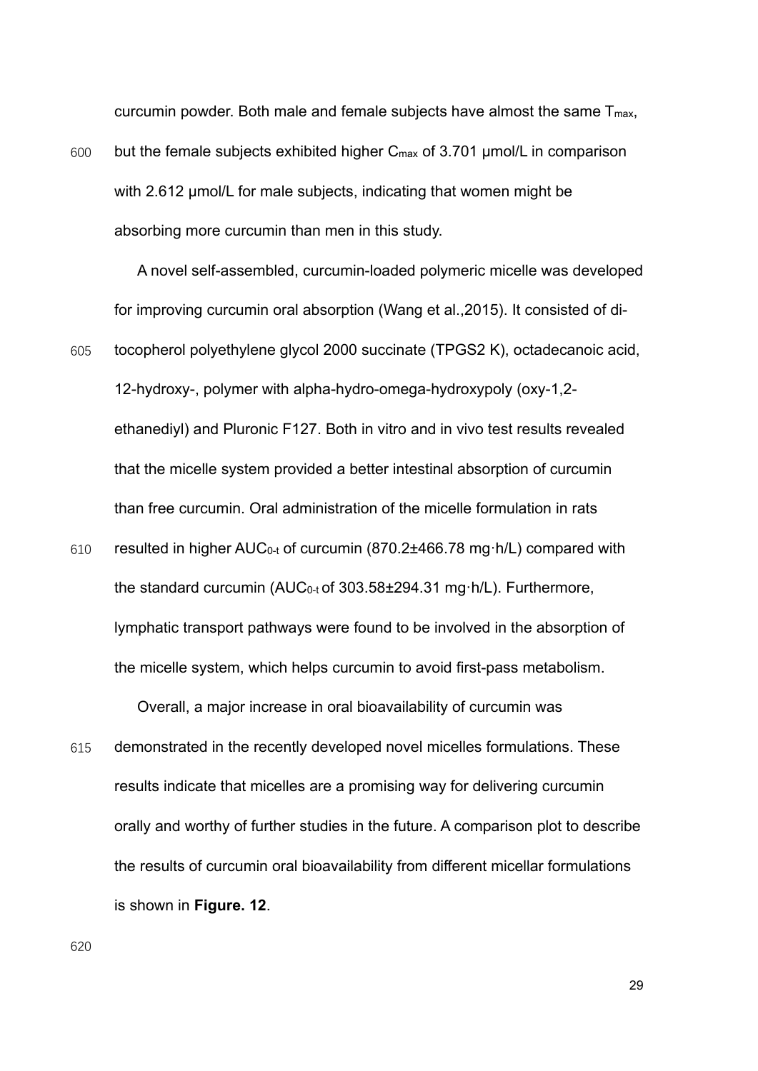curcumin powder. Both male and female subjects have almost the same $T_{max}$, but the female subjects exhibited higher $C_{max}$ of 3.701 μmol/L in comparison with 2.612 μmol/L for male subjects, indicating that women might be absorbing more curcumin than men in this study.

A novel self-assembled, curcumin-loaded polymeric micelle was developed for improving curcumin oral absorption (Wang et al.,2015). It consisted of di-tocopherol polyethylene glycol 2000 succinate (TPGS2 K), octadecanoic acid, 12-hydroxy-, polymer with alpha-hydro-omega-hydroxypoly (oxy-1,2-ethanediyl) and Pluronic F127. Both in vitro and in vivo test results revealed that the micelle system provided a better intestinal absorption of curcumin than free curcumin. Oral administration of the micelle formulation in rats resulted in higher $AUC_{0\text{-}t}$ of curcumin (870.2±466.78 mg·h/L) compared with the standard curcumin ($AUC_{0\text{-}t}$ of 303.58±294.31 mg·h/L). Furthermore, lymphatic transport pathways were found to be involved in the absorption of the micelle system, which helps curcumin to avoid first-pass metabolism.

Overall, a major increase in oral bioavailability of curcumin was demonstrated in the recently developed novel micelles formulations. These results indicate that micelles are a promising way for delivering curcumin orally and worthy of further studies in the future. A comparison plot to describe the results of curcumin oral bioavailability from different micellar formulations is shown in **Figure. 12**.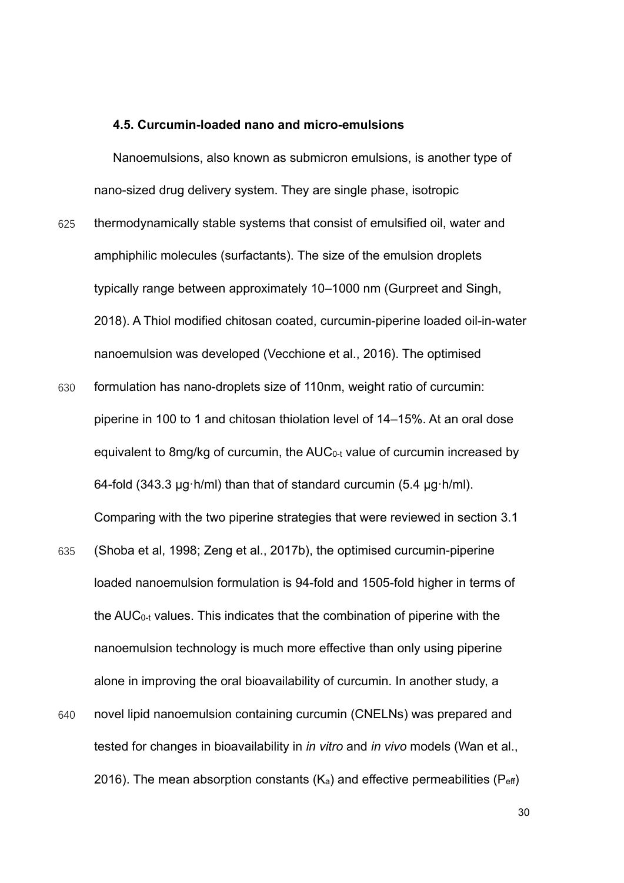### 4.5. Curcumin-loaded nano and micro-emulsions

Nanoemulsions, also known as submicron emulsions, is another type of nano-sized drug delivery system. They are single phase, isotropic thermodynamically stable systems that consist of emulsified oil, water and amphiphilic molecules (surfactants). The size of the emulsion droplets typically range between approximately 10–1000 nm (Gurpreet and Singh, 2018). A Thiol modified chitosan coated, curcumin-piperine loaded oil-in-water nanoemulsion was developed (Vecchione et al., 2016). The optimised formulation has nano-droplets size of 110nm, weight ratio of curcumin: piperine in 100 to 1 and chitosan thiolation level of 14–15%. At an oral dose equivalent to 8mg/kg of curcumin, the $AUC_{0\text{-}t}$ value of curcumin increased by 64-fold (343.3 μg·h/ml) than that of standard curcumin (5.4 μg·h/ml). Comparing with the two piperine strategies that were reviewed in section 3.1 (Shoba et al, 1998; Zeng et al., 2017b), the optimised curcumin-piperine loaded nanoemulsion formulation is 94-fold and 1505-fold higher in terms of the $AUC_{0\text{-}t}$ values. This indicates that the combination of piperine with the nanoemulsion technology is much more effective than only using piperine alone in improving the oral bioavailability of curcumin. In another study, a novel lipid nanoemulsion containing curcumin (CNELNs) was prepared and tested for changes in bioavailability in *in vitro* and *in vivo* models (Wan et al., 2016). The mean absorption constants ($K_a$) and effective permeabilities ($P_{eff}$)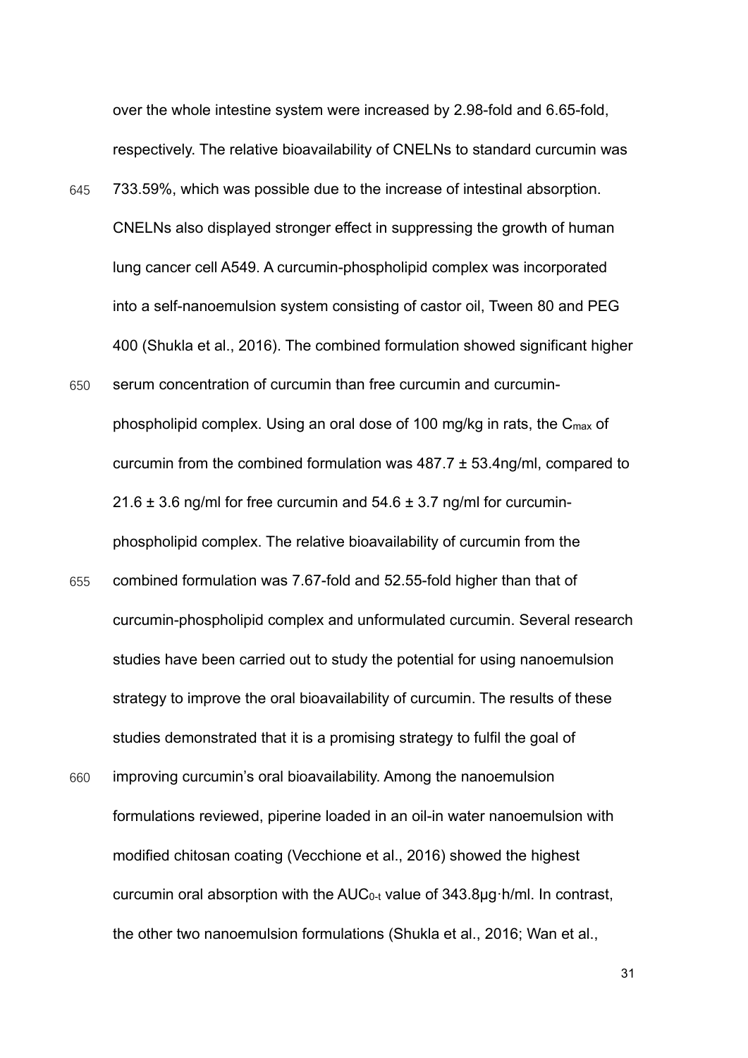over the whole intestine system were increased by 2.98-fold and 6.65-fold, respectively. The relative bioavailability of CNELNs to standard curcumin was 733.59%, which was possible due to the increase of intestinal absorption. CNELNs also displayed stronger effect in suppressing the growth of human lung cancer cell A549. A curcumin-phospholipid complex was incorporated into a self-nanoemulsion system consisting of castor oil, Tween 80 and PEG 400 (Shukla et al., 2016). The combined formulation showed significant higher serum concentration of curcumin than free curcumin and curcumin-phospholipid complex. Using an oral dose of 100 mg/kg in rats, the $C_{max}$ of curcumin from the combined formulation was 487.7 ± 53.4ng/ml, compared to 21.6 ± 3.6 ng/ml for free curcumin and 54.6 ± 3.7 ng/ml for curcumin-phospholipid complex. The relative bioavailability of curcumin from the combined formulation was 7.67-fold and 52.55-fold higher than that of curcumin-phospholipid complex and unformulated curcumin. Several research studies have been carried out to study the potential for using nanoemulsion strategy to improve the oral bioavailability of curcumin. The results of these studies demonstrated that it is a promising strategy to fulfil the goal of improving curcumin's oral bioavailability. Among the nanoemulsion formulations reviewed, piperine loaded in an oil-in water nanoemulsion with modified chitosan coating (Vecchione et al., 2016) showed the highest curcumin oral absorption with the $AUC_{0\text{-}t}$ value of 343.8μg·h/ml. In contrast, the other two nanoemulsion formulations (Shukla et al., 2016; Wan et al.,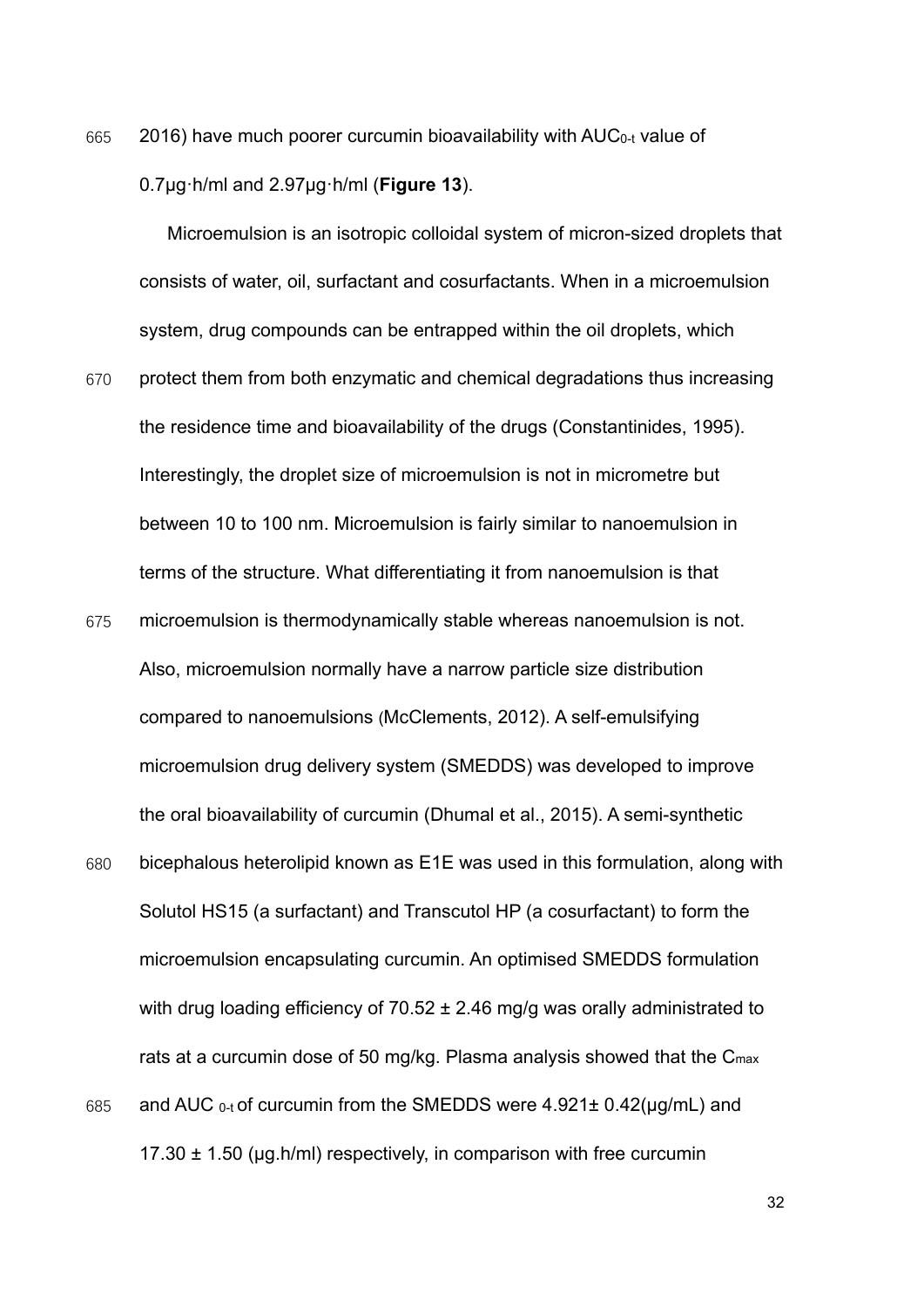2016) have much poorer curcumin bioavailability with $AUC_{0-t}$ value of 0.7μg·h/ml and 2.97μg·h/ml (**Figure 13**).

Microemulsion is an isotropic colloidal system of micron-sized droplets that consists of water, oil, surfactant and cosurfactants. When in a microemulsion system, drug compounds can be entrapped within the oil droplets, which protect them from both enzymatic and chemical degradations thus increasing the residence time and bioavailability of the drugs (Constantinides, 1995). Interestingly, the droplet size of microemulsion is not in micrometre but between 10 to 100 nm. Microemulsion is fairly similar to nanoemulsion in terms of the structure. What differentiating it from nanoemulsion is that microemulsion is thermodynamically stable whereas nanoemulsion is not. Also, microemulsion normally have a narrow particle size distribution compared to nanoemulsions (McClements, 2012). A self-emulsifying microemulsion drug delivery system (SMEDDS) was developed to improve the oral bioavailability of curcumin (Dhumal et al., 2015). A semi-synthetic bicephalous heterolipid known as E1E was used in this formulation, along with Solutol HS15 (a surfactant) and Transcutol HP (a cosurfactant) to form the microemulsion encapsulating curcumin. An optimised SMEDDS formulation with drug loading efficiency of 70.52 ± 2.46 mg/g was orally administrated to rats at a curcumin dose of 50 mg/kg. Plasma analysis showed that the $C_{max}$ and AUC $_{0-t}$ of curcumin from the SMEDDS were 4.921± 0.42(μg/mL) and 17.30 ± 1.50 (μg.h/ml) respectively, in comparison with free curcumin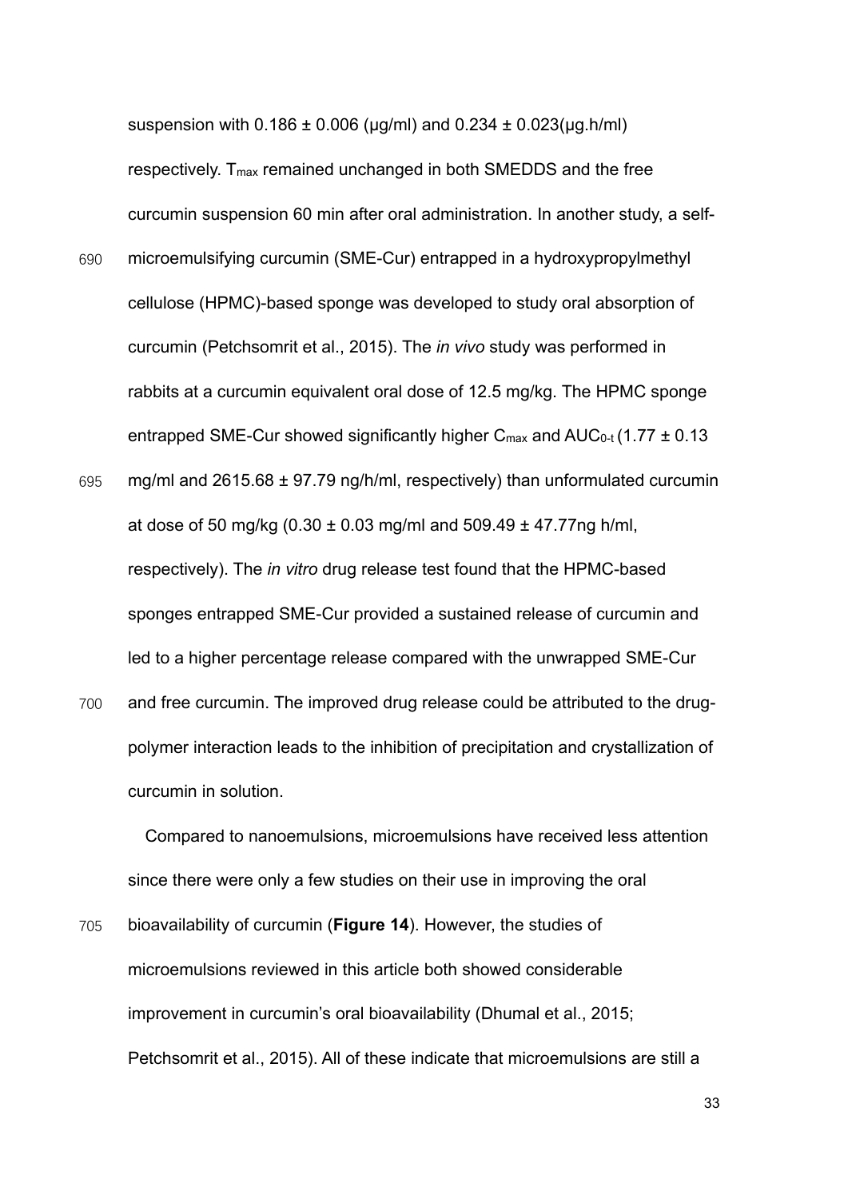suspension with 0.186 ± 0.006 (μg/ml) and 0.234 ± 0.023(μg.h/ml) respectively. $T_{max}$ remained unchanged in both SMEDDS and the free curcumin suspension 60 min after oral administration. In another study, a self-microemulsifying curcumin (SME-Cur) entrapped in a hydroxypropylmethyl cellulose (HPMC)-based sponge was developed to study oral absorption of curcumin (Petchsomrit et al., 2015). The *in vivo* study was performed in rabbits at a curcumin equivalent oral dose of 12.5 mg/kg. The HPMC sponge entrapped SME-Cur showed significantly higher $C_{max}$ and $AUC_{0\text{-}t}$ (1.77 ± 0.13 mg/ml and 2615.68 ± 97.79 ng/h/ml, respectively) than unformulated curcumin at dose of 50 mg/kg (0.30 ± 0.03 mg/ml and 509.49 ± 47.77ng h/ml, respectively). The *in vitro* drug release test found that the HPMC-based sponges entrapped SME-Cur provided a sustained release of curcumin and led to a higher percentage release compared with the unwrapped SME-Cur and free curcumin. The improved drug release could be attributed to the drug-polymer interaction leads to the inhibition of precipitation and crystallization of curcumin in solution.

Compared to nanoemulsions, microemulsions have received less attention since there were only a few studies on their use in improving the oral bioavailability of curcumin (**Figure 14**). However, the studies of microemulsions reviewed in this article both showed considerable improvement in curcumin's oral bioavailability (Dhumal et al., 2015; Petchsomrit et al., 2015). All of these indicate that microemulsions are still a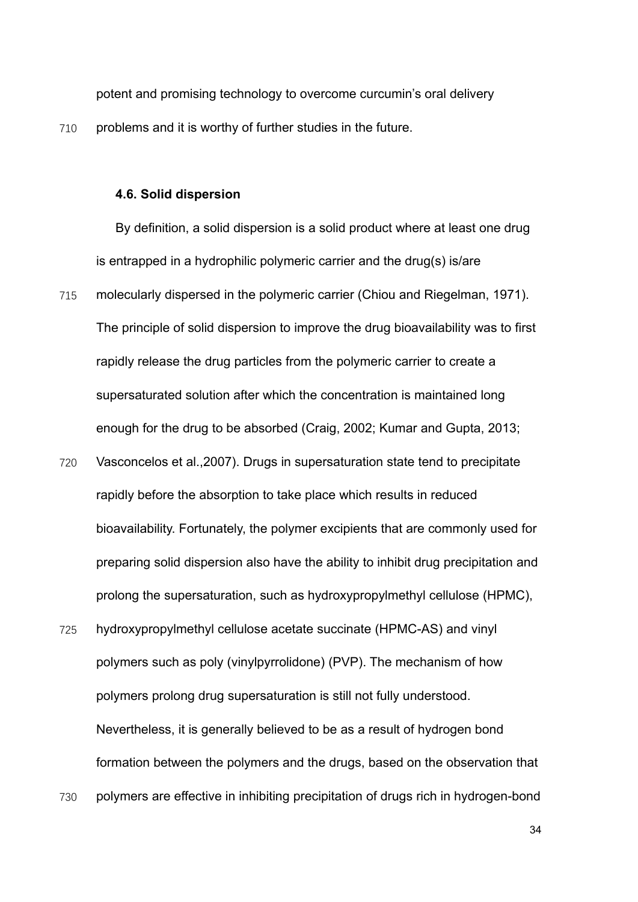potent and promising technology to overcome curcumin's oral delivery problems and it is worthy of further studies in the future.

### 4.6. Solid dispersion

By definition, a solid dispersion is a solid product where at least one drug is entrapped in a hydrophilic polymeric carrier and the drug(s) is/are molecularly dispersed in the polymeric carrier (Chiou and Riegelman, 1971). The principle of solid dispersion to improve the drug bioavailability was to first rapidly release the drug particles from the polymeric carrier to create a supersaturated solution after which the concentration is maintained long enough for the drug to be absorbed (Craig, 2002; Kumar and Gupta, 2013; Vasconcelos et al.,2007). Drugs in supersaturation state tend to precipitate rapidly before the absorption to take place which results in reduced bioavailability. Fortunately, the polymer excipients that are commonly used for preparing solid dispersion also have the ability to inhibit drug precipitation and prolong the supersaturation, such as hydroxypropylmethyl cellulose (HPMC), hydroxypropylmethyl cellulose acetate succinate (HPMC-AS) and vinyl polymers such as poly (vinylpyrrolidone) (PVP). The mechanism of how polymers prolong drug supersaturation is still not fully understood. Nevertheless, it is generally believed to be as a result of hydrogen bond formation between the polymers and the drugs, based on the observation that polymers are effective in inhibiting precipitation of drugs rich in hydrogen-bond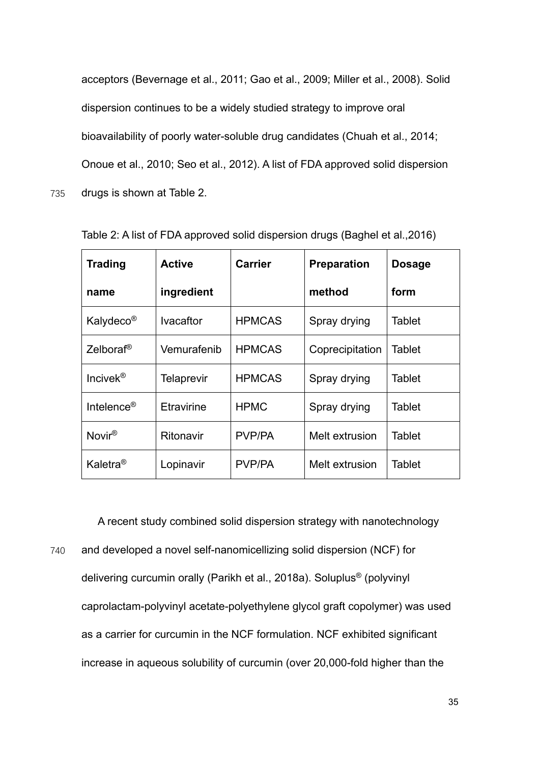acceptors (Bevernage et al., 2011; Gao et al., 2009; Miller et al., 2008). Solid dispersion continues to be a widely studied strategy to improve oral bioavailability of poorly water-soluble drug candidates (Chuah et al., 2014; Onoue et al., 2010; Seo et al., 2012). A list of FDA approved solid dispersion drugs is shown at Table 2.

Table 2: A list of FDA approved solid dispersion drugs (Baghel et al.,2016)

| **Trading name** | **Active ingredient** | **Carrier** | **Preparation method** | **Dosage form** |
|---|---|---|---|---|
| Kalydeco® | Ivacaftor | HPMCAS | Spray drying | Tablet |
| Zelboraf® | Vemurafenib | HPMCAS | Coprecipitation | Tablet |
| Incivek® | Telaprevir | HPMCAS | Spray drying | Tablet |
| Intelence® | Etravirine | HPMC | Spray drying | Tablet |
| Novir® | Ritonavir | PVP/PA | Melt extrusion | Tablet |
| Kaletra® | Lopinavir | PVP/PA | Melt extrusion | Tablet |

A recent study combined solid dispersion strategy with nanotechnology and developed a novel self-nanomicellizing solid dispersion (NCF) for delivering curcumin orally (Parikh et al., 2018a). Soluplus® (polyvinyl caprolactam-polyvinyl acetate-polyethylene glycol graft copolymer) was used as a carrier for curcumin in the NCF formulation. NCF exhibited significant increase in aqueous solubility of curcumin (over 20,000-fold higher than the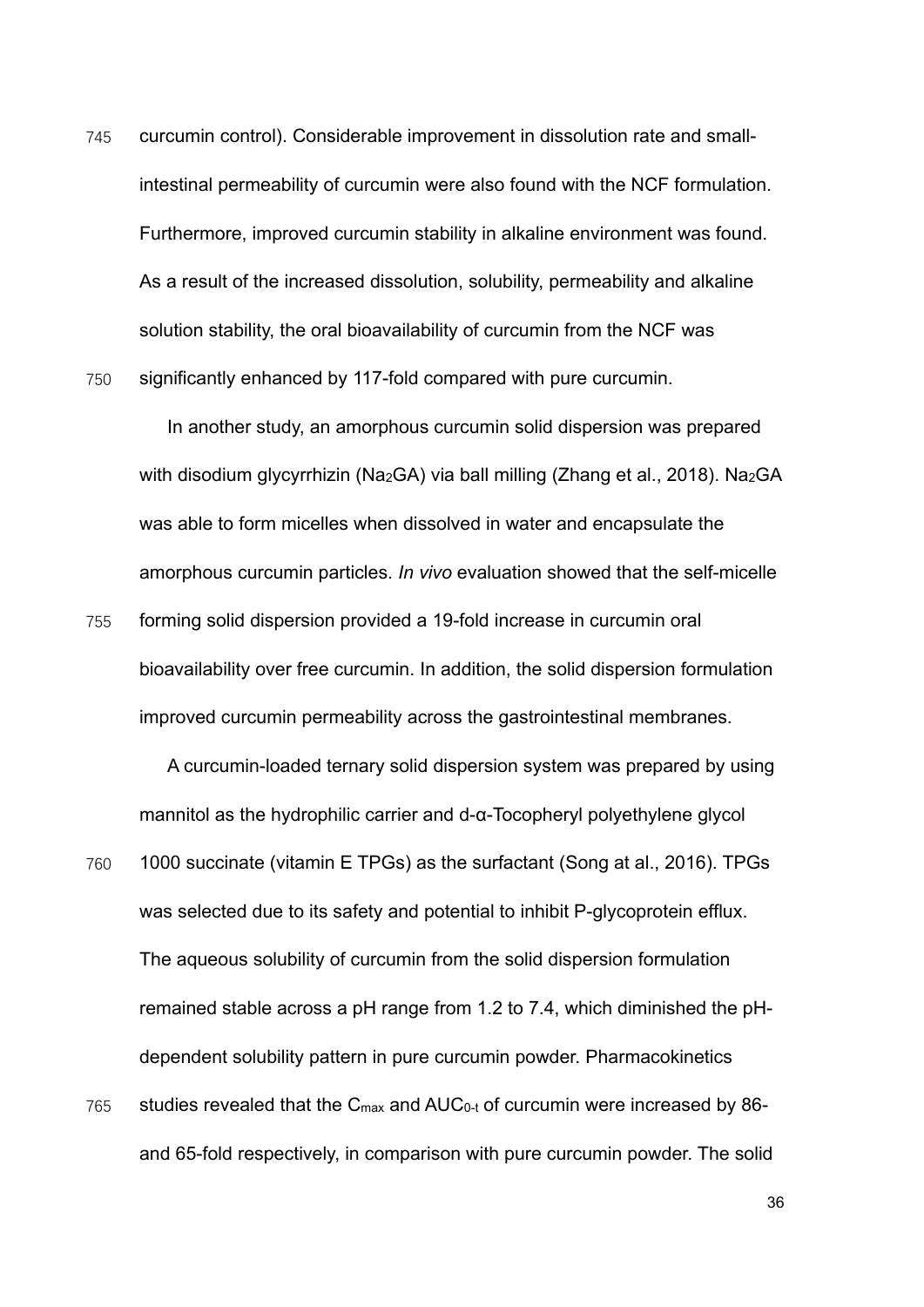curcumin control). Considerable improvement in dissolution rate and small-intestinal permeability of curcumin were also found with the NCF formulation. Furthermore, improved curcumin stability in alkaline environment was found. As a result of the increased dissolution, solubility, permeability and alkaline solution stability, the oral bioavailability of curcumin from the NCF was significantly enhanced by 117-fold compared with pure curcumin.

In another study, an amorphous curcumin solid dispersion was prepared with disodium glycyrrhizin ($Na_2GA$) via ball milling (Zhang et al., 2018). $Na_2GA$ was able to form micelles when dissolved in water and encapsulate the amorphous curcumin particles. *In vivo* evaluation showed that the self-micelle forming solid dispersion provided a 19-fold increase in curcumin oral bioavailability over free curcumin. In addition, the solid dispersion formulation improved curcumin permeability across the gastrointestinal membranes.

A curcumin-loaded ternary solid dispersion system was prepared by using mannitol as the hydrophilic carrier and d-α-Tocopheryl polyethylene glycol 1000 succinate (vitamin E TPGs) as the surfactant (Song at al., 2016). TPGs was selected due to its safety and potential to inhibit P-glycoprotein efflux. The aqueous solubility of curcumin from the solid dispersion formulation remained stable across a pH range from 1.2 to 7.4, which diminished the pH-dependent solubility pattern in pure curcumin powder. Pharmacokinetics studies revealed that the $C_{max}$ and $AUC_{0-t}$ of curcumin were increased by 86- and 65-fold respectively, in comparison with pure curcumin powder. The solid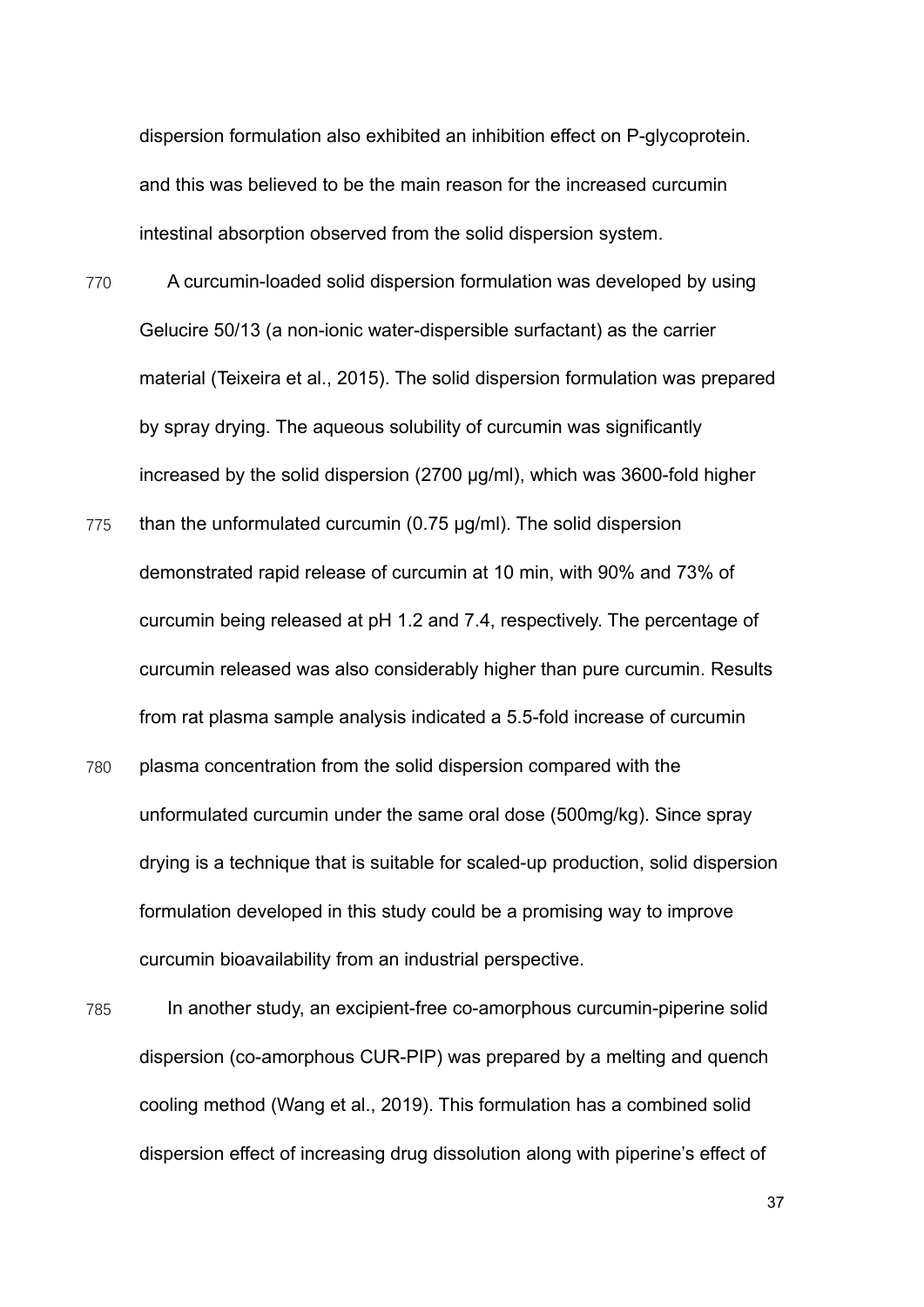dispersion formulation also exhibited an inhibition effect on P-glycoprotein. and this was believed to be the main reason for the increased curcumin intestinal absorption observed from the solid dispersion system.

A curcumin-loaded solid dispersion formulation was developed by using Gelucire 50/13 (a non-ionic water-dispersible surfactant) as the carrier material (Teixeira et al., 2015). The solid dispersion formulation was prepared by spray drying. The aqueous solubility of curcumin was significantly increased by the solid dispersion (2700 μg/ml), which was 3600-fold higher than the unformulated curcumin (0.75 μg/ml). The solid dispersion demonstrated rapid release of curcumin at 10 min, with 90% and 73% of curcumin being released at pH 1.2 and 7.4, respectively. The percentage of curcumin released was also considerably higher than pure curcumin. Results from rat plasma sample analysis indicated a 5.5-fold increase of curcumin plasma concentration from the solid dispersion compared with the unformulated curcumin under the same oral dose (500mg/kg). Since spray drying is a technique that is suitable for scaled-up production, solid dispersion formulation developed in this study could be a promising way to improve curcumin bioavailability from an industrial perspective.

In another study, an excipient-free co-amorphous curcumin-piperine solid dispersion (co-amorphous CUR-PIP) was prepared by a melting and quench cooling method (Wang et al., 2019). This formulation has a combined solid dispersion effect of increasing drug dissolution along with piperine's effect of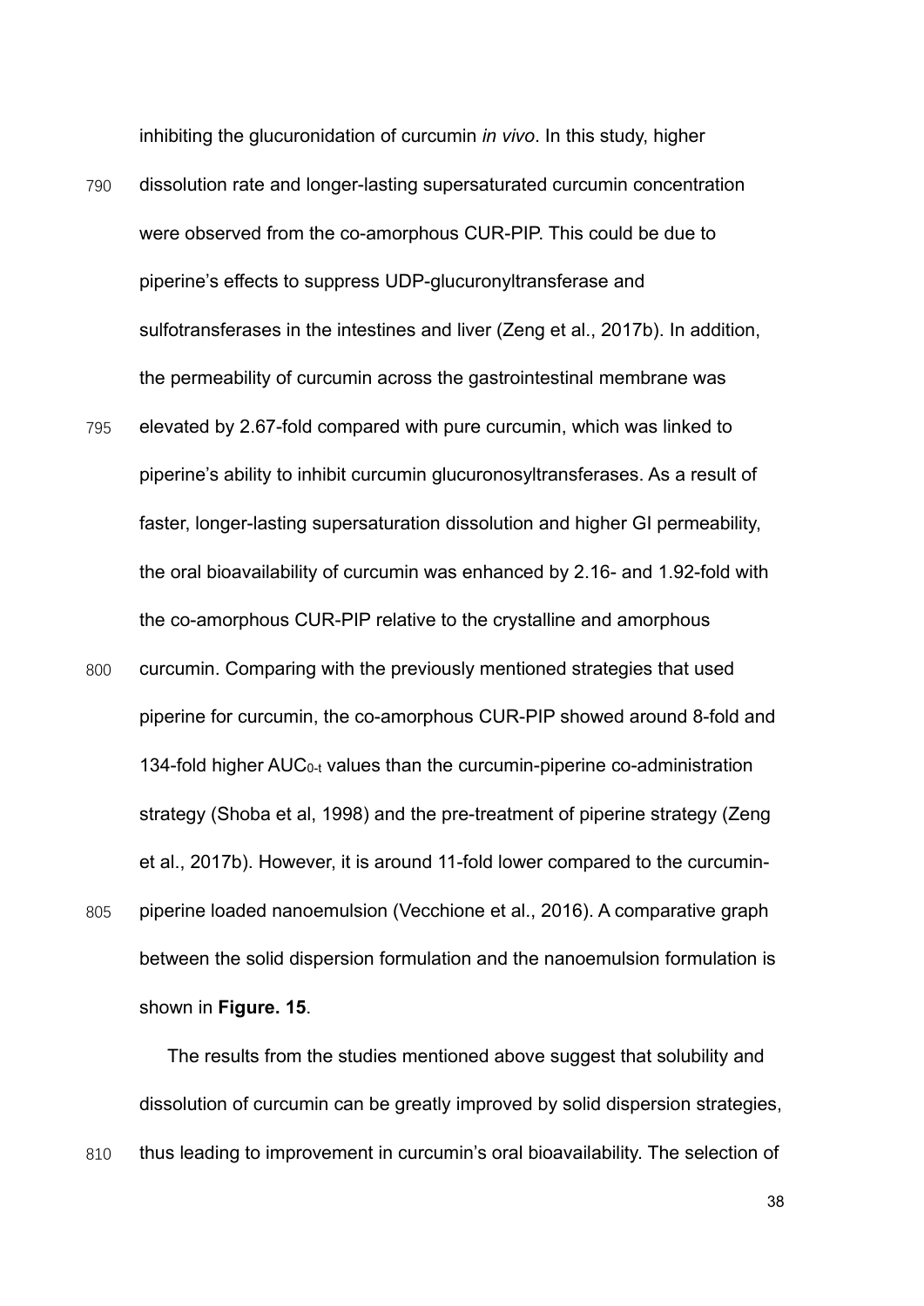inhibiting the glucuronidation of curcumin *in vivo*. In this study, higher dissolution rate and longer-lasting supersaturated curcumin concentration were observed from the co-amorphous CUR-PIP. This could be due to piperine's effects to suppress UDP-glucuronyltransferase and sulfotransferases in the intestines and liver (Zeng et al., 2017b). In addition, the permeability of curcumin across the gastrointestinal membrane was elevated by 2.67-fold compared with pure curcumin, which was linked to piperine's ability to inhibit curcumin glucuronosyltransferases. As a result of faster, longer-lasting supersaturation dissolution and higher GI permeability, the oral bioavailability of curcumin was enhanced by 2.16- and 1.92-fold with the co-amorphous CUR-PIP relative to the crystalline and amorphous curcumin. Comparing with the previously mentioned strategies that used piperine for curcumin, the co-amorphous CUR-PIP showed around 8-fold and 134-fold higher $AUC_{0-t}$ values than the curcumin-piperine co-administration strategy (Shoba et al, 1998) and the pre-treatment of piperine strategy (Zeng et al., 2017b). However, it is around 11-fold lower compared to the curcumin-piperine loaded nanoemulsion (Vecchione et al., 2016). A comparative graph between the solid dispersion formulation and the nanoemulsion formulation is shown in **Figure. 15**.

The results from the studies mentioned above suggest that solubility and dissolution of curcumin can be greatly improved by solid dispersion strategies, thus leading to improvement in curcumin's oral bioavailability. The selection of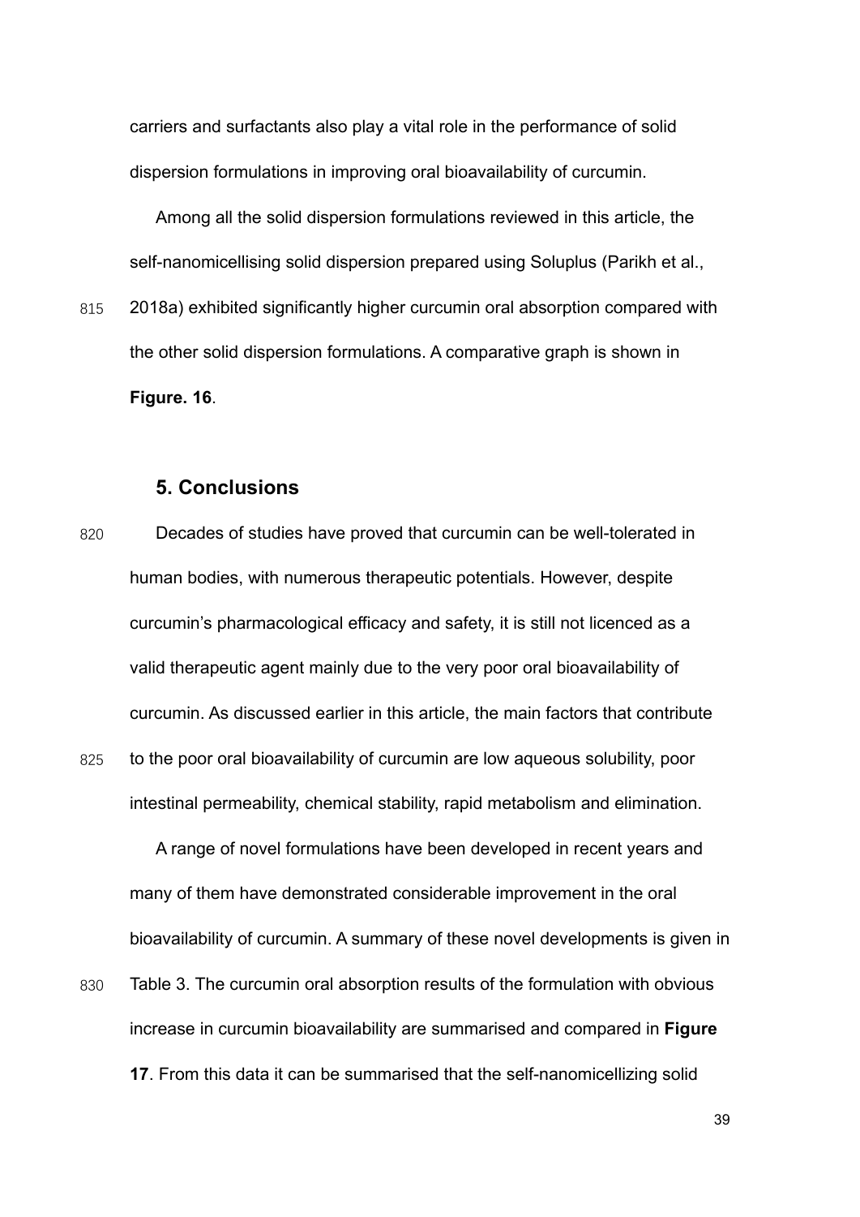carriers and surfactants also play a vital role in the performance of solid dispersion formulations in improving oral bioavailability of curcumin.

Among all the solid dispersion formulations reviewed in this article, the self-nanomicellising solid dispersion prepared using Soluplus (Parikh et al., 2018a) exhibited significantly higher curcumin oral absorption compared with the other solid dispersion formulations. A comparative graph is shown in **Figure. 16**.

## 5. Conclusions

Decades of studies have proved that curcumin can be well-tolerated in human bodies, with numerous therapeutic potentials. However, despite curcumin's pharmacological efficacy and safety, it is still not licenced as a valid therapeutic agent mainly due to the very poor oral bioavailability of curcumin. As discussed earlier in this article, the main factors that contribute to the poor oral bioavailability of curcumin are low aqueous solubility, poor intestinal permeability, chemical stability, rapid metabolism and elimination.

A range of novel formulations have been developed in recent years and many of them have demonstrated considerable improvement in the oral bioavailability of curcumin. A summary of these novel developments is given in Table 3. The curcumin oral absorption results of the formulation with obvious increase in curcumin bioavailability are summarised and compared in **Figure 17**. From this data it can be summarised that the self-nanomicellizing solid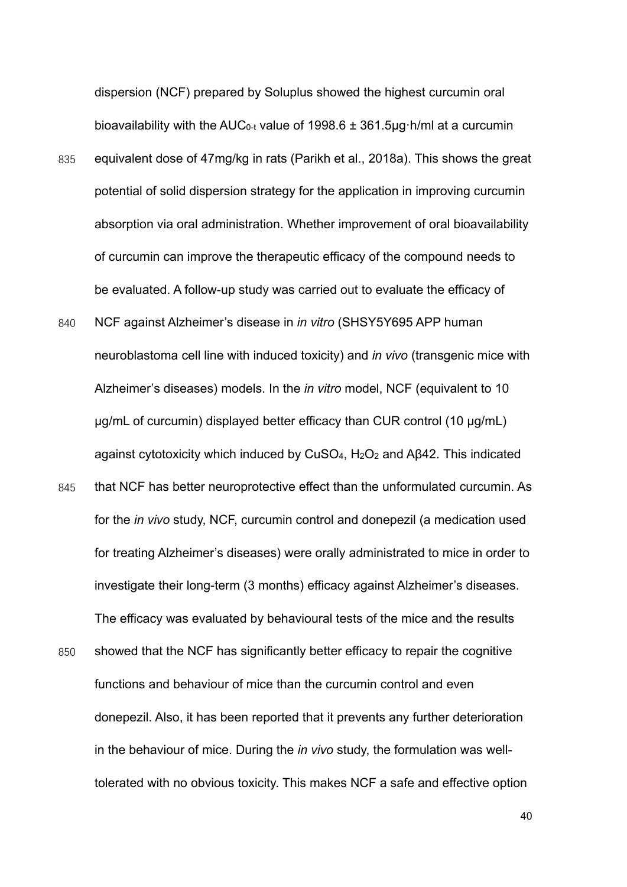dispersion (NCF) prepared by Soluplus showed the highest curcumin oral bioavailability with the $AUC_{0\text{-}t}$ value of 1998.6 ± 361.5μg·h/ml at a curcumin equivalent dose of 47mg/kg in rats (Parikh et al., 2018a). This shows the great potential of solid dispersion strategy for the application in improving curcumin absorption via oral administration. Whether improvement of oral bioavailability of curcumin can improve the therapeutic efficacy of the compound needs to be evaluated. A follow-up study was carried out to evaluate the efficacy of NCF against Alzheimer's disease in *in vitro* (SHSY5Y695 APP human neuroblastoma cell line with induced toxicity) and *in vivo* (transgenic mice with Alzheimer's diseases) models. In the *in vitro* model, NCF (equivalent to 10 μg/mL of curcumin) displayed better efficacy than CUR control (10 μg/mL) against cytotoxicity which induced by $CuSO_4$, $H_2O_2$ and Aβ42. This indicated that NCF has better neuroprotective effect than the unformulated curcumin. As for the *in vivo* study, NCF, curcumin control and donepezil (a medication used for treating Alzheimer's diseases) were orally administrated to mice in order to investigate their long-term (3 months) efficacy against Alzheimer's diseases. The efficacy was evaluated by behavioural tests of the mice and the results showed that the NCF has significantly better efficacy to repair the cognitive functions and behaviour of mice than the curcumin control and even donepezil. Also, it has been reported that it prevents any further deterioration in the behaviour of mice. During the *in vivo* study, the formulation was well-tolerated with no obvious toxicity. This makes NCF a safe and effective option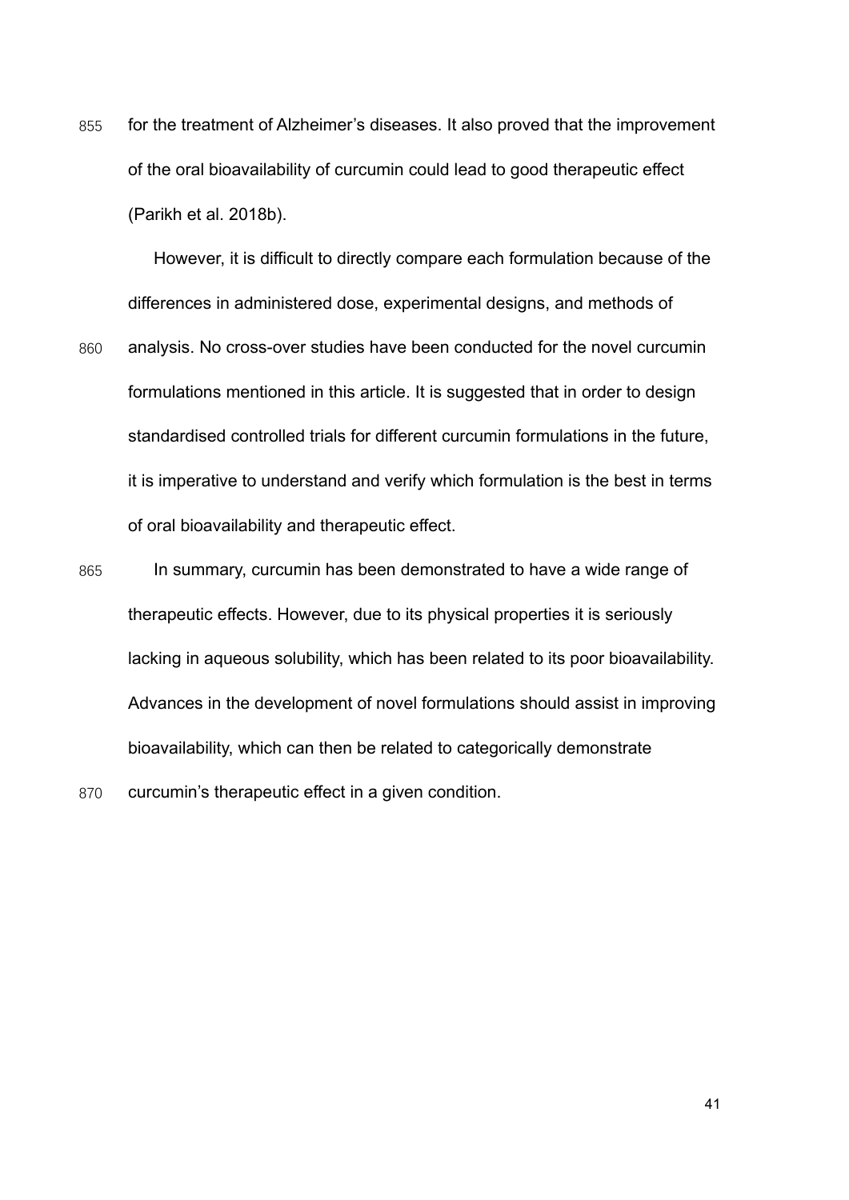for the treatment of Alzheimer's diseases. It also proved that the improvement of the oral bioavailability of curcumin could lead to good therapeutic effect (Parikh et al. 2018b).

However, it is difficult to directly compare each formulation because of the differences in administered dose, experimental designs, and methods of analysis. No cross-over studies have been conducted for the novel curcumin formulations mentioned in this article. It is suggested that in order to design standardised controlled trials for different curcumin formulations in the future, it is imperative to understand and verify which formulation is the best in terms of oral bioavailability and therapeutic effect.

In summary, curcumin has been demonstrated to have a wide range of therapeutic effects. However, due to its physical properties it is seriously lacking in aqueous solubility, which has been related to its poor bioavailability. Advances in the development of novel formulations should assist in improving bioavailability, which can then be related to categorically demonstrate curcumin's therapeutic effect in a given condition.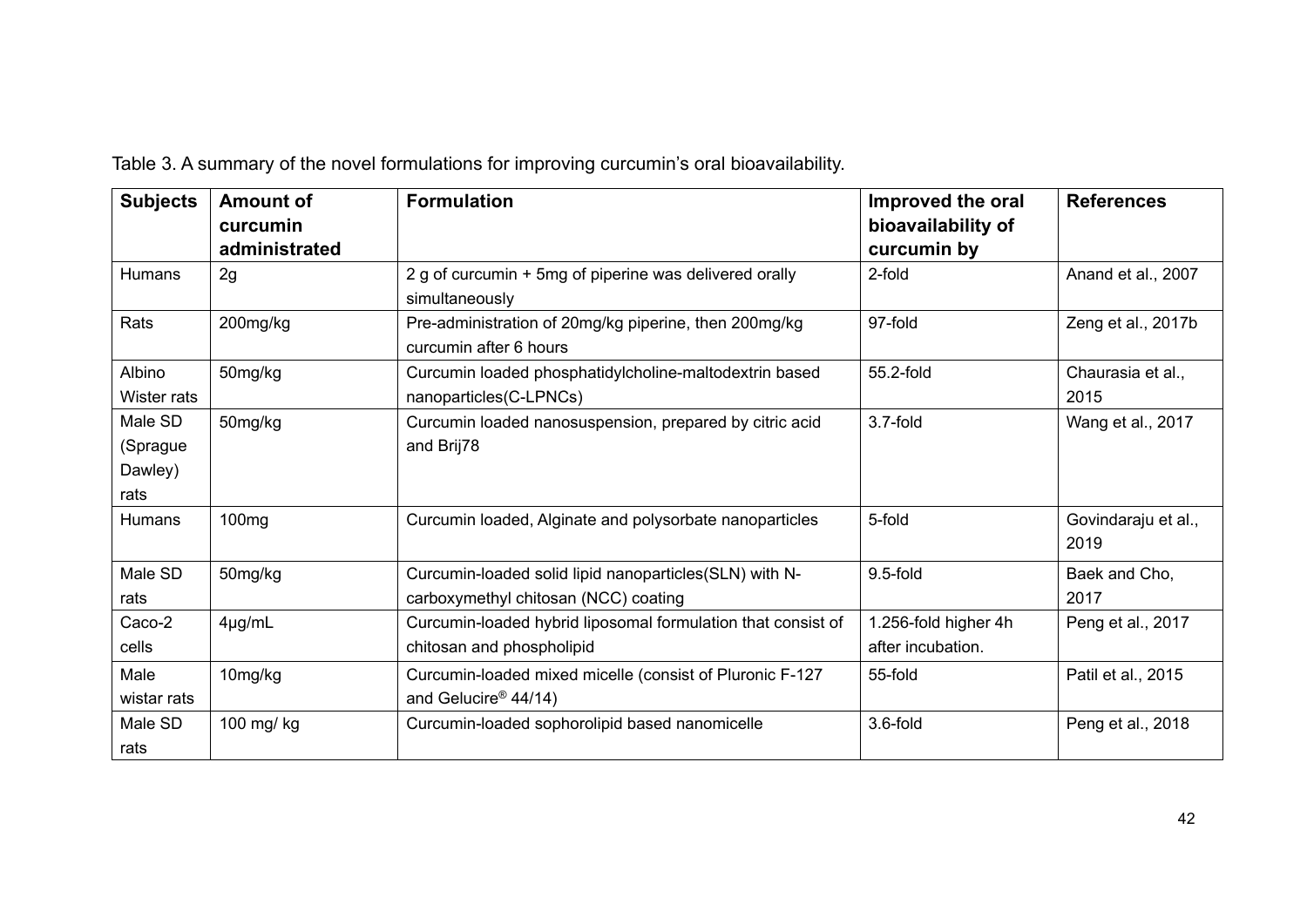Table 3. A summary of the novel formulations for improving curcumin's oral bioavailability.

| Subjects | Amount of curcumin administrated | Formulation | Improved the oral bioavailability of curcumin by | References |
|---|---|---|---|---|
| Humans | 2g | 2 g of curcumin + 5mg of piperine was delivered orally simultaneously | 2-fold | Anand et al., 2007 |
| Rats | 200mg/kg | Pre-administration of 20mg/kg piperine, then 200mg/kg curcumin after 6 hours | 97-fold | Zeng et al., 2017b |
| Albino Wister rats | 50mg/kg | Curcumin loaded phosphatidylcholine-maltodextrin based nanoparticles(C-LPNCs) | 55.2-fold | Chaurasia et al., 2015 |
| Male SD (Sprague Dawley) rats | 50mg/kg | Curcumin loaded nanosuspension, prepared by citric acid and Brij78 | 3.7-fold | Wang et al., 2017 |
| Humans | 100mg | Curcumin loaded, Alginate and polysorbate nanoparticles | 5-fold | Govindaraju et al., 2019 |
| Male SD rats | 50mg/kg | Curcumin-loaded solid lipid nanoparticles(SLN) with N-carboxymethyl chitosan (NCC) coating | 9.5-fold | Baek and Cho, 2017 |
| Caco-2 cells | 4μg/mL | Curcumin-loaded hybrid liposomal formulation that consist of chitosan and phospholipid | 1.256-fold higher 4h after incubation. | Peng et al., 2017 |
| Male wistar rats | 10mg/kg | Curcumin-loaded mixed micelle (consist of Pluronic F-127 and Gelucire® 44/14) | 55-fold | Patil et al., 2015 |
| Male SD rats | 100 mg/ kg | Curcumin-loaded sophorolipid based nanomicelle | 3.6-fold | Peng et al., 2018 |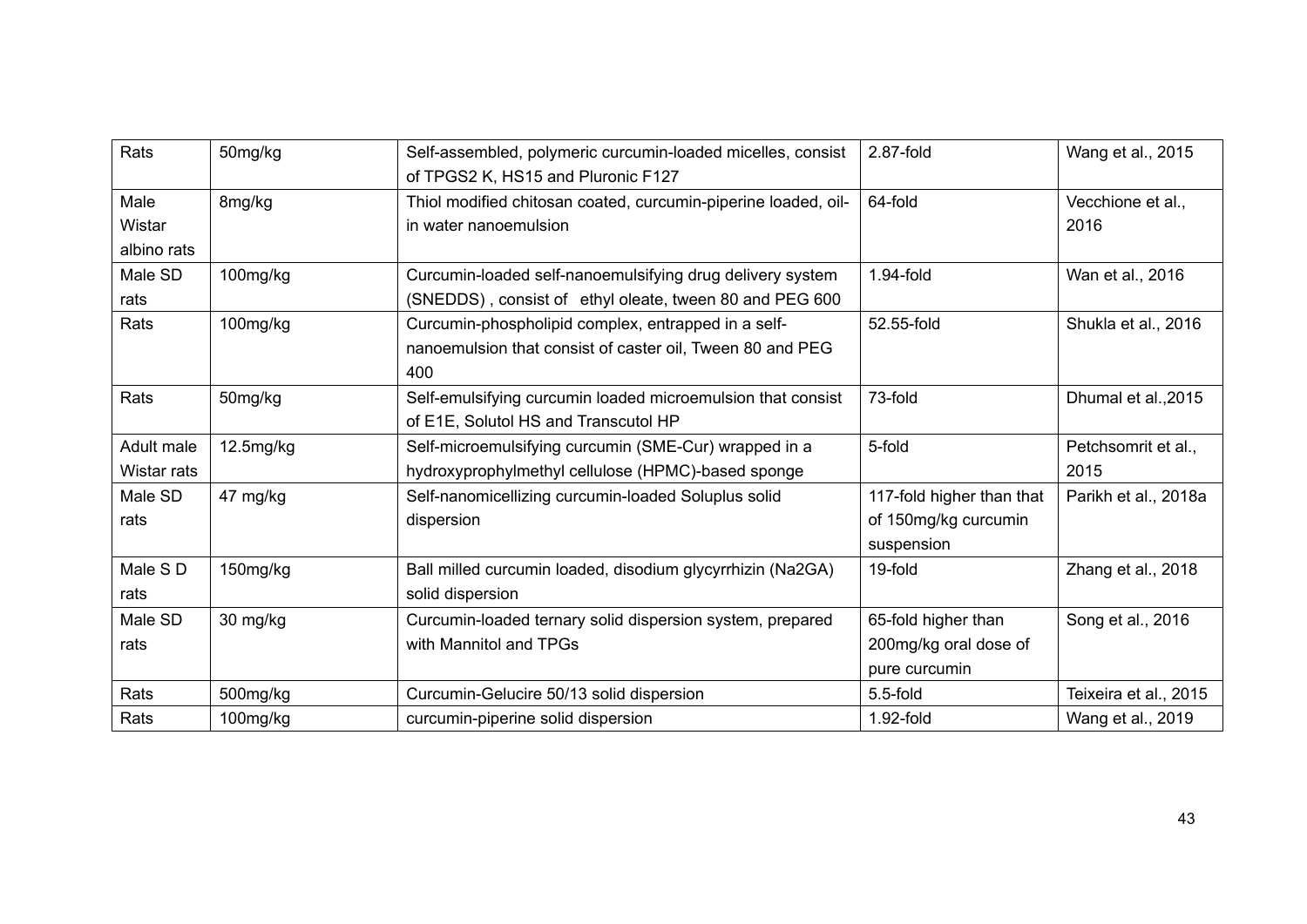| Rats | 50mg/kg | Self-assembled, polymeric curcumin-loaded micelles, consist of TPGS2 K, HS15 and Pluronic F127 | 2.87-fold | Wang et al., 2015 |
|---|---|---|---|---|
| Male Wistar albino rats | 8mg/kg | Thiol modified chitosan coated, curcumin-piperine loaded, oil-in water nanoemulsion | 64-fold | Vecchione et al., 2016 |
| Male SD rats | 100mg/kg | Curcumin-loaded self-nanoemulsifying drug delivery system (SNEDDS) , consist of ethyl oleate, tween 80 and PEG 600 | 1.94-fold | Wan et al., 2016 |
| Rats | 100mg/kg | Curcumin-phospholipid complex, entrapped in a self-nanoemulsion that consist of caster oil, Tween 80 and PEG 400 | 52.55-fold | Shukla et al., 2016 |
| Rats | 50mg/kg | Self-emulsifying curcumin loaded microemulsion that consist of E1E, Solutol HS and Transcutol HP | 73-fold | Dhumal et al.,2015 |
| Adult male Wistar rats | 12.5mg/kg | Self-microemulsifying curcumin (SME-Cur) wrapped in a hydroxyprophylmethyl cellulose (HPMC)-based sponge | 5-fold | Petchsomrit et al., 2015 |
| Male SD rats | 47 mg/kg | Self-nanomicellizing curcumin-loaded Soluplus solid dispersion | 117-fold higher than that of 150mg/kg curcumin suspension | Parikh et al., 2018a |
| Male S D rats | 150mg/kg | Ball milled curcumin loaded, disodium glycyrrhizin (Na2GA) solid dispersion | 19-fold | Zhang et al., 2018 |
| Male SD rats | 30 mg/kg | Curcumin-loaded ternary solid dispersion system, prepared with Mannitol and TPGs | 65-fold higher than 200mg/kg oral dose of pure curcumin | Song et al., 2016 |
| Rats | 500mg/kg | Curcumin-Gelucire 50/13 solid dispersion | 5.5-fold | Teixeira et al., 2015 |
| Rats | 100mg/kg | curcumin-piperine solid dispersion | 1.92-fold | Wang et al., 2019 |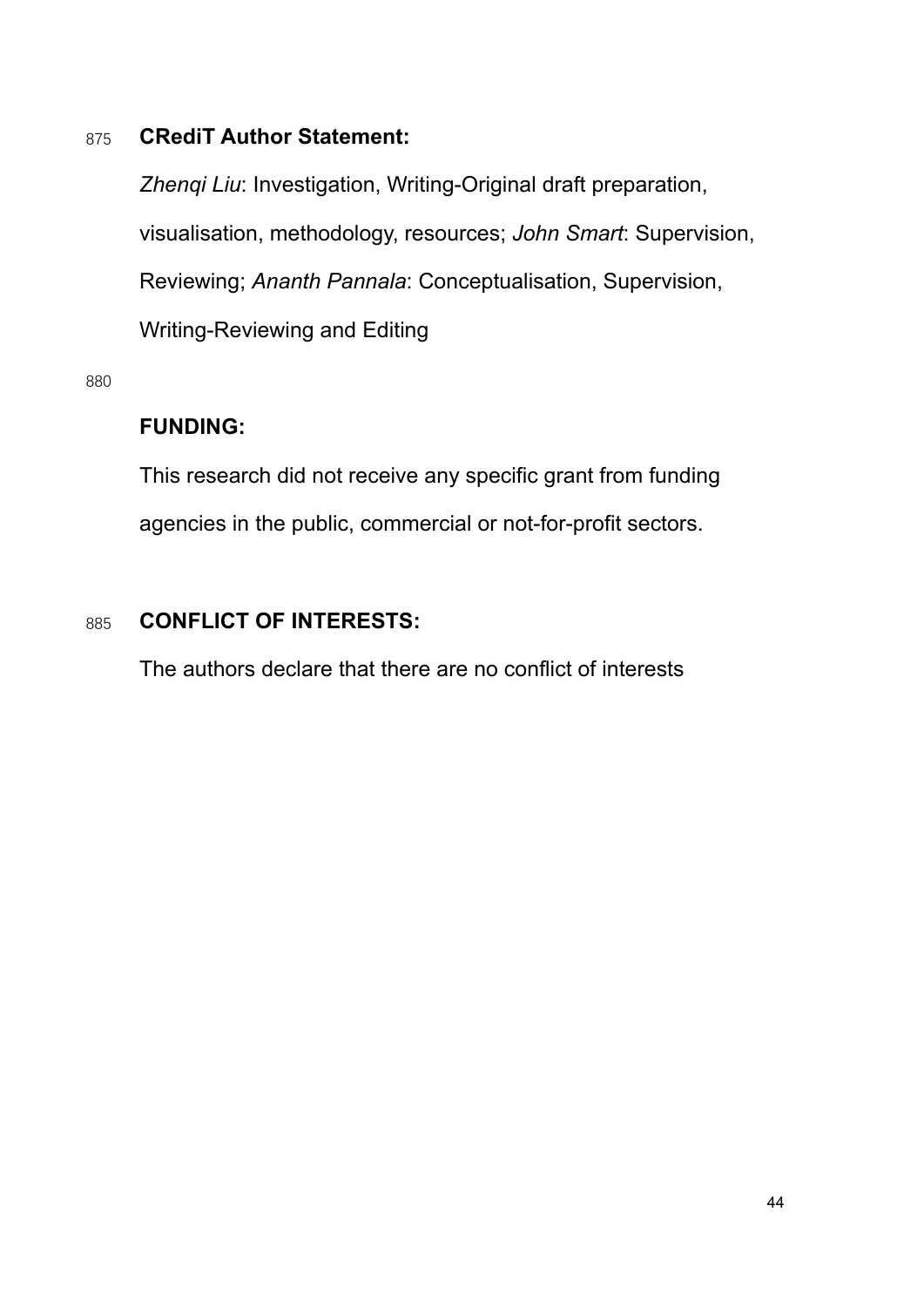**CRediT Author Statement:**

*Zhenqi Liu*: Investigation, Writing-Original draft preparation, visualisation, methodology, resources; *John Smart*: Supervision, Reviewing; *Ananth Pannala*: Conceptualisation, Supervision, Writing-Reviewing and Editing

**FUNDING:**

This research did not receive any specific grant from funding agencies in the public, commercial or not-for-profit sectors.

**CONFLICT OF INTERESTS:**

The authors declare that there are no conflict of interests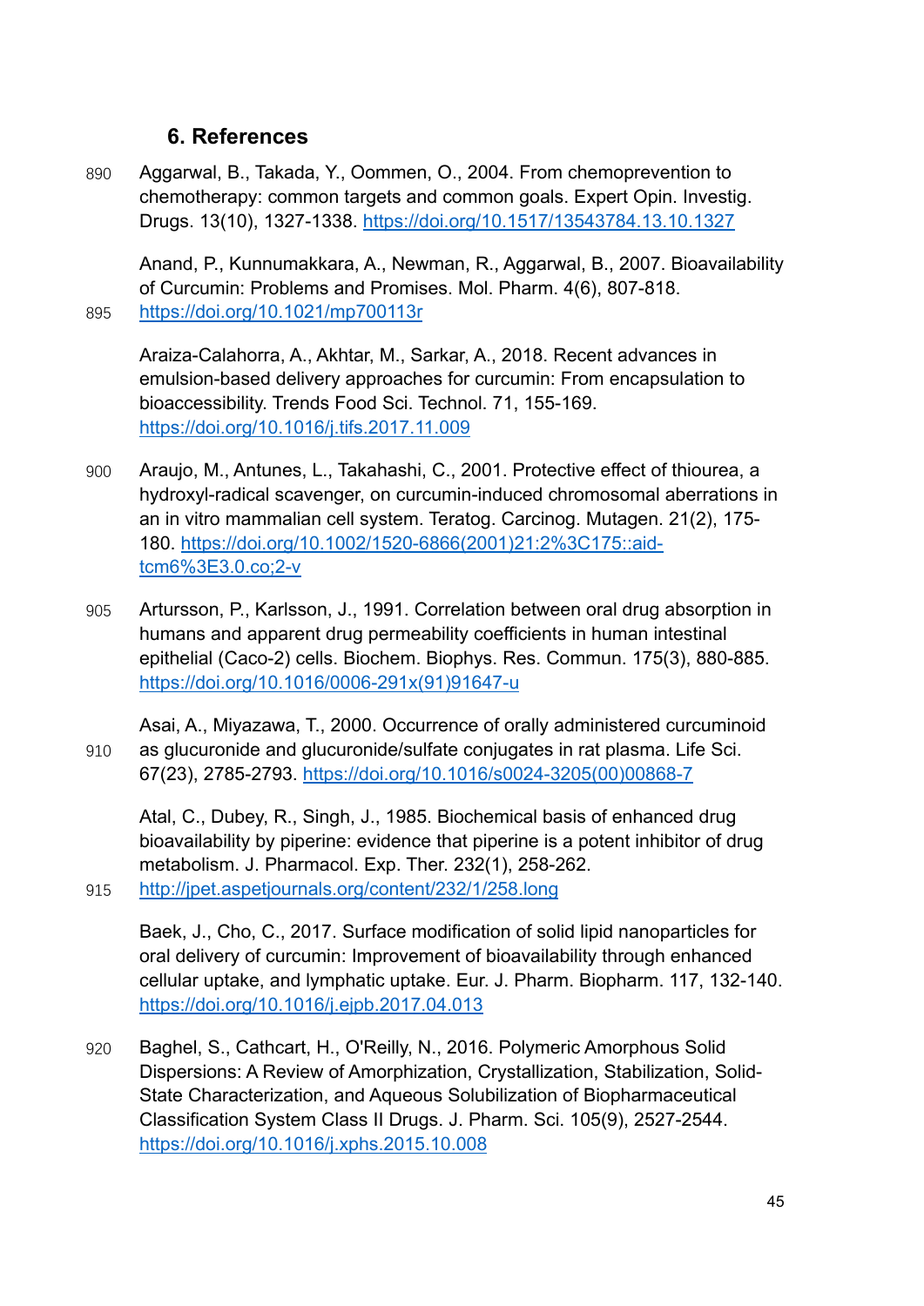## 6. References

Aggarwal, B., Takada, Y., Oommen, O., 2004. From chemoprevention to chemotherapy: common targets and common goals. Expert Opin. Investig. Drugs. 13(10), 1327-1338. https://doi.org/10.1517/13543784.13.10.1327

Anand, P., Kunnumakkara, A., Newman, R., Aggarwal, B., 2007. Bioavailability of Curcumin: Problems and Promises. Mol. Pharm. 4(6), 807-818. https://doi.org/10.1021/mp700113r

Araiza-Calahorra, A., Akhtar, M., Sarkar, A., 2018. Recent advances in emulsion-based delivery approaches for curcumin: From encapsulation to bioaccessibility. Trends Food Sci. Technol. 71, 155-169. https://doi.org/10.1016/j.tifs.2017.11.009

Araujo, M., Antunes, L., Takahashi, C., 2001. Protective effect of thiourea, a hydroxyl-radical scavenger, on curcumin-induced chromosomal aberrations in an in vitro mammalian cell system. Teratog. Carcinog. Mutagen. 21(2), 175-180. https://doi.org/10.1002/1520-6866(2001)21:2%3C175::aid-tcm6%3E3.0.co;2-v

Artursson, P., Karlsson, J., 1991. Correlation between oral drug absorption in humans and apparent drug permeability coefficients in human intestinal epithelial (Caco-2) cells. Biochem. Biophys. Res. Commun. 175(3), 880-885. https://doi.org/10.1016/0006-291x(91)91647-u

Asai, A., Miyazawa, T., 2000. Occurrence of orally administered curcuminoid as glucuronide and glucuronide/sulfate conjugates in rat plasma. Life Sci. 67(23), 2785-2793. https://doi.org/10.1016/s0024-3205(00)00868-7

Atal, C., Dubey, R., Singh, J., 1985. Biochemical basis of enhanced drug bioavailability by piperine: evidence that piperine is a potent inhibitor of drug metabolism. J. Pharmacol. Exp. Ther. 232(1), 258-262. http://jpet.aspetjournals.org/content/232/1/258.long

Baek, J., Cho, C., 2017. Surface modification of solid lipid nanoparticles for oral delivery of curcumin: Improvement of bioavailability through enhanced cellular uptake, and lymphatic uptake. Eur. J. Pharm. Biopharm. 117, 132-140. https://doi.org/10.1016/j.ejpb.2017.04.013

Baghel, S., Cathcart, H., O'Reilly, N., 2016. Polymeric Amorphous Solid Dispersions: A Review of Amorphization, Crystallization, Stabilization, Solid-State Characterization, and Aqueous Solubilization of Biopharmaceutical Classification System Class II Drugs. J. Pharm. Sci. 105(9), 2527-2544. https://doi.org/10.1016/j.xphs.2015.10.008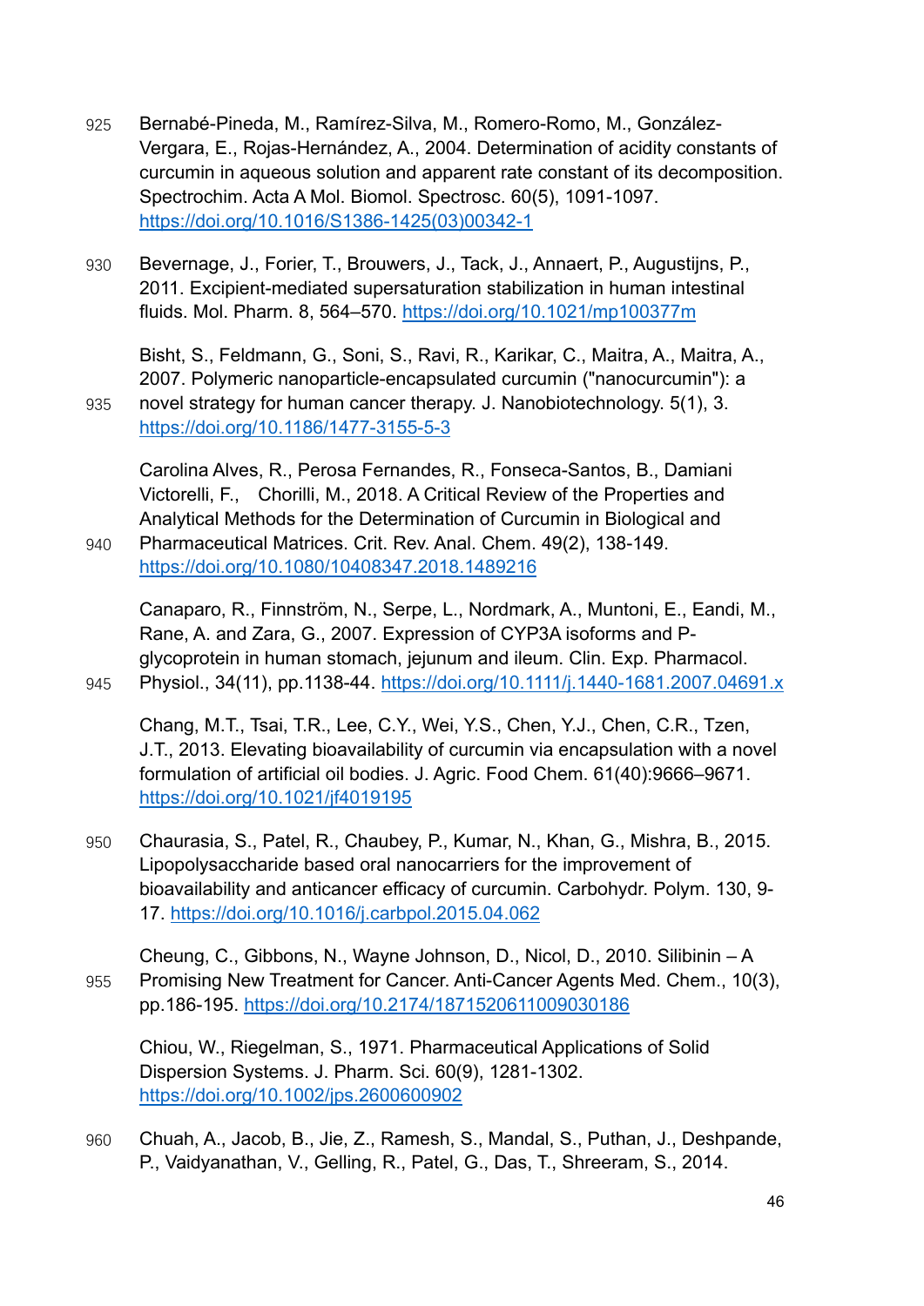Bernabé-Pineda, M., Ramírez-Silva, M., Romero-Romo, M., González-Vergara, E., Rojas-Hernández, A., 2004. Determination of acidity constants of curcumin in aqueous solution and apparent rate constant of its decomposition. Spectrochim. Acta A Mol. Biomol. Spectrosc. 60(5), 1091-1097. https://doi.org/10.1016/S1386-1425(03)00342-1

Bevernage, J., Forier, T., Brouwers, J., Tack, J., Annaert, P., Augustijns, P., 2011. Excipient-mediated supersaturation stabilization in human intestinal fluids. Mol. Pharm. 8, 564–570. https://doi.org/10.1021/mp100377m

Bisht, S., Feldmann, G., Soni, S., Ravi, R., Karikar, C., Maitra, A., Maitra, A., 2007. Polymeric nanoparticle-encapsulated curcumin ("nanocurcumin"): a novel strategy for human cancer therapy. J. Nanobiotechnology. 5(1), 3. https://doi.org/10.1186/1477-3155-5-3

Carolina Alves, R., Perosa Fernandes, R., Fonseca-Santos, B., Damiani Victorelli, F., Chorilli, M., 2018. A Critical Review of the Properties and Analytical Methods for the Determination of Curcumin in Biological and Pharmaceutical Matrices. Crit. Rev. Anal. Chem. 49(2), 138-149. https://doi.org/10.1080/10408347.2018.1489216

Canaparo, R., Finnström, N., Serpe, L., Nordmark, A., Muntoni, E., Eandi, M., Rane, A. and Zara, G., 2007. Expression of CYP3A isoforms and P-glycoprotein in human stomach, jejunum and ileum. Clin. Exp. Pharmacol. Physiol., 34(11), pp.1138-44. https://doi.org/10.1111/j.1440-1681.2007.04691.x

Chang, M.T., Tsai, T.R., Lee, C.Y., Wei, Y.S., Chen, Y.J., Chen, C.R., Tzen, J.T., 2013. Elevating bioavailability of curcumin via encapsulation with a novel formulation of artificial oil bodies. J. Agric. Food Chem. 61(40):9666–9671. https://doi.org/10.1021/jf4019195

Chaurasia, S., Patel, R., Chaubey, P., Kumar, N., Khan, G., Mishra, B., 2015. Lipopolysaccharide based oral nanocarriers for the improvement of bioavailability and anticancer efficacy of curcumin. Carbohydr. Polym. 130, 9-17. https://doi.org/10.1016/j.carbpol.2015.04.062

Cheung, C., Gibbons, N., Wayne Johnson, D., Nicol, D., 2010. Silibinin – A Promising New Treatment for Cancer. Anti-Cancer Agents Med. Chem., 10(3), pp.186-195. https://doi.org/10.2174/1871520611009030186

Chiou, W., Riegelman, S., 1971. Pharmaceutical Applications of Solid Dispersion Systems. J. Pharm. Sci. 60(9), 1281-1302. https://doi.org/10.1002/jps.2600600902

Chuah, A., Jacob, B., Jie, Z., Ramesh, S., Mandal, S., Puthan, J., Deshpande, P., Vaidyanathan, V., Gelling, R., Patel, G., Das, T., Shreeram, S., 2014.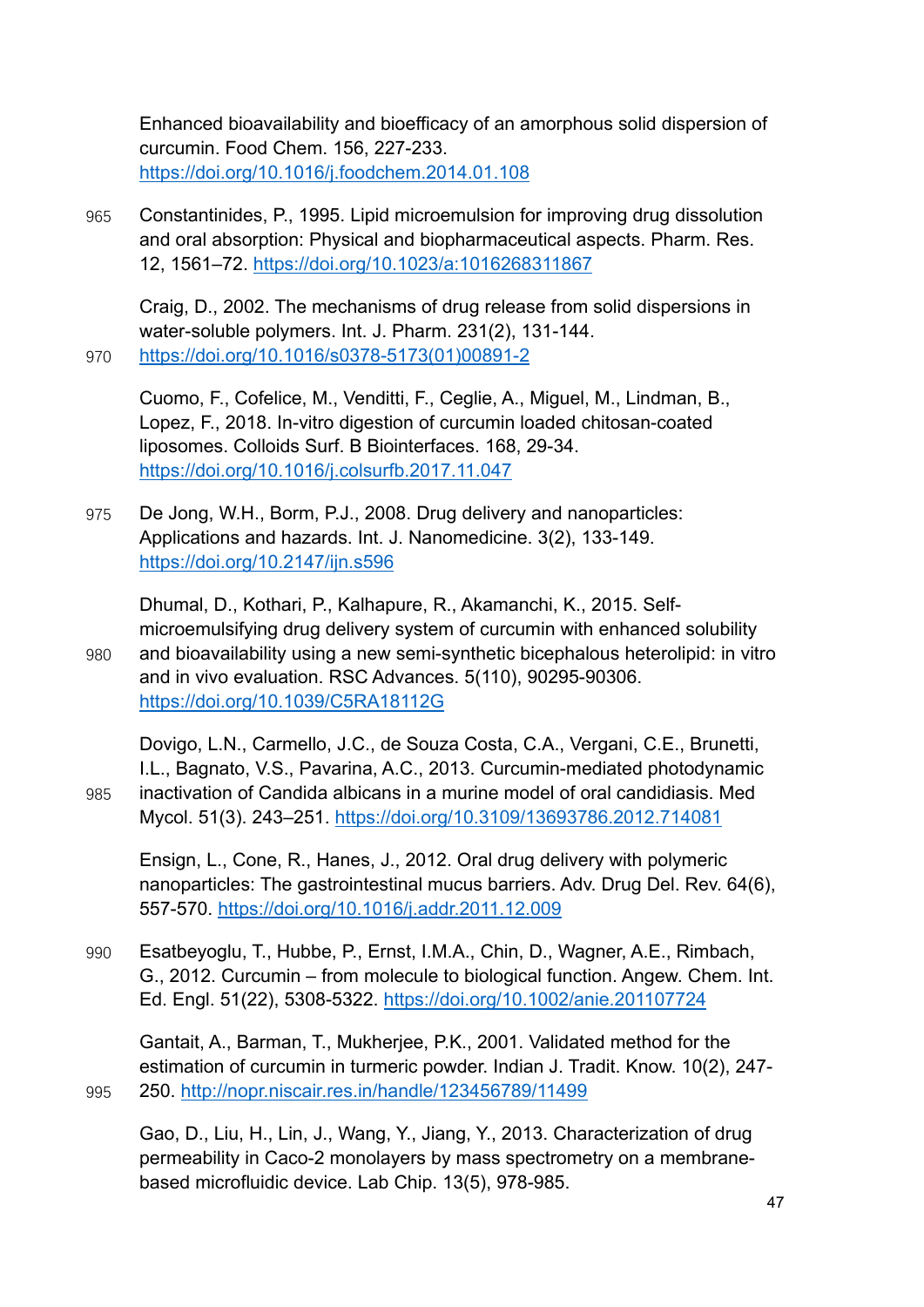Enhanced bioavailability and bioefficacy of an amorphous solid dispersion of curcumin. Food Chem. 156, 227-233. https://doi.org/10.1016/j.foodchem.2014.01.108

Constantinides, P., 1995. Lipid microemulsion for improving drug dissolution and oral absorption: Physical and biopharmaceutical aspects. Pharm. Res. 12, 1561–72. https://doi.org/10.1023/a:1016268311867

Craig, D., 2002. The mechanisms of drug release from solid dispersions in water-soluble polymers. Int. J. Pharm. 231(2), 131-144. https://doi.org/10.1016/s0378-5173(01)00891-2

Cuomo, F., Cofelice, M., Venditti, F., Ceglie, A., Miguel, M., Lindman, B., Lopez, F., 2018. In-vitro digestion of curcumin loaded chitosan-coated liposomes. Colloids Surf. B Biointerfaces. 168, 29-34. https://doi.org/10.1016/j.colsurfb.2017.11.047

De Jong, W.H., Borm, P.J., 2008. Drug delivery and nanoparticles: Applications and hazards. Int. J. Nanomedicine. 3(2), 133-149. https://doi.org/10.2147/ijn.s596

Dhumal, D., Kothari, P., Kalhapure, R., Akamanchi, K., 2015. Self-microemulsifying drug delivery system of curcumin with enhanced solubility and bioavailability using a new semi-synthetic bicephalous heterolipid: in vitro and in vivo evaluation. RSC Advances. 5(110), 90295-90306. https://doi.org/10.1039/C5RA18112G

Dovigo, L.N., Carmello, J.C., de Souza Costa, C.A., Vergani, C.E., Brunetti, I.L., Bagnato, V.S., Pavarina, A.C., 2013. Curcumin-mediated photodynamic inactivation of Candida albicans in a murine model of oral candidiasis. Med Mycol. 51(3). 243–251. https://doi.org/10.3109/13693786.2012.714081

Ensign, L., Cone, R., Hanes, J., 2012. Oral drug delivery with polymeric nanoparticles: The gastrointestinal mucus barriers. Adv. Drug Del. Rev. 64(6), 557-570. https://doi.org/10.1016/j.addr.2011.12.009

Esatbeyoglu, T., Hubbe, P., Ernst, I.M.A., Chin, D., Wagner, A.E., Rimbach, G., 2012. Curcumin – from molecule to biological function. Angew. Chem. Int. Ed. Engl. 51(22), 5308-5322. https://doi.org/10.1002/anie.201107724

Gantait, A., Barman, T., Mukherjee, P.K., 2001. Validated method for the estimation of curcumin in turmeric powder. Indian J. Tradit. Know. 10(2), 247-250. http://nopr.niscair.res.in/handle/123456789/11499

Gao, D., Liu, H., Lin, J., Wang, Y., Jiang, Y., 2013. Characterization of drug permeability in Caco-2 monolayers by mass spectrometry on a membrane-based microfluidic device. Lab Chip. 13(5), 978-985.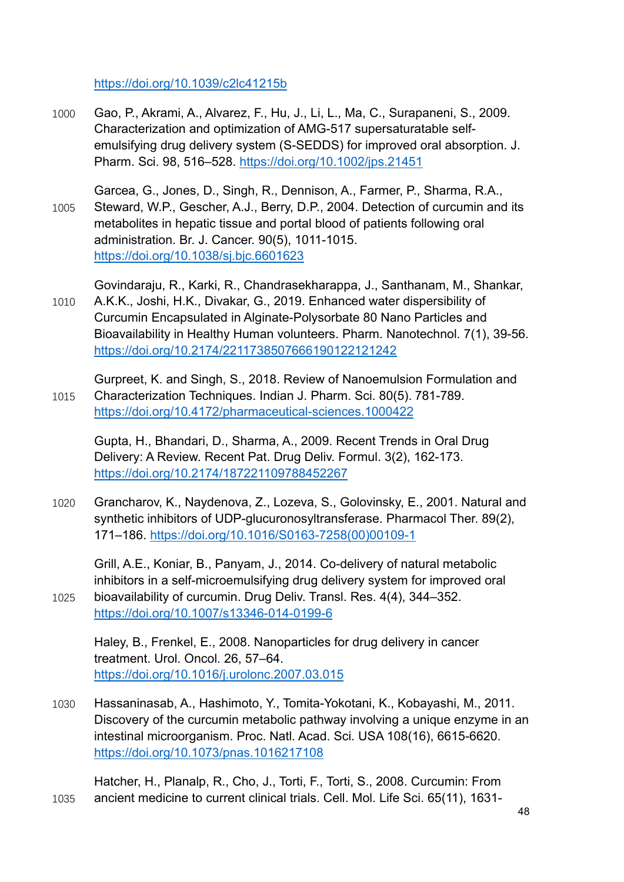https://doi.org/10.1039/c2lc41215b

Gao, P., Akrami, A., Alvarez, F., Hu, J., Li, L., Ma, C., Surapaneni, S., 2009. Characterization and optimization of AMG-517 supersaturatable self-emulsifying drug delivery system (S-SEDDS) for improved oral absorption. J. Pharm. Sci. 98, 516–528. https://doi.org/10.1002/jps.21451

Garcea, G., Jones, D., Singh, R., Dennison, A., Farmer, P., Sharma, R.A., Steward, W.P., Gescher, A.J., Berry, D.P., 2004. Detection of curcumin and its metabolites in hepatic tissue and portal blood of patients following oral administration. Br. J. Cancer. 90(5), 1011-1015. https://doi.org/10.1038/sj.bjc.6601623

Govindaraju, R., Karki, R., Chandrasekharappa, J., Santhanam, M., Shankar, A.K.K., Joshi, H.K., Divakar, G., 2019. Enhanced water dispersibility of Curcumin Encapsulated in Alginate-Polysorbate 80 Nano Particles and Bioavailability in Healthy Human volunteers. Pharm. Nanotechnol. 7(1), 39-56. https://doi.org/10.2174/2211738507666190122121242

Gurpreet, K. and Singh, S., 2018. Review of Nanoemulsion Formulation and Characterization Techniques. Indian J. Pharm. Sci. 80(5). 781-789. https://doi.org/10.4172/pharmaceutical-sciences.1000422

Gupta, H., Bhandari, D., Sharma, A., 2009. Recent Trends in Oral Drug Delivery: A Review. Recent Pat. Drug Deliv. Formul. 3(2), 162-173. https://doi.org/10.2174/187221109788452267

Grancharov, K., Naydenova, Z., Lozeva, S., Golovinsky, E., 2001. Natural and synthetic inhibitors of UDP-glucuronosyltransferase. Pharmacol Ther. 89(2), 171–186. https://doi.org/10.1016/S0163-7258(00)00109-1

Grill, A.E., Koniar, B., Panyam, J., 2014. Co-delivery of natural metabolic inhibitors in a self-microemulsifying drug delivery system for improved oral bioavailability of curcumin. Drug Deliv. Transl. Res. 4(4), 344–352. https://doi.org/10.1007/s13346-014-0199-6

Haley, B., Frenkel, E., 2008. Nanoparticles for drug delivery in cancer treatment. Urol. Oncol. 26, 57–64. https://doi.org/10.1016/j.urolonc.2007.03.015

Hassaninasab, A., Hashimoto, Y., Tomita-Yokotani, K., Kobayashi, M., 2011. Discovery of the curcumin metabolic pathway involving a unique enzyme in an intestinal microorganism. Proc. Natl. Acad. Sci. USA 108(16), 6615-6620. https://doi.org/10.1073/pnas.1016217108

Hatcher, H., Planalp, R., Cho, J., Torti, F., Torti, S., 2008. Curcumin: From ancient medicine to current clinical trials. Cell. Mol. Life Sci. 65(11), 1631-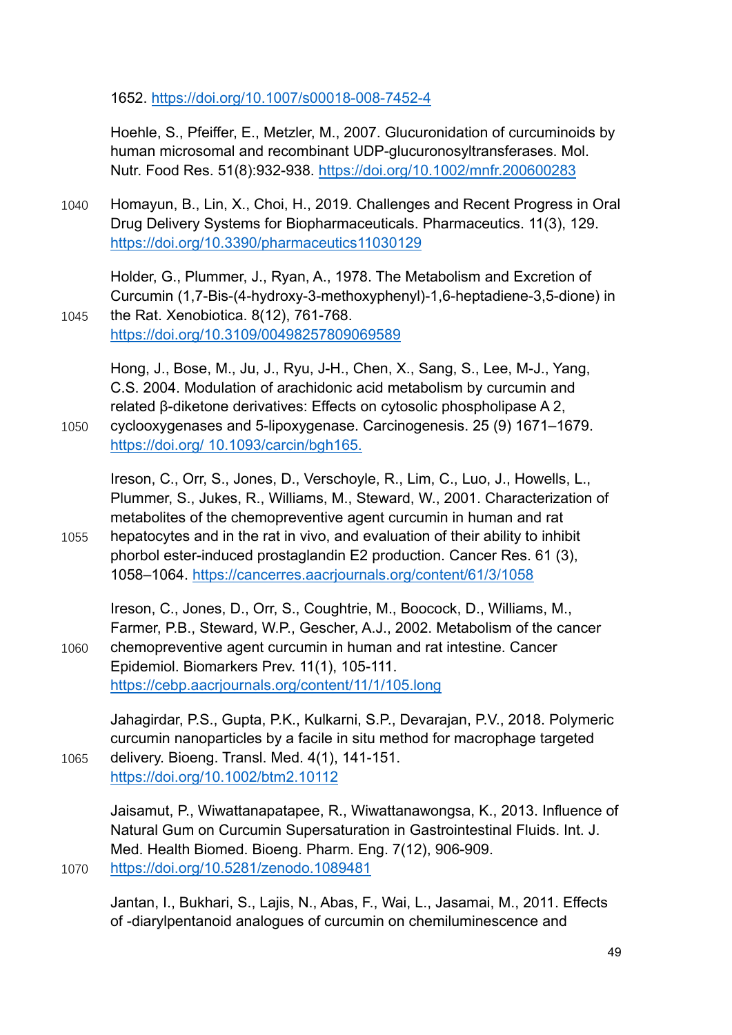1652. https://doi.org/10.1007/s00018-008-7452-4

Hoehle, S., Pfeiffer, E., Metzler, M., 2007. Glucuronidation of curcuminoids by human microsomal and recombinant UDP-glucuronosyltransferases. Mol. Nutr. Food Res. 51(8):932-938. https://doi.org/10.1002/mnfr.200600283

Homayun, B., Lin, X., Choi, H., 2019. Challenges and Recent Progress in Oral Drug Delivery Systems for Biopharmaceuticals. Pharmaceutics. 11(3), 129. https://doi.org/10.3390/pharmaceutics11030129

Holder, G., Plummer, J., Ryan, A., 1978. The Metabolism and Excretion of Curcumin (1,7-Bis-(4-hydroxy-3-methoxyphenyl)-1,6-heptadiene-3,5-dione) in the Rat. Xenobiotica. 8(12), 761-768. https://doi.org/10.3109/00498257809069589

Hong, J., Bose, M., Ju, J., Ryu, J-H., Chen, X., Sang, S., Lee, M-J., Yang, C.S. 2004. Modulation of arachidonic acid metabolism by curcumin and related β-diketone derivatives: Effects on cytosolic phospholipase A 2, cyclooxygenases and 5-lipoxygenase. Carcinogenesis. 25 (9) 1671–1679. https://doi.org/ 10.1093/carcin/bgh165.

Ireson, C., Orr, S., Jones, D., Verschoyle, R., Lim, C., Luo, J., Howells, L., Plummer, S., Jukes, R., Williams, M., Steward, W., 2001. Characterization of metabolites of the chemopreventive agent curcumin in human and rat hepatocytes and in the rat in vivo, and evaluation of their ability to inhibit phorbol ester-induced prostaglandin E2 production. Cancer Res. 61 (3), 1058–1064. https://cancerres.aacrjournals.org/content/61/3/1058

Ireson, C., Jones, D., Orr, S., Coughtrie, M., Boocock, D., Williams, M., Farmer, P.B., Steward, W.P., Gescher, A.J., 2002. Metabolism of the cancer chemopreventive agent curcumin in human and rat intestine. Cancer Epidemiol. Biomarkers Prev. 11(1), 105-111. https://cebp.aacrjournals.org/content/11/1/105.long

Jahagirdar, P.S., Gupta, P.K., Kulkarni, S.P., Devarajan, P.V., 2018. Polymeric curcumin nanoparticles by a facile in situ method for macrophage targeted delivery. Bioeng. Transl. Med. 4(1), 141-151. https://doi.org/10.1002/btm2.10112

Jaisamut, P., Wiwattanapatapee, R., Wiwattanawongsa, K., 2013. Influence of Natural Gum on Curcumin Supersaturation in Gastrointestinal Fluids. Int. J. Med. Health Biomed. Bioeng. Pharm. Eng. 7(12), 906-909. https://doi.org/10.5281/zenodo.1089481

Jantan, I., Bukhari, S., Lajis, N., Abas, F., Wai, L., Jasamai, M., 2011. Effects of -diarylpentanoid analogues of curcumin on chemiluminescence and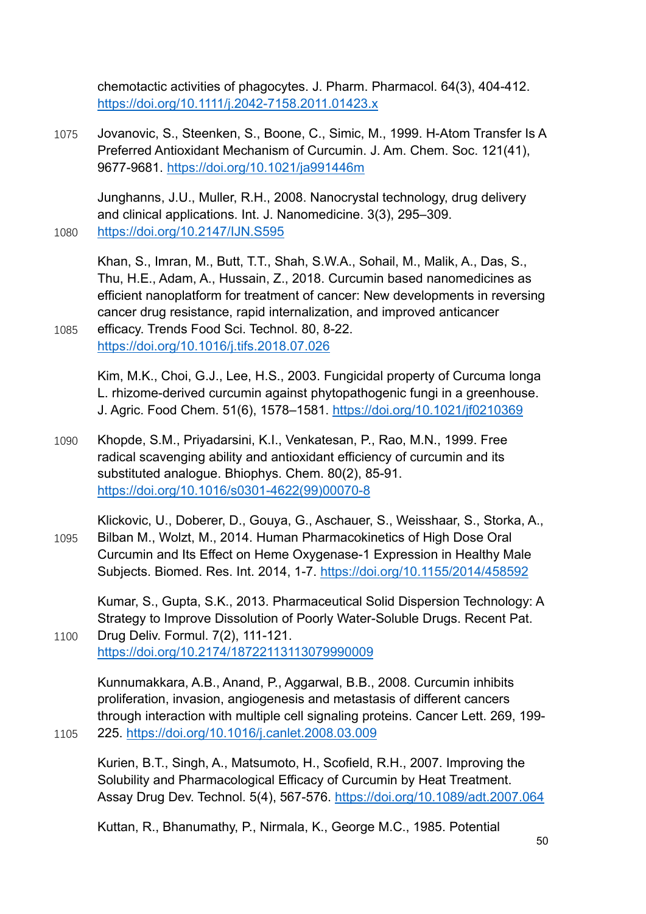chemotactic activities of phagocytes. J. Pharm. Pharmacol. 64(3), 404-412. https://doi.org/10.1111/j.2042-7158.2011.01423.x

Jovanovic, S., Steenken, S., Boone, C., Simic, M., 1999. H-Atom Transfer Is A Preferred Antioxidant Mechanism of Curcumin. J. Am. Chem. Soc. 121(41), 9677-9681. https://doi.org/10.1021/ja991446m

Junghanns, J.U., Muller, R.H., 2008. Nanocrystal technology, drug delivery and clinical applications. Int. J. Nanomedicine. 3(3), 295–309. https://doi.org/10.2147/IJN.S595

Khan, S., Imran, M., Butt, T.T., Shah, S.W.A., Sohail, M., Malik, A., Das, S., Thu, H.E., Adam, A., Hussain, Z., 2018. Curcumin based nanomedicines as efficient nanoplatform for treatment of cancer: New developments in reversing cancer drug resistance, rapid internalization, and improved anticancer efficacy. Trends Food Sci. Technol. 80, 8-22. https://doi.org/10.1016/j.tifs.2018.07.026

Kim, M.K., Choi, G.J., Lee, H.S., 2003. Fungicidal property of Curcuma longa L. rhizome-derived curcumin against phytopathogenic fungi in a greenhouse. J. Agric. Food Chem. 51(6), 1578–1581. https://doi.org/10.1021/jf0210369

Khopde, S.M., Priyadarsini, K.I., Venkatesan, P., Rao, M.N., 1999. Free radical scavenging ability and antioxidant efficiency of curcumin and its substituted analogue. Bhiophys. Chem. 80(2), 85-91. https://doi.org/10.1016/s0301-4622(99)00070-8

Klickovic, U., Doberer, D., Gouya, G., Aschauer, S., Weisshaar, S., Storka, A., Bilban M., Wolzt, M., 2014. Human Pharmacokinetics of High Dose Oral Curcumin and Its Effect on Heme Oxygenase-1 Expression in Healthy Male Subjects. Biomed. Res. Int. 2014, 1-7. https://doi.org/10.1155/2014/458592

Kumar, S., Gupta, S.K., 2013. Pharmaceutical Solid Dispersion Technology: A Strategy to Improve Dissolution of Poorly Water-Soluble Drugs. Recent Pat. Drug Deliv. Formul. 7(2), 111-121. https://doi.org/10.2174/18722113113079990009

Kunnumakkara, A.B., Anand, P., Aggarwal, B.B., 2008. Curcumin inhibits proliferation, invasion, angiogenesis and metastasis of different cancers through interaction with multiple cell signaling proteins. Cancer Lett. 269, 199-225. https://doi.org/10.1016/j.canlet.2008.03.009

Kurien, B.T., Singh, A., Matsumoto, H., Scofield, R.H., 2007. Improving the Solubility and Pharmacological Efficacy of Curcumin by Heat Treatment. Assay Drug Dev. Technol. 5(4), 567-576. https://doi.org/10.1089/adt.2007.064

Kuttan, R., Bhanumathy, P., Nirmala, K., George M.C., 1985. Potential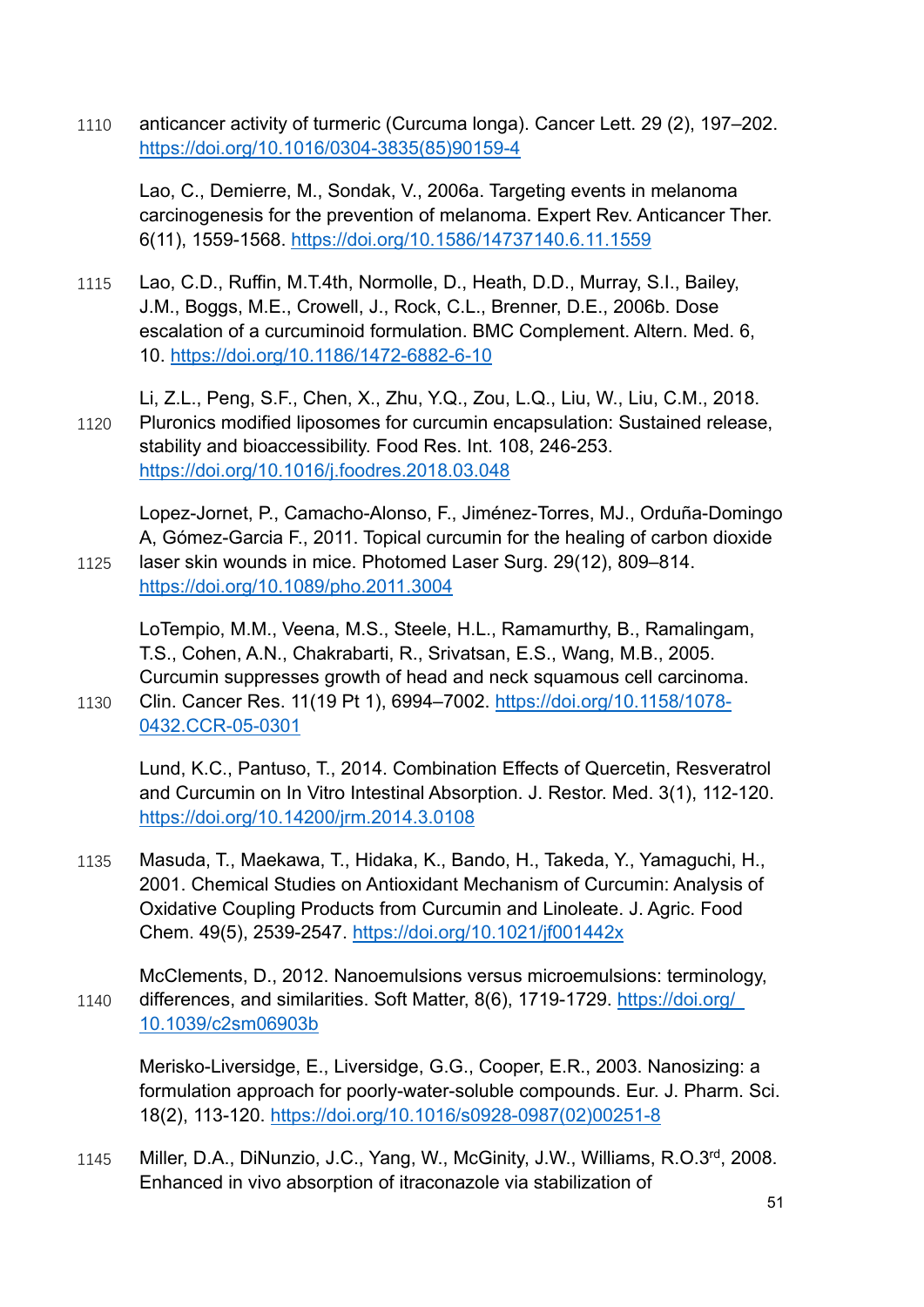anticancer activity of turmeric (Curcuma longa). Cancer Lett. 29 (2), 197–202. https://doi.org/10.1016/0304-3835(85)90159-4

Lao, C., Demierre, M., Sondak, V., 2006a. Targeting events in melanoma carcinogenesis for the prevention of melanoma. Expert Rev. Anticancer Ther. 6(11), 1559-1568. https://doi.org/10.1586/14737140.6.11.1559

Lao, C.D., Ruffin, M.T.4th, Normolle, D., Heath, D.D., Murray, S.I., Bailey, J.M., Boggs, M.E., Crowell, J., Rock, C.L., Brenner, D.E., 2006b. Dose escalation of a curcuminoid formulation. BMC Complement. Altern. Med. 6, 10. https://doi.org/10.1186/1472-6882-6-10

Li, Z.L., Peng, S.F., Chen, X., Zhu, Y.Q., Zou, L.Q., Liu, W., Liu, C.M., 2018. Pluronics modified liposomes for curcumin encapsulation: Sustained release, stability and bioaccessibility. Food Res. Int. 108, 246-253. https://doi.org/10.1016/j.foodres.2018.03.048

Lopez-Jornet, P., Camacho-Alonso, F., Jiménez-Torres, MJ., Orduña-Domingo A, Gómez-Garcia F., 2011. Topical curcumin for the healing of carbon dioxide laser skin wounds in mice. Photomed Laser Surg. 29(12), 809–814. https://doi.org/10.1089/pho.2011.3004

LoTempio, M.M., Veena, M.S., Steele, H.L., Ramamurthy, B., Ramalingam, T.S., Cohen, A.N., Chakrabarti, R., Srivatsan, E.S., Wang, M.B., 2005. Curcumin suppresses growth of head and neck squamous cell carcinoma. Clin. Cancer Res. 11(19 Pt 1), 6994–7002. https://doi.org/10.1158/1078-0432.CCR-05-0301

Lund, K.C., Pantuso, T., 2014. Combination Effects of Quercetin, Resveratrol and Curcumin on In Vitro Intestinal Absorption. J. Restor. Med. 3(1), 112-120. https://doi.org/10.14200/jrm.2014.3.0108

Masuda, T., Maekawa, T., Hidaka, K., Bando, H., Takeda, Y., Yamaguchi, H., 2001. Chemical Studies on Antioxidant Mechanism of Curcumin: Analysis of Oxidative Coupling Products from Curcumin and Linoleate. J. Agric. Food Chem. 49(5), 2539-2547. https://doi.org/10.1021/jf001442x

McClements, D., 2012. Nanoemulsions versus microemulsions: terminology, differences, and similarities. Soft Matter, 8(6), 1719-1729. https://doi.org/10.1039/c2sm06903b

Merisko-Liversidge, E., Liversidge, G.G., Cooper, E.R., 2003. Nanosizing: a formulation approach for poorly-water-soluble compounds. Eur. J. Pharm. Sci. 18(2), 113-120. https://doi.org/10.1016/s0928-0987(02)00251-8

Miller, D.A., DiNunzio, J.C., Yang, W., McGinity, J.W., Williams, R.O.3rd, 2008. Enhanced in vivo absorption of itraconazole via stabilization of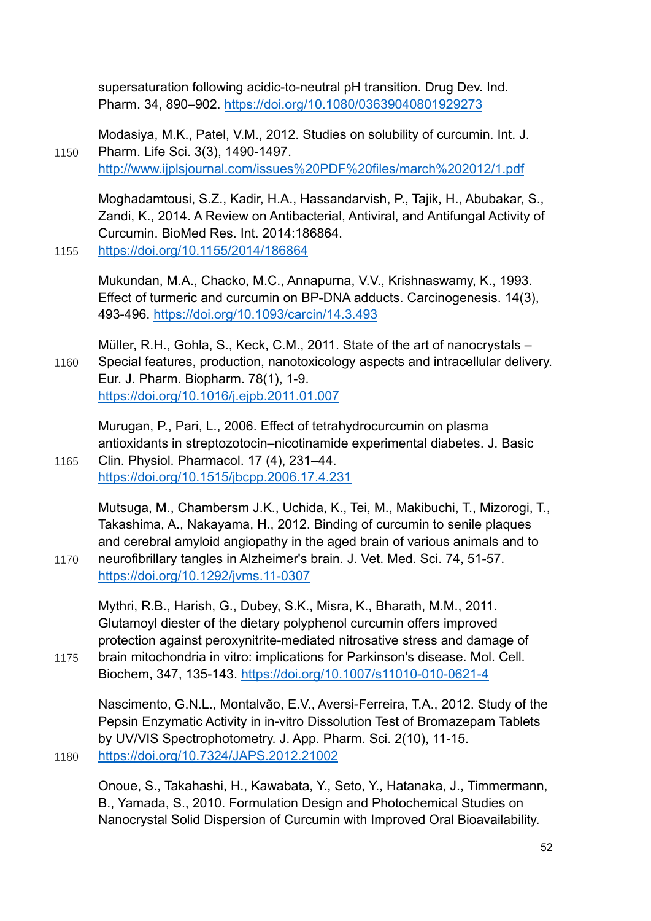supersaturation following acidic-to-neutral pH transition. Drug Dev. Ind. Pharm. 34, 890–902. https://doi.org/10.1080/03639040801929273

Modasiya, M.K., Patel, V.M., 2012. Studies on solubility of curcumin. Int. J. Pharm. Life Sci. 3(3), 1490-1497. http://www.ijplsjournal.com/issues%20PDF%20files/march%202012/1.pdf

Moghadamtousi, S.Z., Kadir, H.A., Hassandarvish, P., Tajik, H., Abubakar, S., Zandi, K., 2014. A Review on Antibacterial, Antiviral, and Antifungal Activity of Curcumin. BioMed Res. Int. 2014:186864. https://doi.org/10.1155/2014/186864

Mukundan, M.A., Chacko, M.C., Annapurna, V.V., Krishnaswamy, K., 1993. Effect of turmeric and curcumin on BP-DNA adducts. Carcinogenesis. 14(3), 493-496. https://doi.org/10.1093/carcin/14.3.493

Müller, R.H., Gohla, S., Keck, C.M., 2011. State of the art of nanocrystals – Special features, production, nanotoxicology aspects and intracellular delivery. Eur. J. Pharm. Biopharm. 78(1), 1-9. https://doi.org/10.1016/j.ejpb.2011.01.007

Murugan, P., Pari, L., 2006. Effect of tetrahydrocurcumin on plasma antioxidants in streptozotocin–nicotinamide experimental diabetes. J. Basic Clin. Physiol. Pharmacol. 17 (4), 231–44. https://doi.org/10.1515/jbcpp.2006.17.4.231

Mutsuga, M., Chambersm J.K., Uchida, K., Tei, M., Makibuchi, T., Mizorogi, T., Takashima, A., Nakayama, H., 2012. Binding of curcumin to senile plaques and cerebral amyloid angiopathy in the aged brain of various animals and to neurofibrillary tangles in Alzheimer's brain. J. Vet. Med. Sci. 74, 51-57. https://doi.org/10.1292/jvms.11-0307

Mythri, R.B., Harish, G., Dubey, S.K., Misra, K., Bharath, M.M., 2011. Glutamoyl diester of the dietary polyphenol curcumin offers improved protection against peroxynitrite-mediated nitrosative stress and damage of brain mitochondria in vitro: implications for Parkinson's disease. Mol. Cell. Biochem, 347, 135-143. https://doi.org/10.1007/s11010-010-0621-4

Nascimento, G.N.L., Montalvão, E.V., Aversi-Ferreira, T.A., 2012. Study of the Pepsin Enzymatic Activity in in-vitro Dissolution Test of Bromazepam Tablets by UV/VIS Spectrophotometry. J. App. Pharm. Sci. 2(10), 11-15. https://doi.org/10.7324/JAPS.2012.21002

Onoue, S., Takahashi, H., Kawabata, Y., Seto, Y., Hatanaka, J., Timmermann, B., Yamada, S., 2010. Formulation Design and Photochemical Studies on Nanocrystal Solid Dispersion of Curcumin with Improved Oral Bioavailability.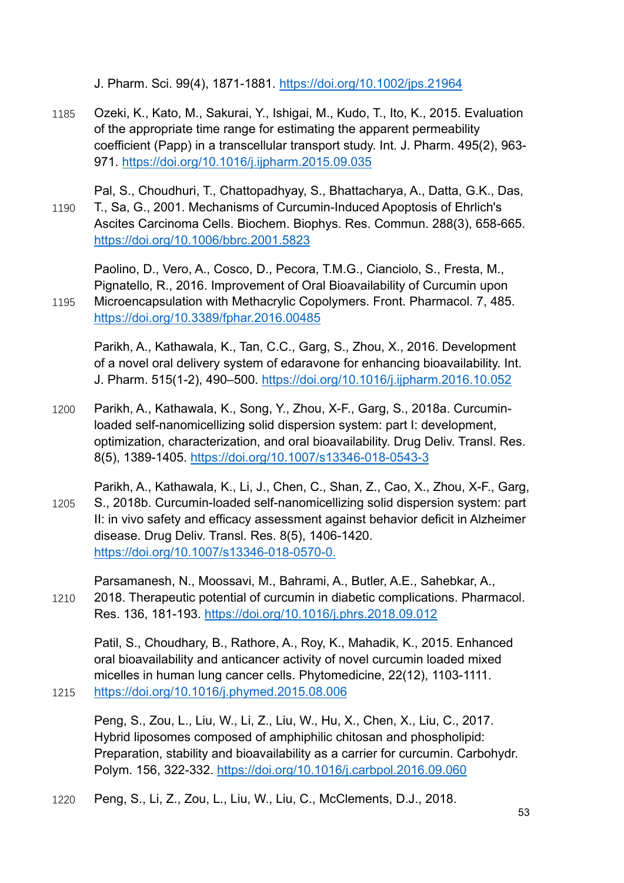J. Pharm. Sci. 99(4), 1871-1881. https://doi.org/10.1002/jps.21964

Ozeki, K., Kato, M., Sakurai, Y., Ishigai, M., Kudo, T., Ito, K., 2015. Evaluation of the appropriate time range for estimating the apparent permeability coefficient (Papp) in a transcellular transport study. Int. J. Pharm. 495(2), 963-971. https://doi.org/10.1016/j.ijpharm.2015.09.035

Pal, S., Choudhuri, T., Chattopadhyay, S., Bhattacharya, A., Datta, G.K., Das, T., Sa, G., 2001. Mechanisms of Curcumin-Induced Apoptosis of Ehrlich's Ascites Carcinoma Cells. Biochem. Biophys. Res. Commun. 288(3), 658-665. https://doi.org/10.1006/bbrc.2001.5823

Paolino, D., Vero, A., Cosco, D., Pecora, T.M.G., Cianciolo, S., Fresta, M., Pignatello, R., 2016. Improvement of Oral Bioavailability of Curcumin upon Microencapsulation with Methacrylic Copolymers. Front. Pharmacol. 7, 485. https://doi.org/10.3389/fphar.2016.00485

Parikh, A., Kathawala, K., Tan, C.C., Garg, S., Zhou, X., 2016. Development of a novel oral delivery system of edaravone for enhancing bioavailability. Int. J. Pharm. 515(1-2), 490–500. https://doi.org/10.1016/j.ijpharm.2016.10.052

Parikh, A., Kathawala, K., Song, Y., Zhou, X-F., Garg, S., 2018a. Curcumin-loaded self-nanomicellizing solid dispersion system: part I: development, optimization, characterization, and oral bioavailability. Drug Deliv. Transl. Res. 8(5), 1389-1405. https://doi.org/10.1007/s13346-018-0543-3

Parikh, A., Kathawala, K., Li, J., Chen, C., Shan, Z., Cao, X., Zhou, X-F., Garg, S., 2018b. Curcumin-loaded self-nanomicellizing solid dispersion system: part II: in vivo safety and efficacy assessment against behavior deficit in Alzheimer disease. Drug Deliv. Transl. Res. 8(5), 1406-1420. https://doi.org/10.1007/s13346-018-0570-0.

Parsamanesh, N., Moossavi, M., Bahrami, A., Butler, A.E., Sahebkar, A., 2018. Therapeutic potential of curcumin in diabetic complications. Pharmacol. Res. 136, 181-193. https://doi.org/10.1016/j.phrs.2018.09.012

Patil, S., Choudhary, B., Rathore, A., Roy, K., Mahadik, K., 2015. Enhanced oral bioavailability and anticancer activity of novel curcumin loaded mixed micelles in human lung cancer cells. Phytomedicine, 22(12), 1103-1111. https://doi.org/10.1016/j.phymed.2015.08.006

Peng, S., Zou, L., Liu, W., Li, Z., Liu, W., Hu, X., Chen, X., Liu, C., 2017. Hybrid liposomes composed of amphiphilic chitosan and phospholipid: Preparation, stability and bioavailability as a carrier for curcumin. Carbohydr. Polym. 156, 322-332. https://doi.org/10.1016/j.carbpol.2016.09.060

Peng, S., Li, Z., Zou, L., Liu, W., Liu, C., McClements, D.J., 2018.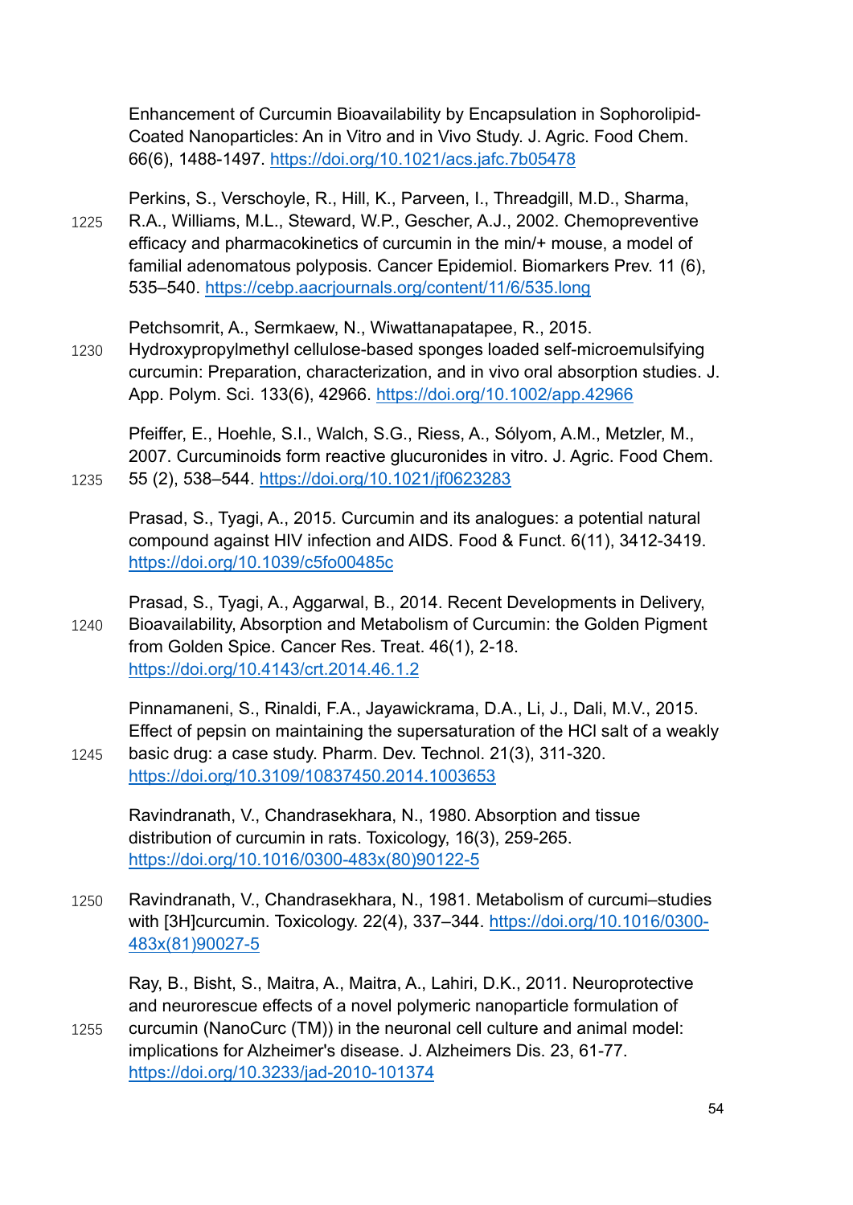Enhancement of Curcumin Bioavailability by Encapsulation in Sophorolipid-Coated Nanoparticles: An in Vitro and in Vivo Study. J. Agric. Food Chem. 66(6), 1488-1497. https://doi.org/10.1021/acs.jafc.7b05478

Perkins, S., Verschoyle, R., Hill, K., Parveen, I., Threadgill, M.D., Sharma, R.A., Williams, M.L., Steward, W.P., Gescher, A.J., 2002. Chemopreventive efficacy and pharmacokinetics of curcumin in the min/+ mouse, a model of familial adenomatous polyposis. Cancer Epidemiol. Biomarkers Prev. 11 (6), 535–540. https://cebp.aacrjournals.org/content/11/6/535.long

Petchsomrit, A., Sermkaew, N., Wiwattanapatapee, R., 2015. Hydroxypropylmethyl cellulose-based sponges loaded self-microemulsifying curcumin: Preparation, characterization, and in vivo oral absorption studies. J. App. Polym. Sci. 133(6), 42966. https://doi.org/10.1002/app.42966

Pfeiffer, E., Hoehle, S.I., Walch, S.G., Riess, A., Sólyom, A.M., Metzler, M., 2007. Curcuminoids form reactive glucuronides in vitro. J. Agric. Food Chem. 55 (2), 538–544. https://doi.org/10.1021/jf0623283

Prasad, S., Tyagi, A., 2015. Curcumin and its analogues: a potential natural compound against HIV infection and AIDS. Food & Funct. 6(11), 3412-3419. https://doi.org/10.1039/c5fo00485c

Prasad, S., Tyagi, A., Aggarwal, B., 2014. Recent Developments in Delivery, Bioavailability, Absorption and Metabolism of Curcumin: the Golden Pigment from Golden Spice. Cancer Res. Treat. 46(1), 2-18. https://doi.org/10.4143/crt.2014.46.1.2

Pinnamaneni, S., Rinaldi, F.A., Jayawickrama, D.A., Li, J., Dali, M.V., 2015. Effect of pepsin on maintaining the supersaturation of the HCl salt of a weakly basic drug: a case study. Pharm. Dev. Technol. 21(3), 311-320. https://doi.org/10.3109/10837450.2014.1003653

Ravindranath, V., Chandrasekhara, N., 1980. Absorption and tissue distribution of curcumin in rats. Toxicology, 16(3), 259-265. https://doi.org/10.1016/0300-483x(80)90122-5

Ravindranath, V., Chandrasekhara, N., 1981. Metabolism of curcumi–studies with [3H]curcumin. Toxicology. 22(4), 337–344. https://doi.org/10.1016/0300-483x(81)90027-5

Ray, B., Bisht, S., Maitra, A., Maitra, A., Lahiri, D.K., 2011. Neuroprotective and neurorescue effects of a novel polymeric nanoparticle formulation of curcumin (NanoCurc (TM)) in the neuronal cell culture and animal model: implications for Alzheimer's disease. J. Alzheimers Dis. 23, 61-77. https://doi.org/10.3233/jad-2010-101374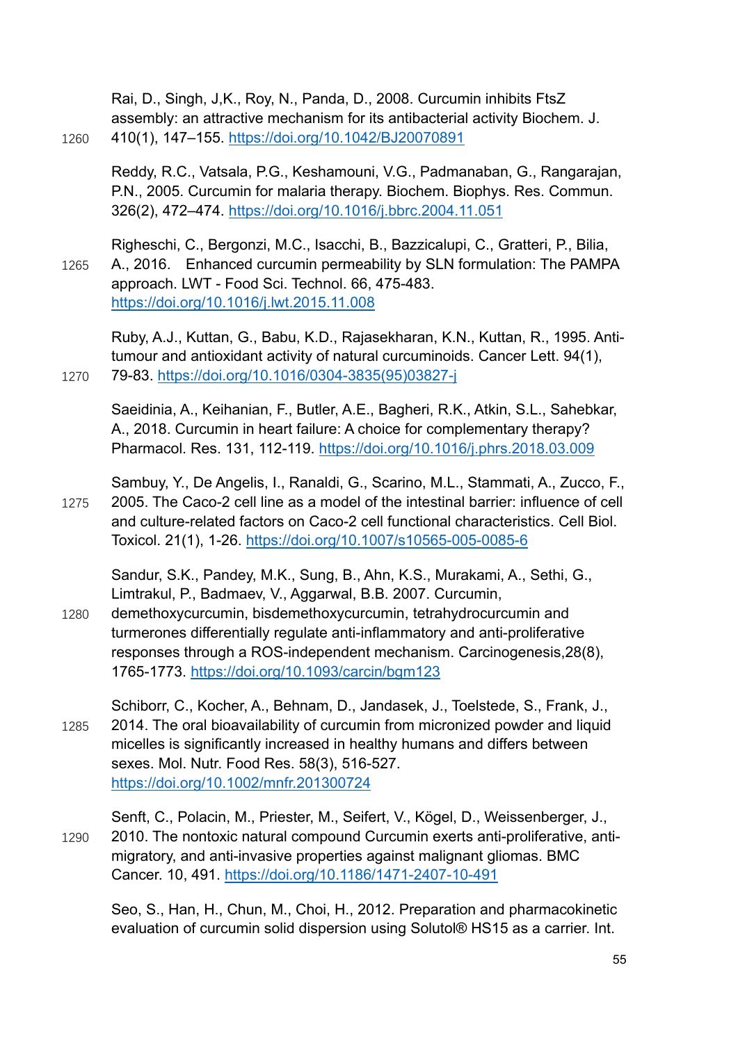Rai, D., Singh, J,K., Roy, N., Panda, D., 2008. Curcumin inhibits FtsZ assembly: an attractive mechanism for its antibacterial activity Biochem. J. 410(1), 147–155. https://doi.org/10.1042/BJ20070891

Reddy, R.C., Vatsala, P.G., Keshamouni, V.G., Padmanaban, G., Rangarajan, P.N., 2005. Curcumin for malaria therapy. Biochem. Biophys. Res. Commun. 326(2), 472–474. https://doi.org/10.1016/j.bbrc.2004.11.051

Righeschi, C., Bergonzi, M.C., Isacchi, B., Bazzicalupi, C., Gratteri, P., Bilia, A., 2016. Enhanced curcumin permeability by SLN formulation: The PAMPA approach. LWT - Food Sci. Technol. 66, 475-483. https://doi.org/10.1016/j.lwt.2015.11.008

Ruby, A.J., Kuttan, G., Babu, K.D., Rajasekharan, K.N., Kuttan, R., 1995. Anti-tumour and antioxidant activity of natural curcuminoids. Cancer Lett. 94(1), 79-83. https://doi.org/10.1016/0304-3835(95)03827-j

Saeidinia, A., Keihanian, F., Butler, A.E., Bagheri, R.K., Atkin, S.L., Sahebkar, A., 2018. Curcumin in heart failure: A choice for complementary therapy? Pharmacol. Res. 131, 112-119. https://doi.org/10.1016/j.phrs.2018.03.009

Sambuy, Y., De Angelis, I., Ranaldi, G., Scarino, M.L., Stammati, A., Zucco, F., 2005. The Caco-2 cell line as a model of the intestinal barrier: influence of cell and culture-related factors on Caco-2 cell functional characteristics. Cell Biol. Toxicol. 21(1), 1-26. https://doi.org/10.1007/s10565-005-0085-6

Sandur, S.K., Pandey, M.K., Sung, B., Ahn, K.S., Murakami, A., Sethi, G., Limtrakul, P., Badmaev, V., Aggarwal, B.B. 2007. Curcumin, demethoxycurcumin, bisdemethoxycurcumin, tetrahydrocurcumin and turmerones differentially regulate anti-inflammatory and anti-proliferative responses through a ROS-independent mechanism. Carcinogenesis,28(8), 1765-1773. https://doi.org/10.1093/carcin/bgm123

Schiborr, C., Kocher, A., Behnam, D., Jandasek, J., Toelstede, S., Frank, J., 2014. The oral bioavailability of curcumin from micronized powder and liquid micelles is significantly increased in healthy humans and differs between sexes. Mol. Nutr. Food Res. 58(3), 516-527. https://doi.org/10.1002/mnfr.201300724

Senft, C., Polacin, M., Priester, M., Seifert, V., Kögel, D., Weissenberger, J., 2010. The nontoxic natural compound Curcumin exerts anti-proliferative, anti-migratory, and anti-invasive properties against malignant gliomas. BMC Cancer. 10, 491. https://doi.org/10.1186/1471-2407-10-491

Seo, S., Han, H., Chun, M., Choi, H., 2012. Preparation and pharmacokinetic evaluation of curcumin solid dispersion using Solutol® HS15 as a carrier. Int.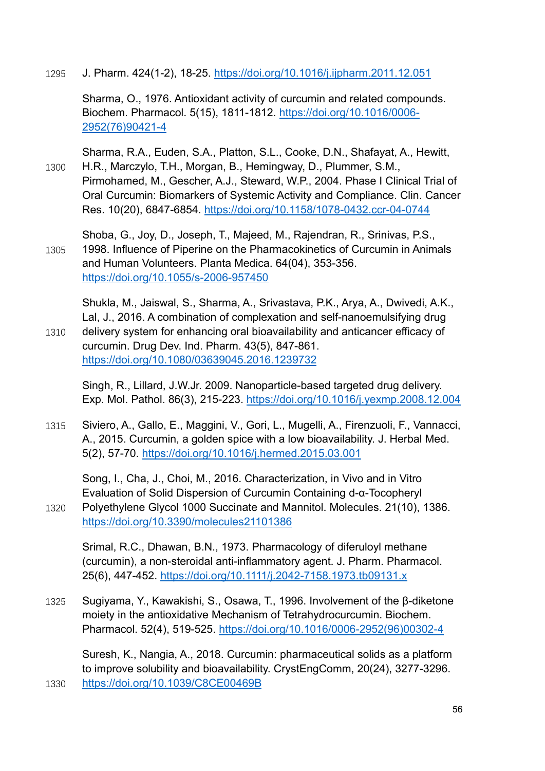J. Pharm. 424(1-2), 18-25. https://doi.org/10.1016/j.ijpharm.2011.12.051

Sharma, O., 1976. Antioxidant activity of curcumin and related compounds. Biochem. Pharmacol. 5(15), 1811-1812. https://doi.org/10.1016/0006-2952(76)90421-4

Sharma, R.A., Euden, S.A., Platton, S.L., Cooke, D.N., Shafayat, A., Hewitt, H.R., Marczylo, T.H., Morgan, B., Hemingway, D., Plummer, S.M., Pirmohamed, M., Gescher, A.J., Steward, W.P., 2004. Phase I Clinical Trial of Oral Curcumin: Biomarkers of Systemic Activity and Compliance. Clin. Cancer Res. 10(20), 6847-6854. https://doi.org/10.1158/1078-0432.ccr-04-0744

Shoba, G., Joy, D., Joseph, T., Majeed, M., Rajendran, R., Srinivas, P.S., 1998. Influence of Piperine on the Pharmacokinetics of Curcumin in Animals and Human Volunteers. Planta Medica. 64(04), 353-356. https://doi.org/10.1055/s-2006-957450

Shukla, M., Jaiswal, S., Sharma, A., Srivastava, P.K., Arya, A., Dwivedi, A.K., Lal, J., 2016. A combination of complexation and self-nanoemulsifying drug delivery system for enhancing oral bioavailability and anticancer efficacy of curcumin. Drug Dev. Ind. Pharm. 43(5), 847-861. https://doi.org/10.1080/03639045.2016.1239732

Singh, R., Lillard, J.W.Jr. 2009. Nanoparticle-based targeted drug delivery. Exp. Mol. Pathol. 86(3), 215-223. https://doi.org/10.1016/j.yexmp.2008.12.004

Siviero, A., Gallo, E., Maggini, V., Gori, L., Mugelli, A., Firenzuoli, F., Vannacci, A., 2015. Curcumin, a golden spice with a low bioavailability. J. Herbal Med. 5(2), 57-70. https://doi.org/10.1016/j.hermed.2015.03.001

Song, I., Cha, J., Choi, M., 2016. Characterization, in Vivo and in Vitro Evaluation of Solid Dispersion of Curcumin Containing d-α-Tocopheryl Polyethylene Glycol 1000 Succinate and Mannitol. Molecules. 21(10), 1386. https://doi.org/10.3390/molecules21101386

Srimal, R.C., Dhawan, B.N., 1973. Pharmacology of diferuloyl methane (curcumin), a non-steroidal anti-inflammatory agent. J. Pharm. Pharmacol. 25(6), 447-452. https://doi.org/10.1111/j.2042-7158.1973.tb09131.x

Sugiyama, Y., Kawakishi, S., Osawa, T., 1996. Involvement of the β-diketone moiety in the antioxidative Mechanism of Tetrahydrocurcumin. Biochem. Pharmacol. 52(4), 519-525. https://doi.org/10.1016/0006-2952(96)00302-4

Suresh, K., Nangia, A., 2018. Curcumin: pharmaceutical solids as a platform to improve solubility and bioavailability. CrystEngComm, 20(24), 3277-3296. https://doi.org/10.1039/C8CE00469B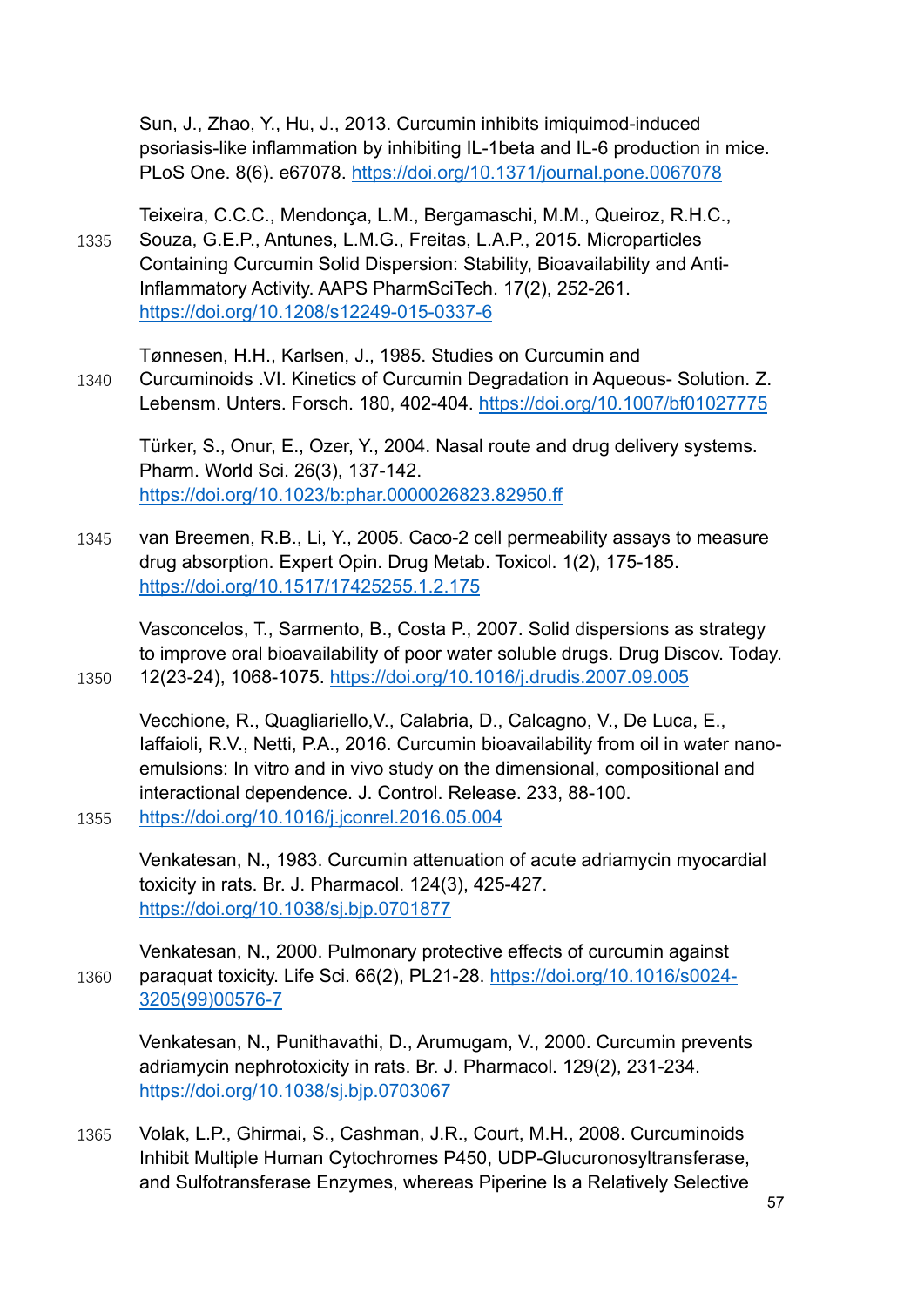Sun, J., Zhao, Y., Hu, J., 2013. Curcumin inhibits imiquimod-induced psoriasis-like inflammation by inhibiting IL-1beta and IL-6 production in mice. PLoS One. 8(6). e67078. https://doi.org/10.1371/journal.pone.0067078

Teixeira, C.C.C., Mendonça, L.M., Bergamaschi, M.M., Queiroz, R.H.C., Souza, G.E.P., Antunes, L.M.G., Freitas, L.A.P., 2015. Microparticles Containing Curcumin Solid Dispersion: Stability, Bioavailability and Anti-Inflammatory Activity. AAPS PharmSciTech. 17(2), 252-261. https://doi.org/10.1208/s12249-015-0337-6

Tønnesen, H.H., Karlsen, J., 1985. Studies on Curcumin and Curcuminoids .VI. Kinetics of Curcumin Degradation in Aqueous- Solution. Z. Lebensm. Unters. Forsch. 180, 402-404. https://doi.org/10.1007/bf01027775

Türker, S., Onur, E., Ozer, Y., 2004. Nasal route and drug delivery systems. Pharm. World Sci. 26(3), 137-142. https://doi.org/10.1023/b:phar.0000026823.82950.ff

van Breemen, R.B., Li, Y., 2005. Caco-2 cell permeability assays to measure drug absorption. Expert Opin. Drug Metab. Toxicol. 1(2), 175-185. https://doi.org/10.1517/17425255.1.2.175

Vasconcelos, T., Sarmento, B., Costa P., 2007. Solid dispersions as strategy to improve oral bioavailability of poor water soluble drugs. Drug Discov. Today. 12(23-24), 1068-1075. https://doi.org/10.1016/j.drudis.2007.09.005

Vecchione, R., Quagliariello,V., Calabria, D., Calcagno, V., De Luca, E., Iaffaioli, R.V., Netti, P.A., 2016. Curcumin bioavailability from oil in water nano-emulsions: In vitro and in vivo study on the dimensional, compositional and interactional dependence. J. Control. Release. 233, 88-100. https://doi.org/10.1016/j.jconrel.2016.05.004

Venkatesan, N., 1983. Curcumin attenuation of acute adriamycin myocardial toxicity in rats. Br. J. Pharmacol. 124(3), 425-427. https://doi.org/10.1038/sj.bjp.0701877

Venkatesan, N., 2000. Pulmonary protective effects of curcumin against paraquat toxicity. Life Sci. 66(2), PL21-28. https://doi.org/10.1016/s0024-3205(99)00576-7

Venkatesan, N., Punithavathi, D., Arumugam, V., 2000. Curcumin prevents adriamycin nephrotoxicity in rats. Br. J. Pharmacol. 129(2), 231-234. https://doi.org/10.1038/sj.bjp.0703067

Volak, L.P., Ghirmai, S., Cashman, J.R., Court, M.H., 2008. Curcuminoids Inhibit Multiple Human Cytochromes P450, UDP-Glucuronosyltransferase, and Sulfotransferase Enzymes, whereas Piperine Is a Relatively Selective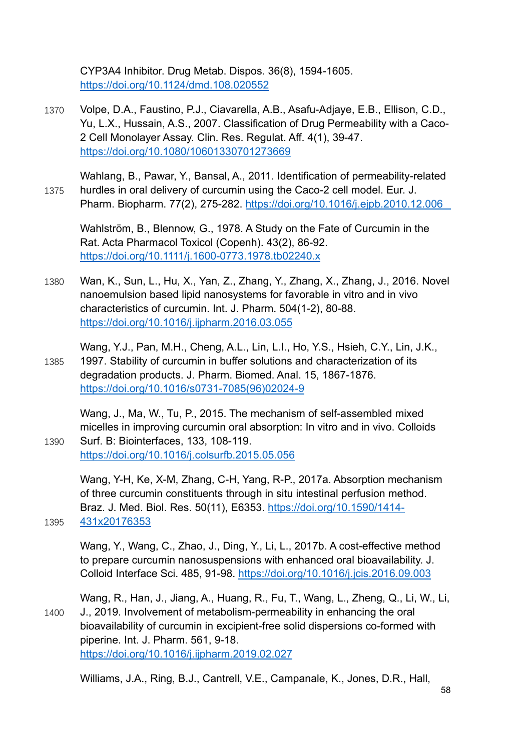CYP3A4 Inhibitor. Drug Metab. Dispos. 36(8), 1594-1605. https://doi.org/10.1124/dmd.108.020552

Volpe, D.A., Faustino, P.J., Ciavarella, A.B., Asafu-Adjaye, E.B., Ellison, C.D., Yu, L.X., Hussain, A.S., 2007. Classification of Drug Permeability with a Caco-2 Cell Monolayer Assay. Clin. Res. Regulat. Aff. 4(1), 39-47. https://doi.org/10.1080/10601330701273669

Wahlang, B., Pawar, Y., Bansal, A., 2011. Identification of permeability-related hurdles in oral delivery of curcumin using the Caco-2 cell model. Eur. J. Pharm. Biopharm. 77(2), 275-282. https://doi.org/10.1016/j.ejpb.2010.12.006

Wahlström, B., Blennow, G., 1978. A Study on the Fate of Curcumin in the Rat. Acta Pharmacol Toxicol (Copenh). 43(2), 86-92. https://doi.org/10.1111/j.1600-0773.1978.tb02240.x

Wan, K., Sun, L., Hu, X., Yan, Z., Zhang, Y., Zhang, X., Zhang, J., 2016. Novel nanoemulsion based lipid nanosystems for favorable in vitro and in vivo characteristics of curcumin. Int. J. Pharm. 504(1-2), 80-88. https://doi.org/10.1016/j.ijpharm.2016.03.055

Wang, Y.J., Pan, M.H., Cheng, A.L., Lin, L.I., Ho, Y.S., Hsieh, C.Y., Lin, J.K., 1997. Stability of curcumin in buffer solutions and characterization of its degradation products. J. Pharm. Biomed. Anal. 15, 1867-1876. https://doi.org/10.1016/s0731-7085(96)02024-9

Wang, J., Ma, W., Tu, P., 2015. The mechanism of self-assembled mixed micelles in improving curcumin oral absorption: In vitro and in vivo. Colloids Surf. B: Biointerfaces, 133, 108-119. https://doi.org/10.1016/j.colsurfb.2015.05.056

Wang, Y-H, Ke, X-M, Zhang, C-H, Yang, R-P., 2017a. Absorption mechanism of three curcumin constituents through in situ intestinal perfusion method. Braz. J. Med. Biol. Res. 50(11), E6353. https://doi.org/10.1590/1414-431x20176353

Wang, Y., Wang, C., Zhao, J., Ding, Y., Li, L., 2017b. A cost-effective method to prepare curcumin nanosuspensions with enhanced oral bioavailability. J. Colloid Interface Sci. 485, 91-98. https://doi.org/10.1016/j.jcis.2016.09.003

Wang, R., Han, J., Jiang, A., Huang, R., Fu, T., Wang, L., Zheng, Q., Li, W., Li, J., 2019. Involvement of metabolism-permeability in enhancing the oral bioavailability of curcumin in excipient-free solid dispersions co-formed with piperine. Int. J. Pharm. 561, 9-18. https://doi.org/10.1016/j.ijpharm.2019.02.027

Williams, J.A., Ring, B.J., Cantrell, V.E., Campanale, K., Jones, D.R., Hall,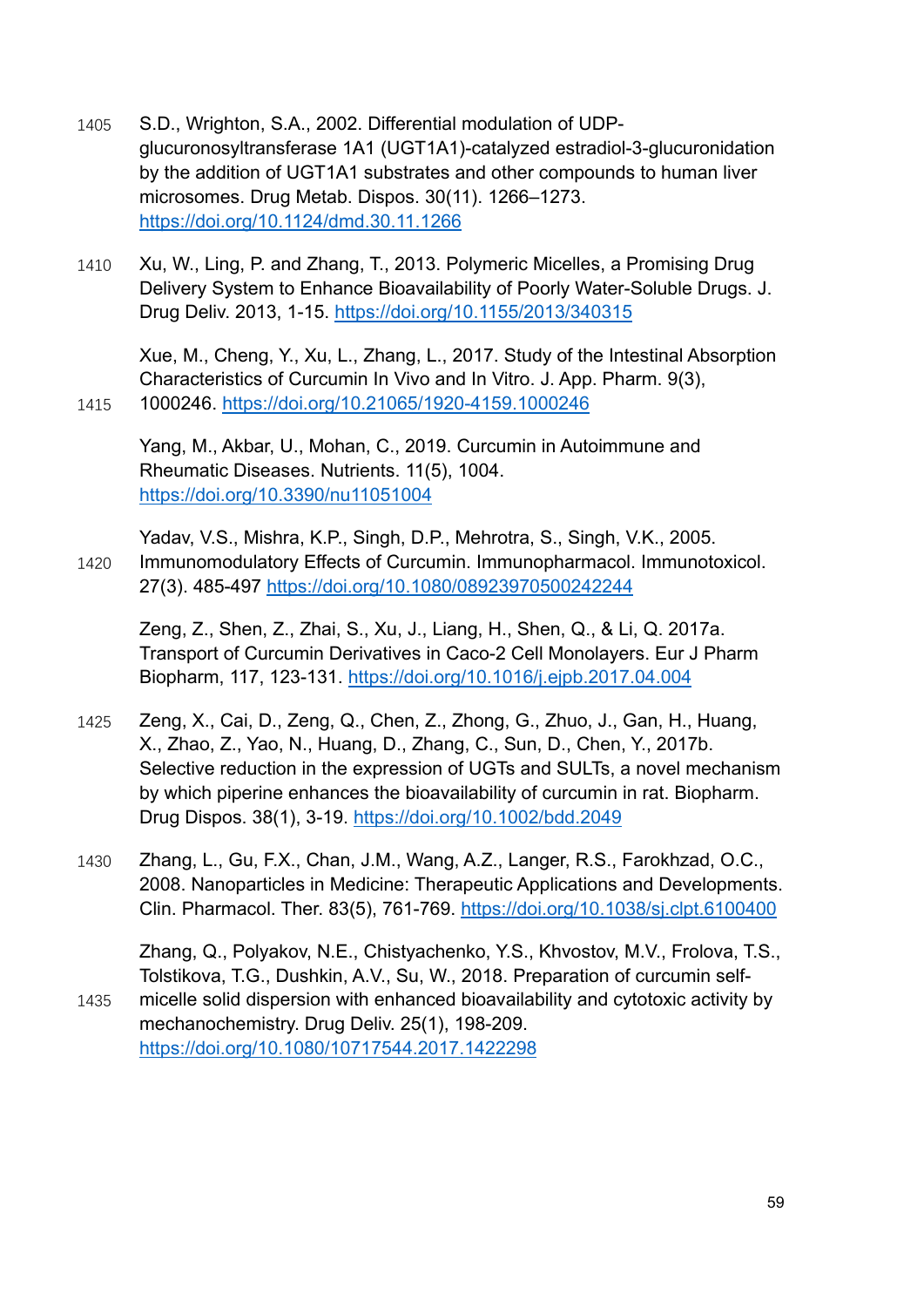S.D., Wrighton, S.A., 2002. Differential modulation of UDP-glucuronosyltransferase 1A1 (UGT1A1)-catalyzed estradiol-3-glucuronidation by the addition of UGT1A1 substrates and other compounds to human liver microsomes. Drug Metab. Dispos. 30(11). 1266–1273. https://doi.org/10.1124/dmd.30.11.1266

Xu, W., Ling, P. and Zhang, T., 2013. Polymeric Micelles, a Promising Drug Delivery System to Enhance Bioavailability of Poorly Water-Soluble Drugs. J. Drug Deliv. 2013, 1-15. https://doi.org/10.1155/2013/340315

Xue, M., Cheng, Y., Xu, L., Zhang, L., 2017. Study of the Intestinal Absorption Characteristics of Curcumin In Vivo and In Vitro. J. App. Pharm. 9(3), 1000246. https://doi.org/10.21065/1920-4159.1000246

Yang, M., Akbar, U., Mohan, C., 2019. Curcumin in Autoimmune and Rheumatic Diseases. Nutrients. 11(5), 1004. https://doi.org/10.3390/nu11051004

Yadav, V.S., Mishra, K.P., Singh, D.P., Mehrotra, S., Singh, V.K., 2005. Immunomodulatory Effects of Curcumin. Immunopharmacol. Immunotoxicol. 27(3). 485-497 https://doi.org/10.1080/08923970500242244

Zeng, Z., Shen, Z., Zhai, S., Xu, J., Liang, H., Shen, Q., & Li, Q. 2017a. Transport of Curcumin Derivatives in Caco-2 Cell Monolayers. Eur J Pharm Biopharm, 117, 123-131. https://doi.org/10.1016/j.ejpb.2017.04.004

Zeng, X., Cai, D., Zeng, Q., Chen, Z., Zhong, G., Zhuo, J., Gan, H., Huang, X., Zhao, Z., Yao, N., Huang, D., Zhang, C., Sun, D., Chen, Y., 2017b. Selective reduction in the expression of UGTs and SULTs, a novel mechanism by which piperine enhances the bioavailability of curcumin in rat. Biopharm. Drug Dispos. 38(1), 3-19. https://doi.org/10.1002/bdd.2049

Zhang, L., Gu, F.X., Chan, J.M., Wang, A.Z., Langer, R.S., Farokhzad, O.C., 2008. Nanoparticles in Medicine: Therapeutic Applications and Developments. Clin. Pharmacol. Ther. 83(5), 761-769. https://doi.org/10.1038/sj.clpt.6100400

Zhang, Q., Polyakov, N.E., Chistyachenko, Y.S., Khvostov, M.V., Frolova, T.S., Tolstikova, T.G., Dushkin, A.V., Su, W., 2018. Preparation of curcumin self-micelle solid dispersion with enhanced bioavailability and cytotoxic activity by mechanochemistry. Drug Deliv. 25(1), 198-209. https://doi.org/10.1080/10717544.2017.1422298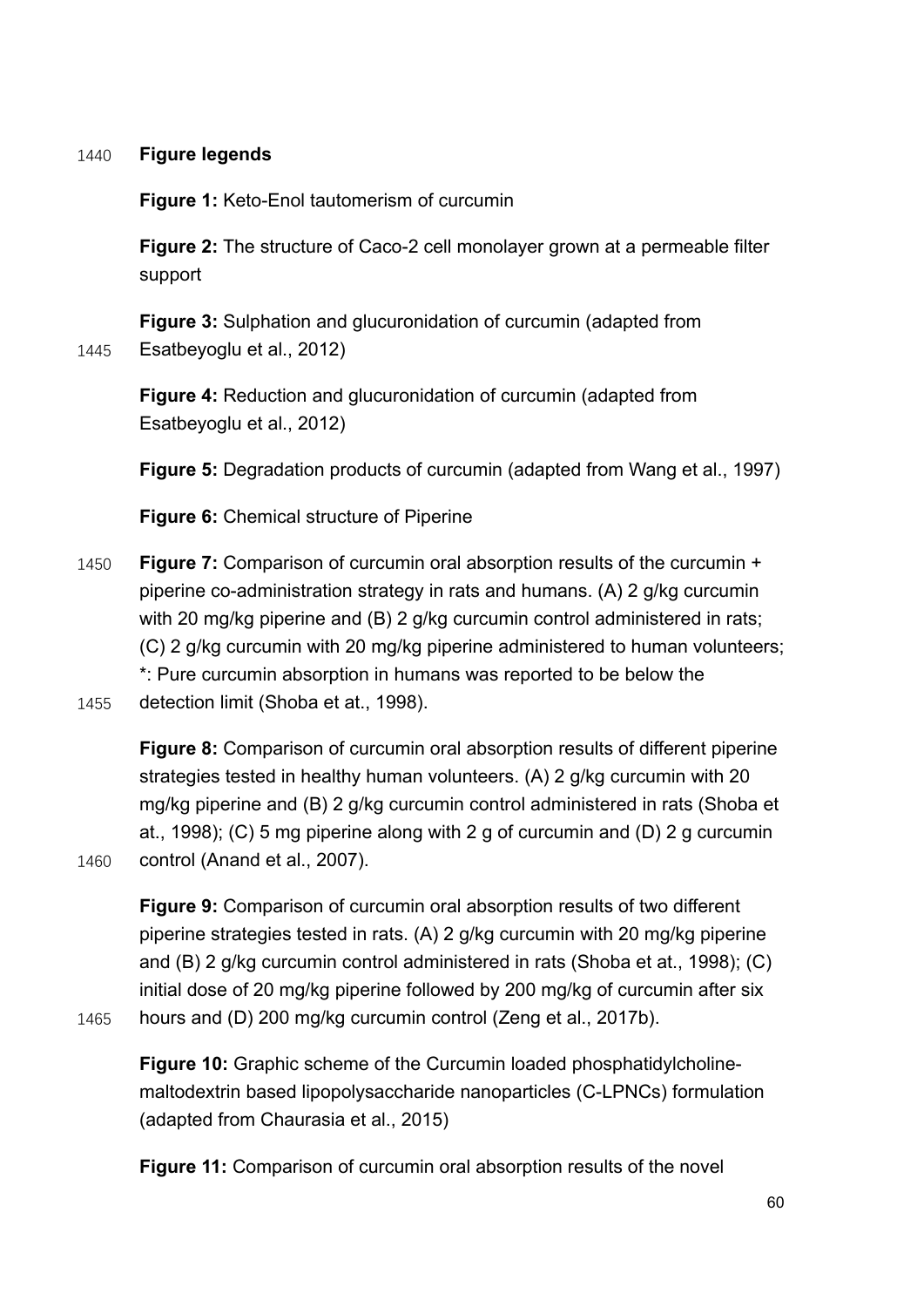# Figure legends

**Figure 1:** Keto-Enol tautomerism of curcumin

**Figure 2:** The structure of Caco-2 cell monolayer grown at a permeable filter support

**Figure 3:** Sulphation and glucuronidation of curcumin (adapted from Esatbeyoglu et al., 2012)

**Figure 4:** Reduction and glucuronidation of curcumin (adapted from Esatbeyoglu et al., 2012)

**Figure 5:** Degradation products of curcumin (adapted from Wang et al., 1997)

**Figure 6:** Chemical structure of Piperine

**Figure 7:** Comparison of curcumin oral absorption results of the curcumin + piperine co-administration strategy in rats and humans. (A) 2 g/kg curcumin with 20 mg/kg piperine and (B) 2 g/kg curcumin control administered in rats; (C) 2 g/kg curcumin with 20 mg/kg piperine administered to human volunteers; *: Pure curcumin absorption in humans was reported to be below the detection limit (Shoba et at., 1998).

**Figure 8:** Comparison of curcumin oral absorption results of different piperine strategies tested in healthy human volunteers. (A) 2 g/kg curcumin with 20 mg/kg piperine and (B) 2 g/kg curcumin control administered in rats (Shoba et at., 1998); (C) 5 mg piperine along with 2 g of curcumin and (D) 2 g curcumin control (Anand et al., 2007).

**Figure 9:** Comparison of curcumin oral absorption results of two different piperine strategies tested in rats. (A) 2 g/kg curcumin with 20 mg/kg piperine and (B) 2 g/kg curcumin control administered in rats (Shoba et at., 1998); (C) initial dose of 20 mg/kg piperine followed by 200 mg/kg of curcumin after six hours and (D) 200 mg/kg curcumin control (Zeng et al., 2017b).

**Figure 10:** Graphic scheme of the Curcumin loaded phosphatidylcholine-maltodextrin based lipopolysaccharide nanoparticles (C-LPNCs) formulation (adapted from Chaurasia et al., 2015)

**Figure 11:** Comparison of curcumin oral absorption results of the novel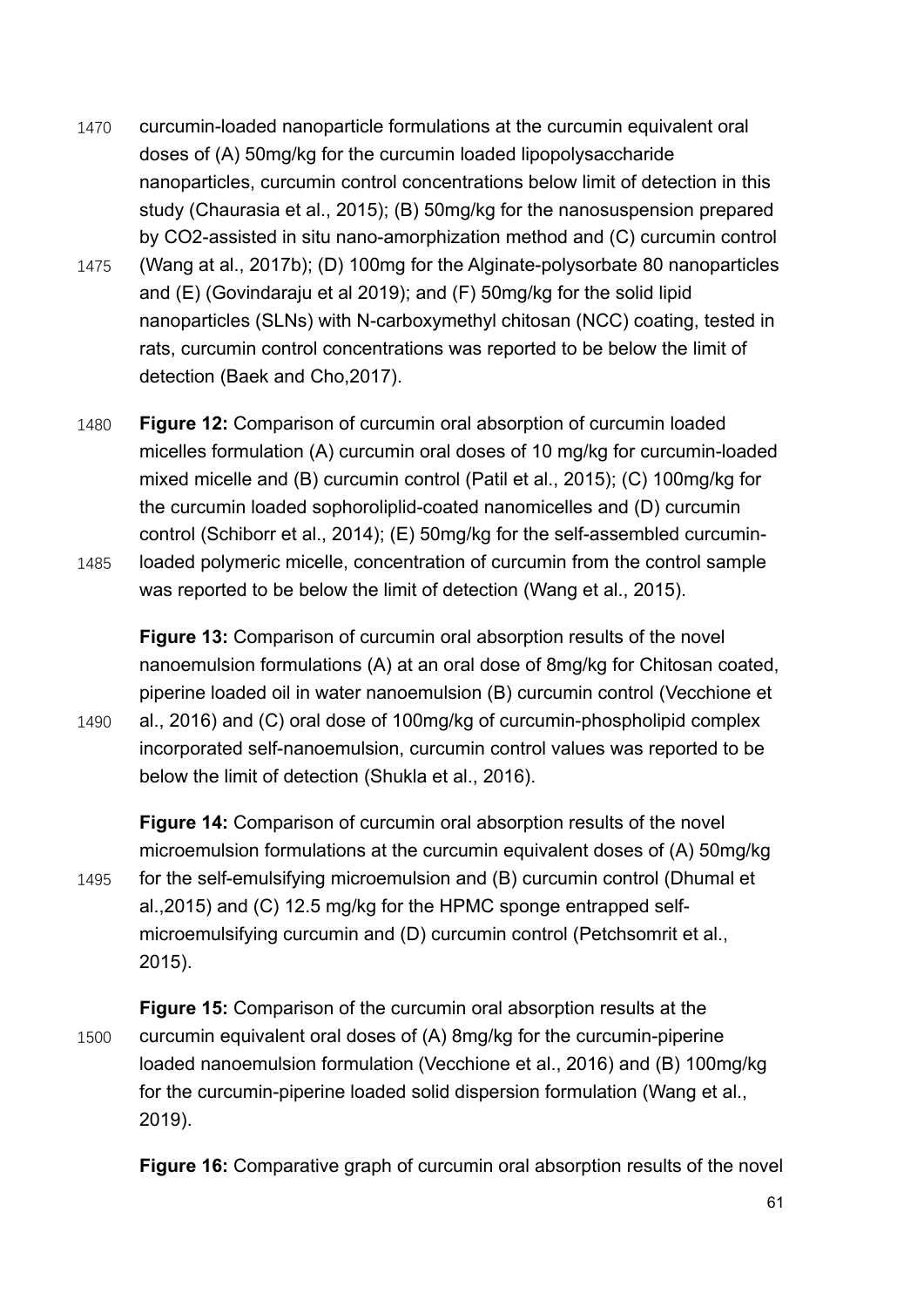curcumin-loaded nanoparticle formulations at the curcumin equivalent oral doses of (A) 50mg/kg for the curcumin loaded lipopolysaccharide nanoparticles, curcumin control concentrations below limit of detection in this study (Chaurasia et al., 2015); (B) 50mg/kg for the nanosuspension prepared by $CO_2$-assisted in situ nano-amorphization method and (C) curcumin control (Wang at al., 2017b); (D) 100mg for the Alginate-polysorbate 80 nanoparticles and (E) (Govindaraju et al 2019); and (F) 50mg/kg for the solid lipid nanoparticles (SLNs) with N-carboxymethyl chitosan (NCC) coating, tested in rats, curcumin control concentrations was reported to be below the limit of detection (Baek and Cho,2017).

**Figure 12:** Comparison of curcumin oral absorption of curcumin loaded micelles formulation (A) curcumin oral doses of 10 mg/kg for curcumin-loaded mixed micelle and (B) curcumin control (Patil et al., 2015); (C) 100mg/kg for the curcumin loaded sophoroliplid-coated nanomicelles and (D) curcumin control (Schiborr et al., 2014); (E) 50mg/kg for the self-assembled curcumin-loaded polymeric micelle, concentration of curcumin from the control sample was reported to be below the limit of detection (Wang et al., 2015).

**Figure 13:** Comparison of curcumin oral absorption results of the novel nanoemulsion formulations (A) at an oral dose of 8mg/kg for Chitosan coated, piperine loaded oil in water nanoemulsion (B) curcumin control (Vecchione et al., 2016) and (C) oral dose of 100mg/kg of curcumin-phospholipid complex incorporated self-nanoemulsion, curcumin control values was reported to be below the limit of detection (Shukla et al., 2016).

**Figure 14:** Comparison of curcumin oral absorption results of the novel microemulsion formulations at the curcumin equivalent doses of (A) 50mg/kg for the self-emulsifying microemulsion and (B) curcumin control (Dhumal et al.,2015) and (C) 12.5 mg/kg for the HPMC sponge entrapped self-microemulsifying curcumin and (D) curcumin control (Petchsomrit et al., 2015).

**Figure 15:** Comparison of the curcumin oral absorption results at the curcumin equivalent oral doses of (A) 8mg/kg for the curcumin-piperine loaded nanoemulsion formulation (Vecchione et al., 2016) and (B) 100mg/kg for the curcumin-piperine loaded solid dispersion formulation (Wang et al., 2019).

**Figure 16:** Comparative graph of curcumin oral absorption results of the novel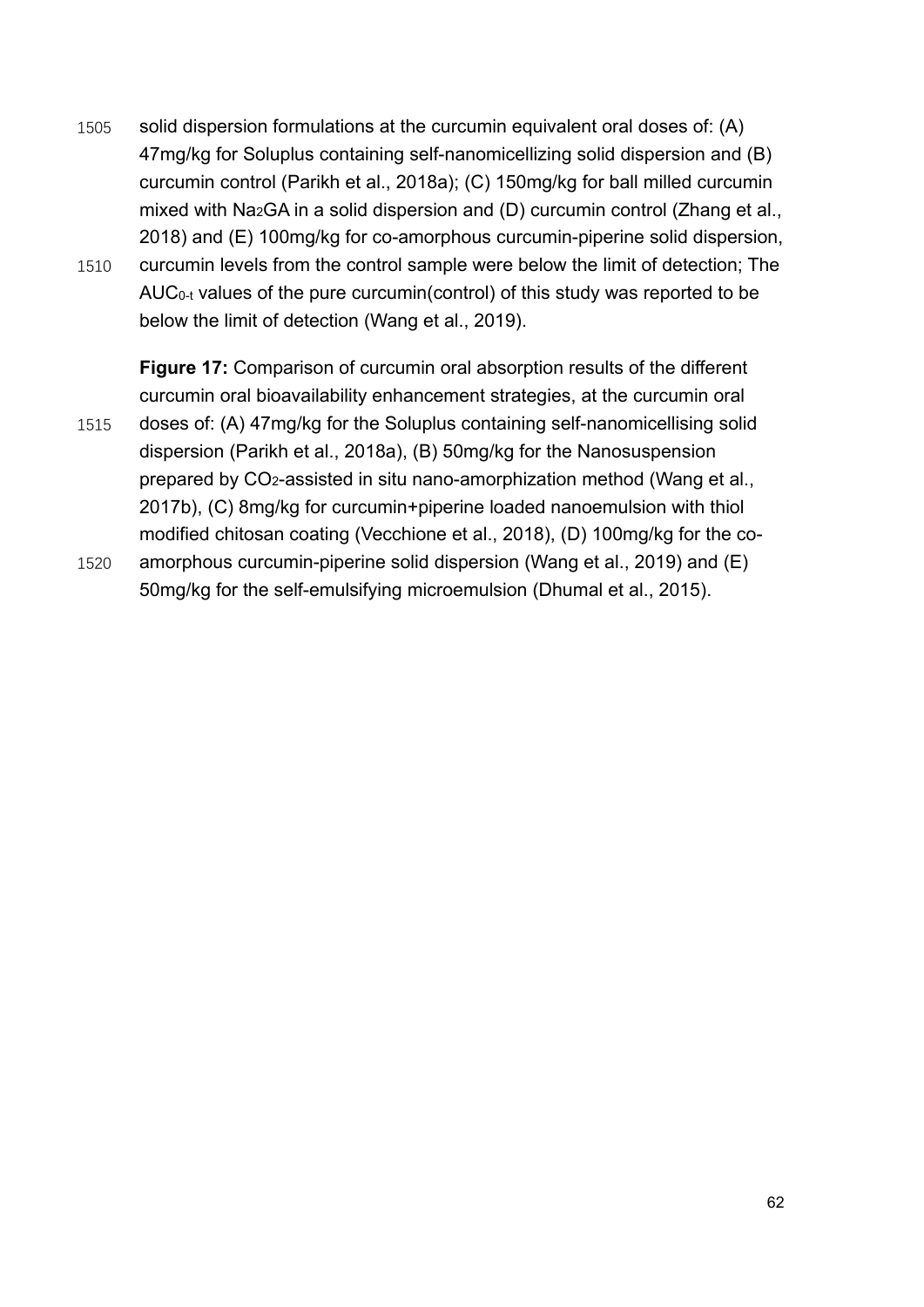solid dispersion formulations at the curcumin equivalent oral doses of: (A) 47mg/kg for Soluplus containing self-nanomicellizing solid dispersion and (B) curcumin control (Parikh et al., 2018a); (C) 150mg/kg for ball milled curcumin mixed with $Na_2GA$ in a solid dispersion and (D) curcumin control (Zhang et al., 2018) and (E) 100mg/kg for co-amorphous curcumin-piperine solid dispersion, curcumin levels from the control sample were below the limit of detection; The $AUC_{0-t}$ values of the pure curcumin(control) of this study was reported to be below the limit of detection (Wang et al., 2019).

**Figure 17:** Comparison of curcumin oral absorption results of the different curcumin oral bioavailability enhancement strategies, at the curcumin oral doses of: (A) 47mg/kg for the Soluplus containing self-nanomicellising solid dispersion (Parikh et al., 2018a), (B) 50mg/kg for the Nanosuspension prepared by $CO_2$-assisted in situ nano-amorphization method (Wang et al., 2017b), (C) 8mg/kg for curcumin+piperine loaded nanoemulsion with thiol modified chitosan coating (Vecchione et al., 2018), (D) 100mg/kg for the co-amorphous curcumin-piperine solid dispersion (Wang et al., 2019) and (E) 50mg/kg for the self-emulsifying microemulsion (Dhumal et al., 2015).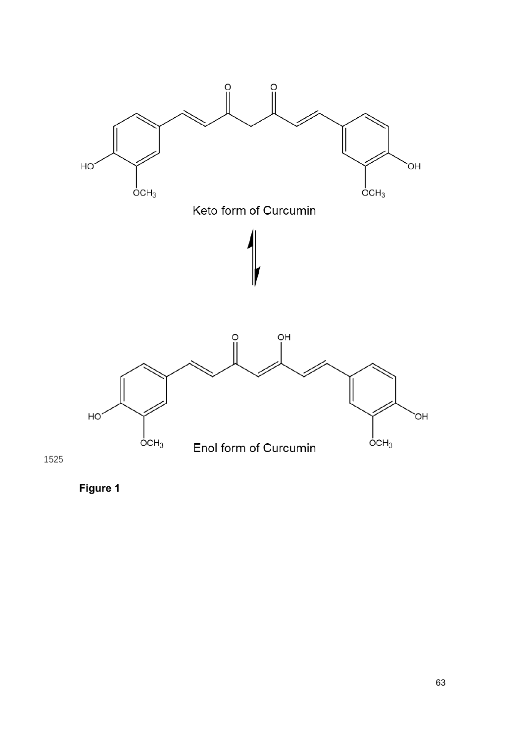Keto form of Curcumin

Enol form of Curcumin

**Figure 1**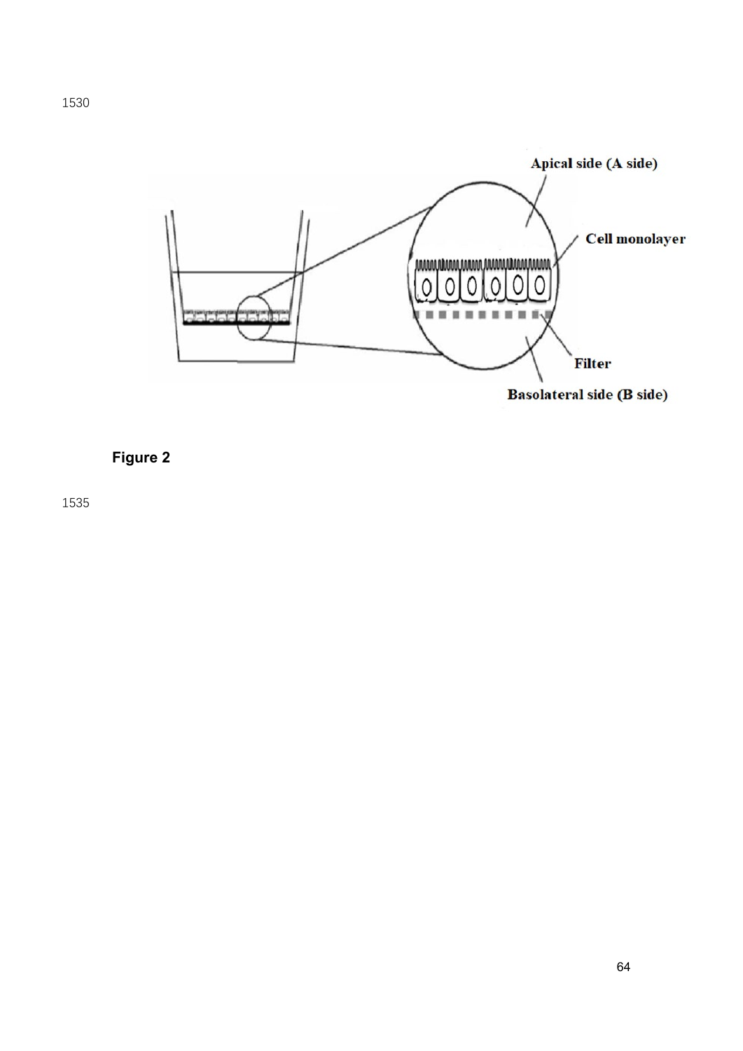**Figure 2**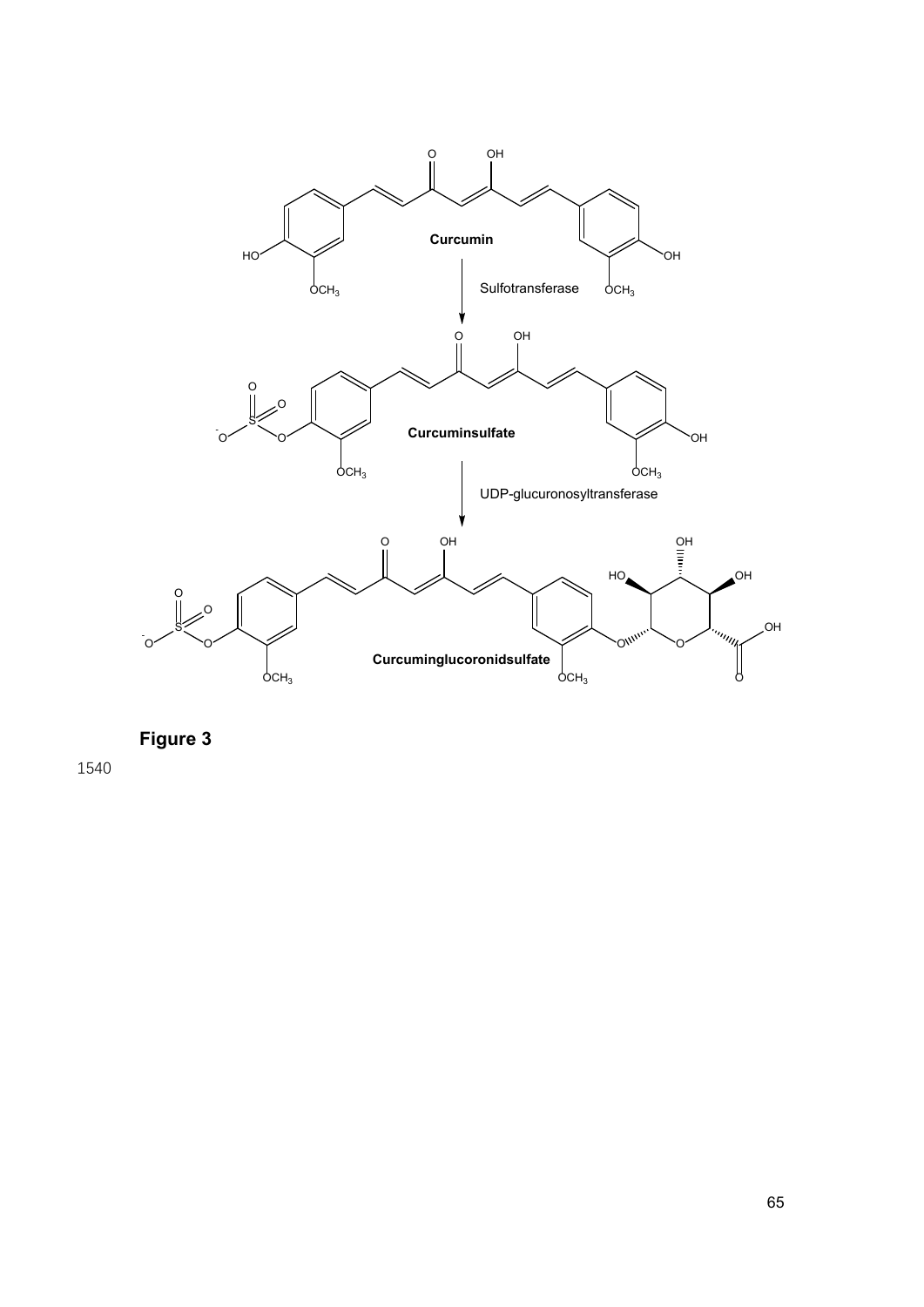**Figure 3**

1540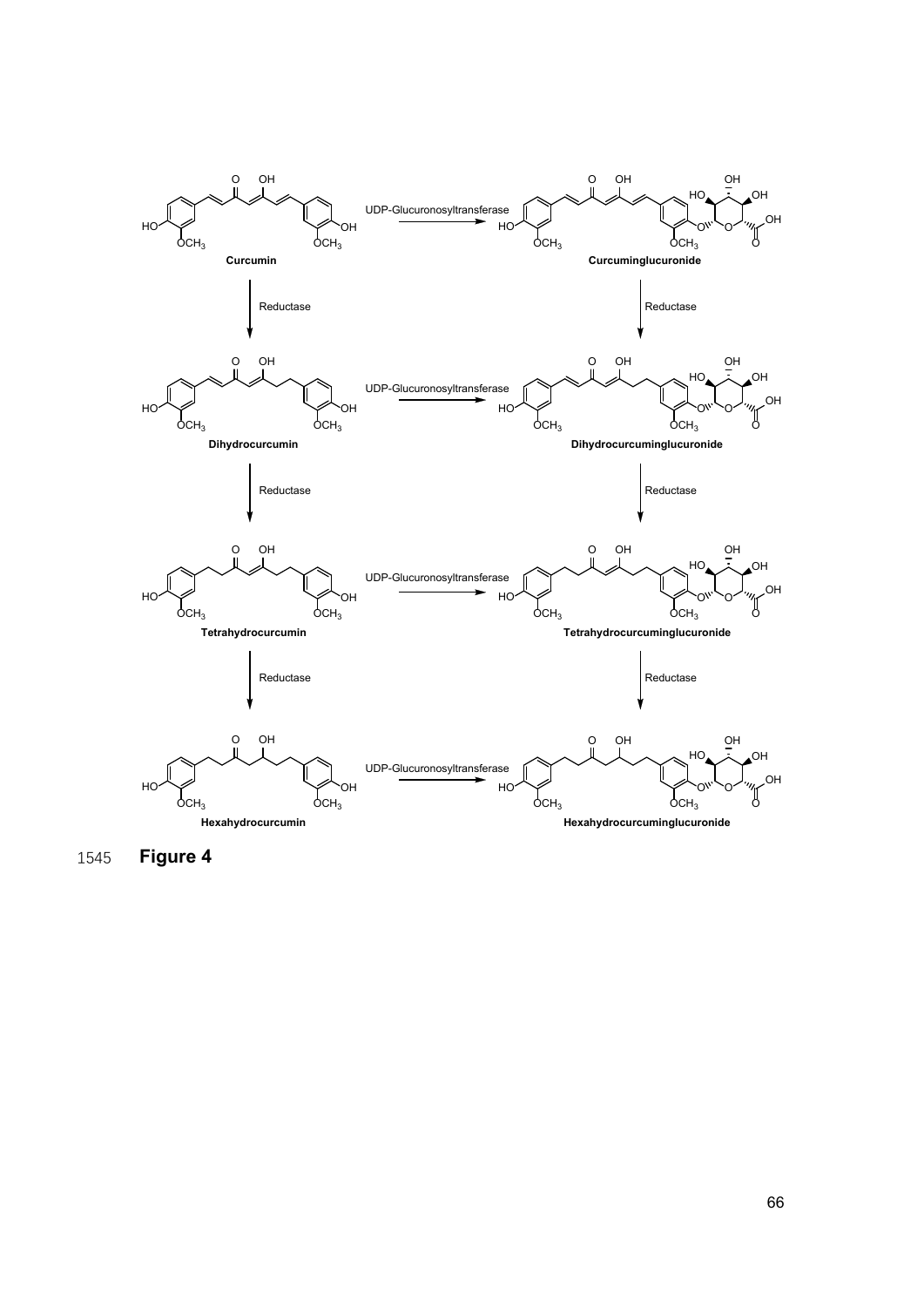Curcumin

UDP-Glucuronosyltransferase

Curcuminglucuronide

Reductase

Reductase

Dihydrocurcumin

UDP-Glucuronosyltransferase

Dihydrocurcuminglucuronide

Reductase

Reductase

Tetrahydrocurcumin

UDP-Glucuronosyltransferase

Tetrahydrocurcuminglucuronide

Reductase

Reductase

Hexahydrocurcumin

UDP-Glucuronosyltransferase

Hexahydrocurcuminglucuronide

1545 **Figure 4**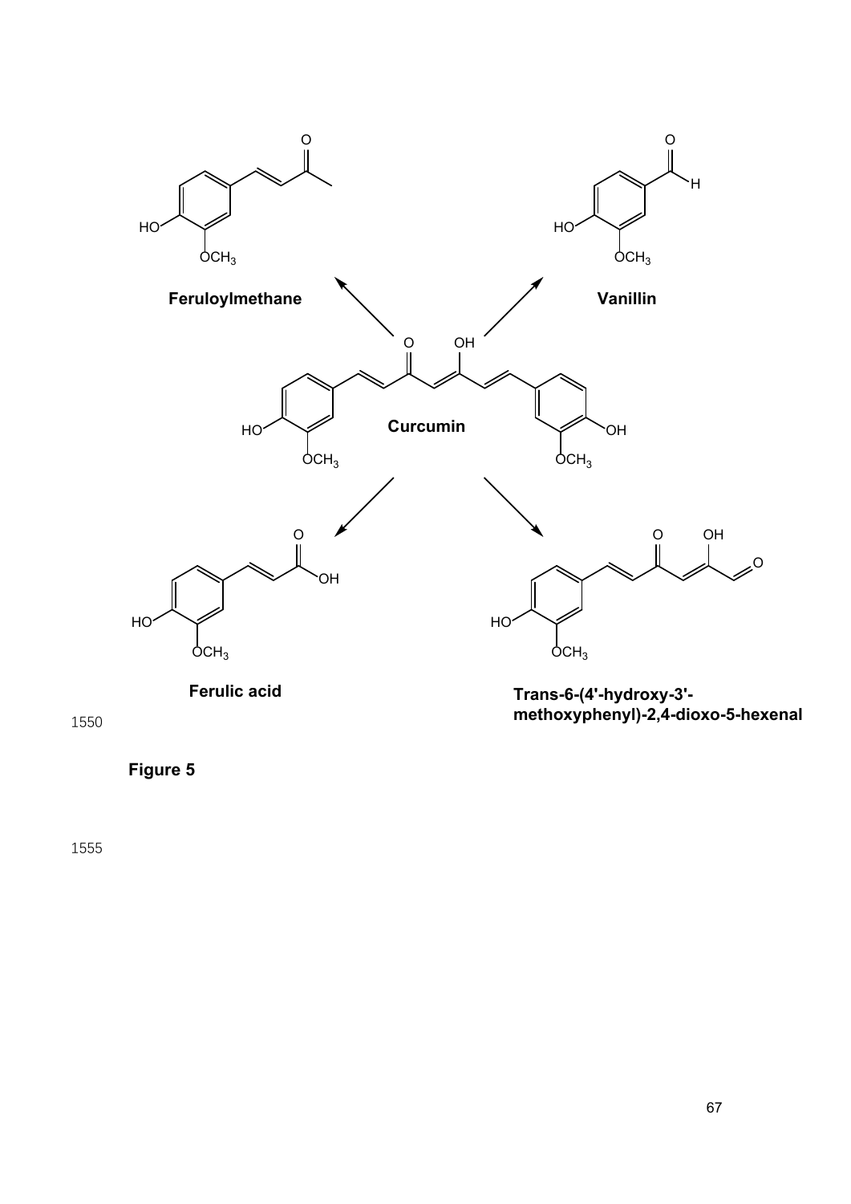Feruloylmethane

Vanillin

Curcumin

Ferulic acid

Trans-6-(4'-hydroxy-3'-methoxyphenyl)-2,4-dioxo-5-hexenal

**Figure 5**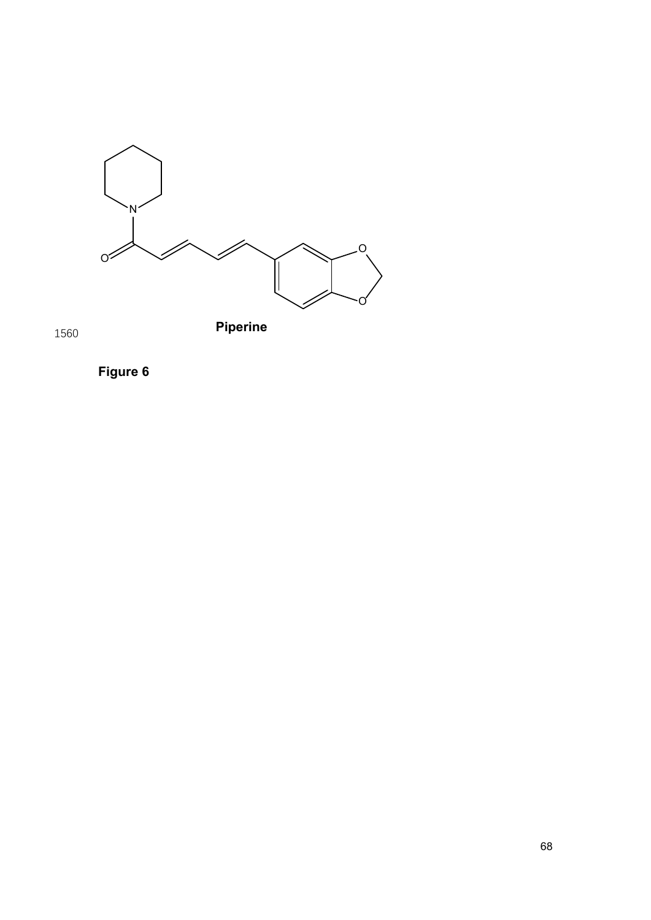Piperine

**Figure 6**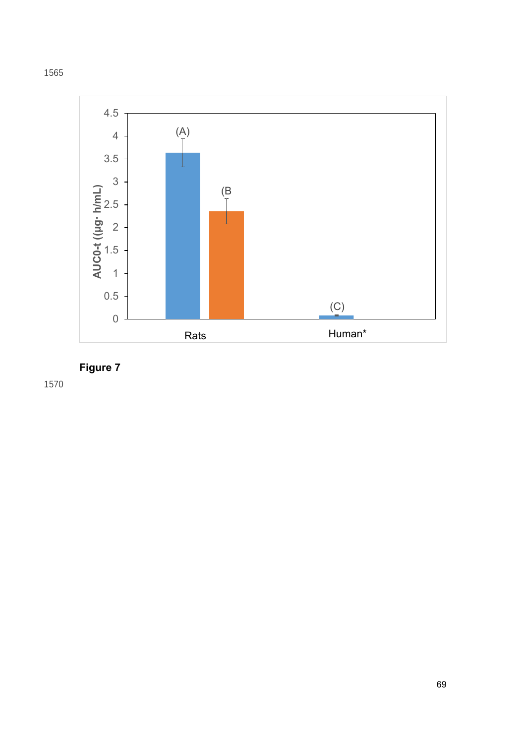Figure 7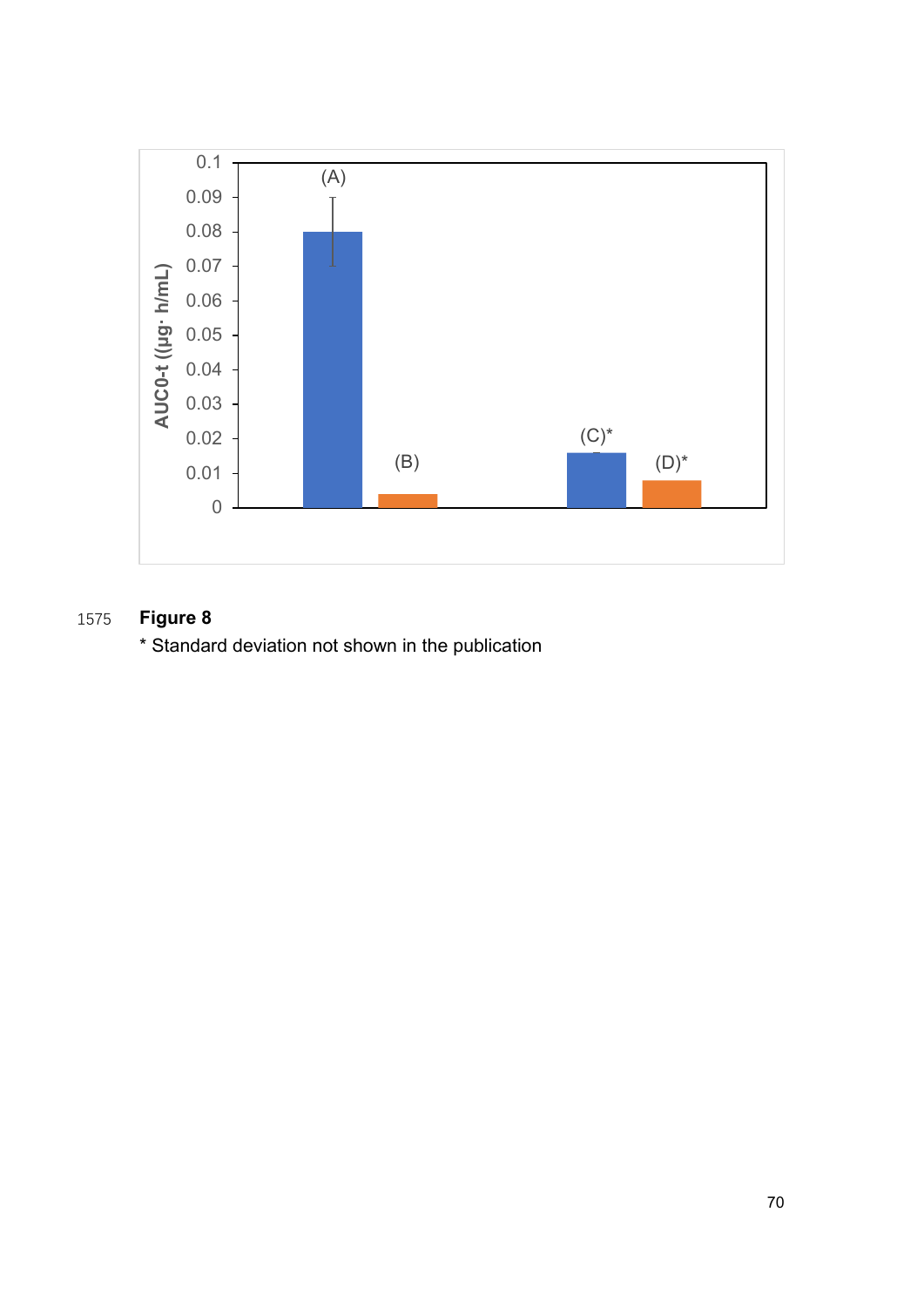**Figure 8**

* Standard deviation not shown in the publication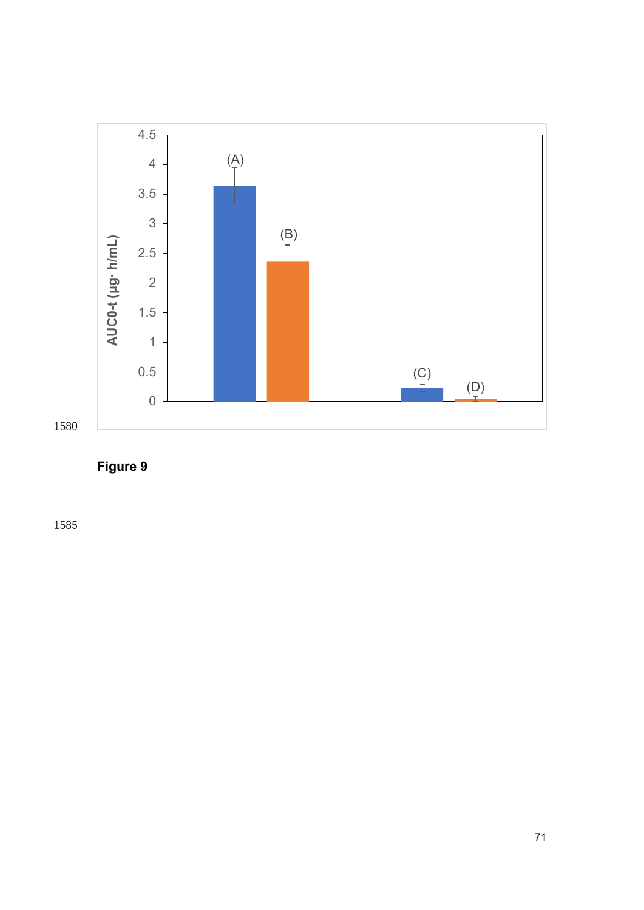Figure 9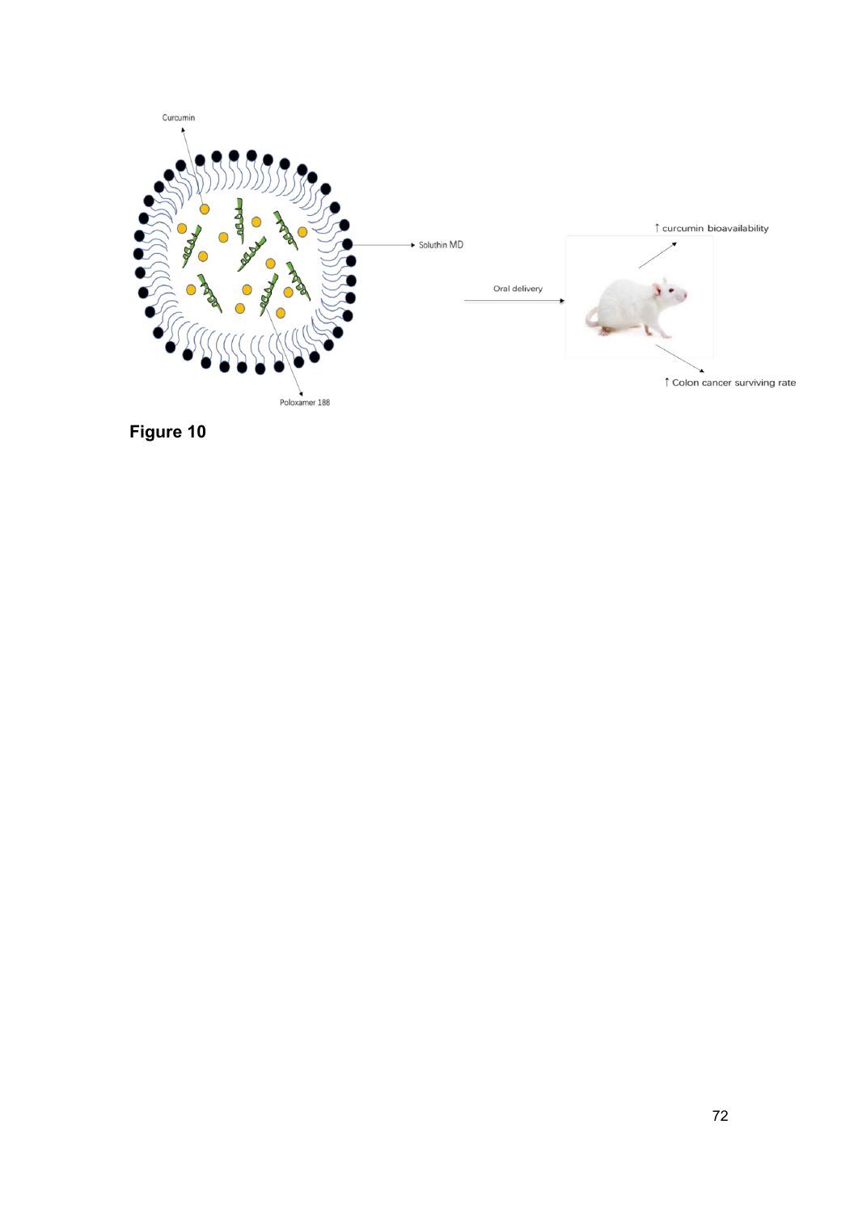**Figure 10**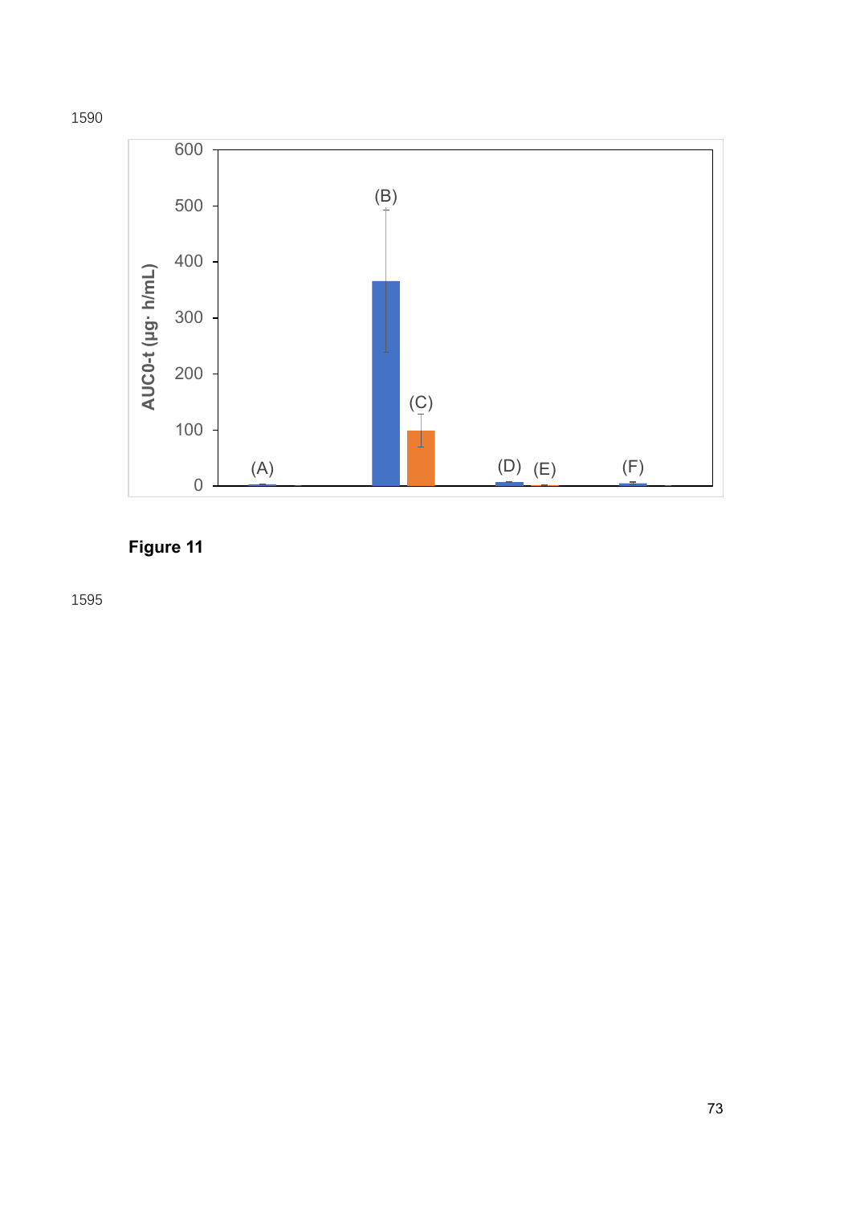**Figure 11**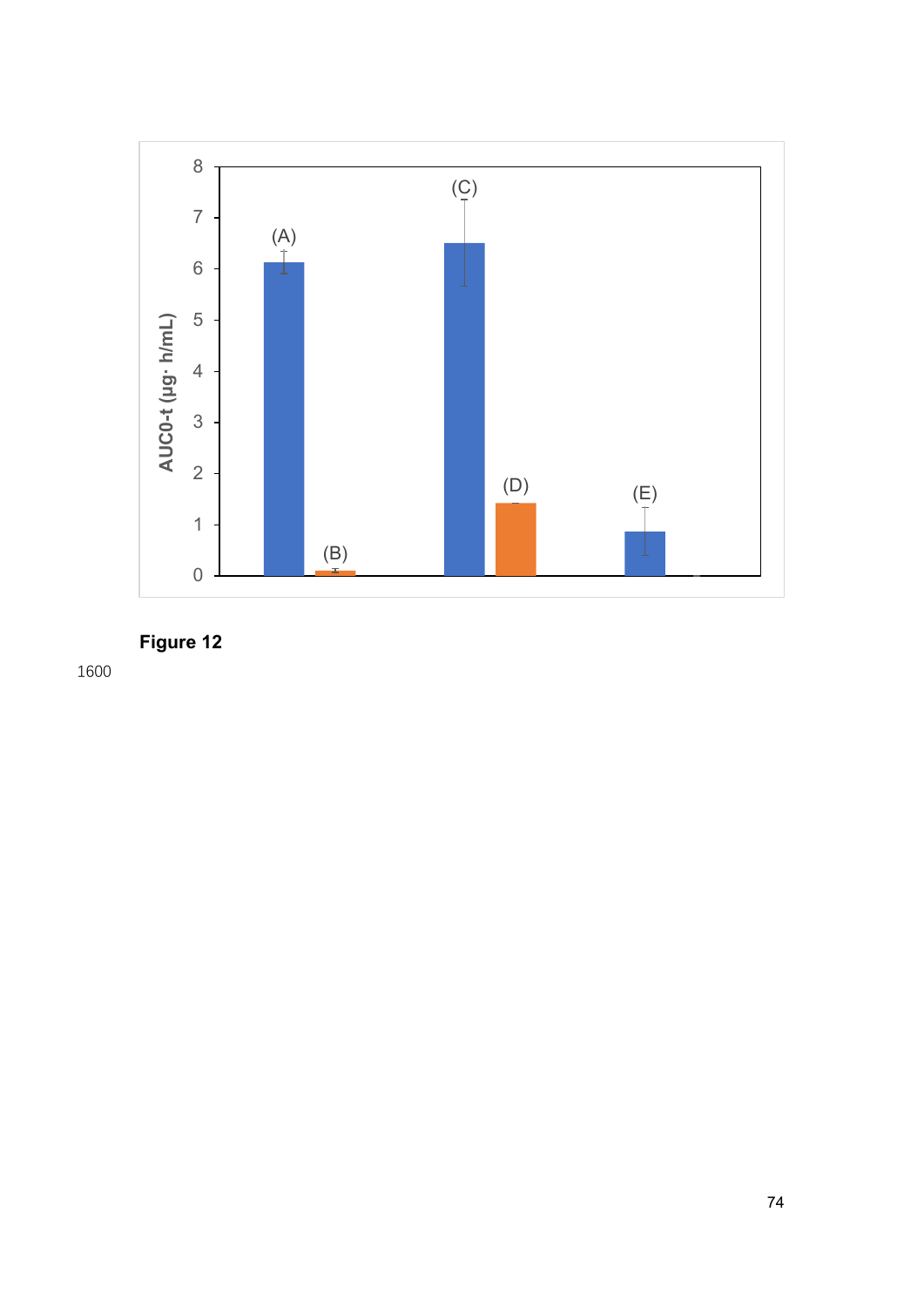**Figure 12**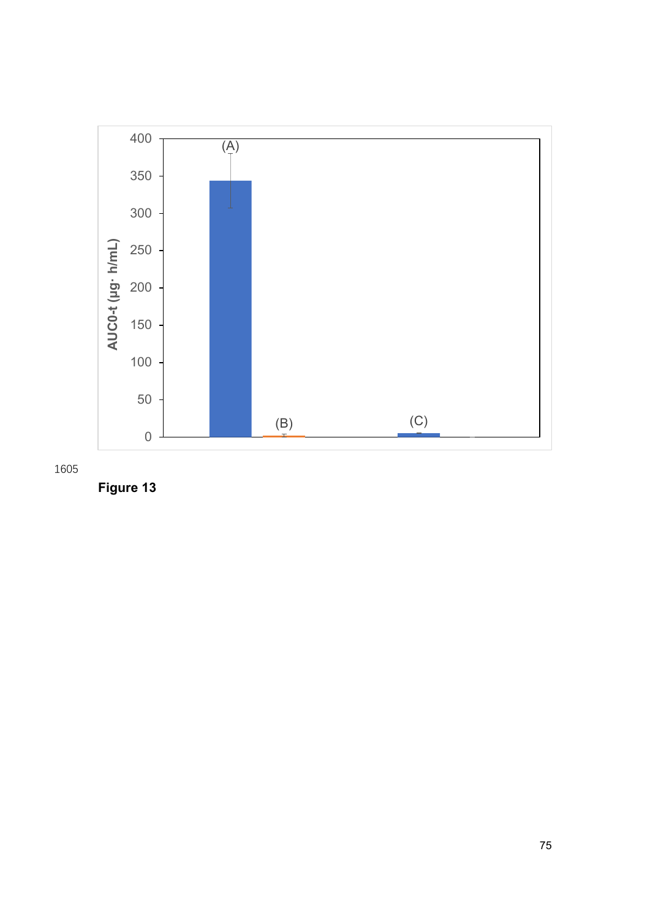Figure 13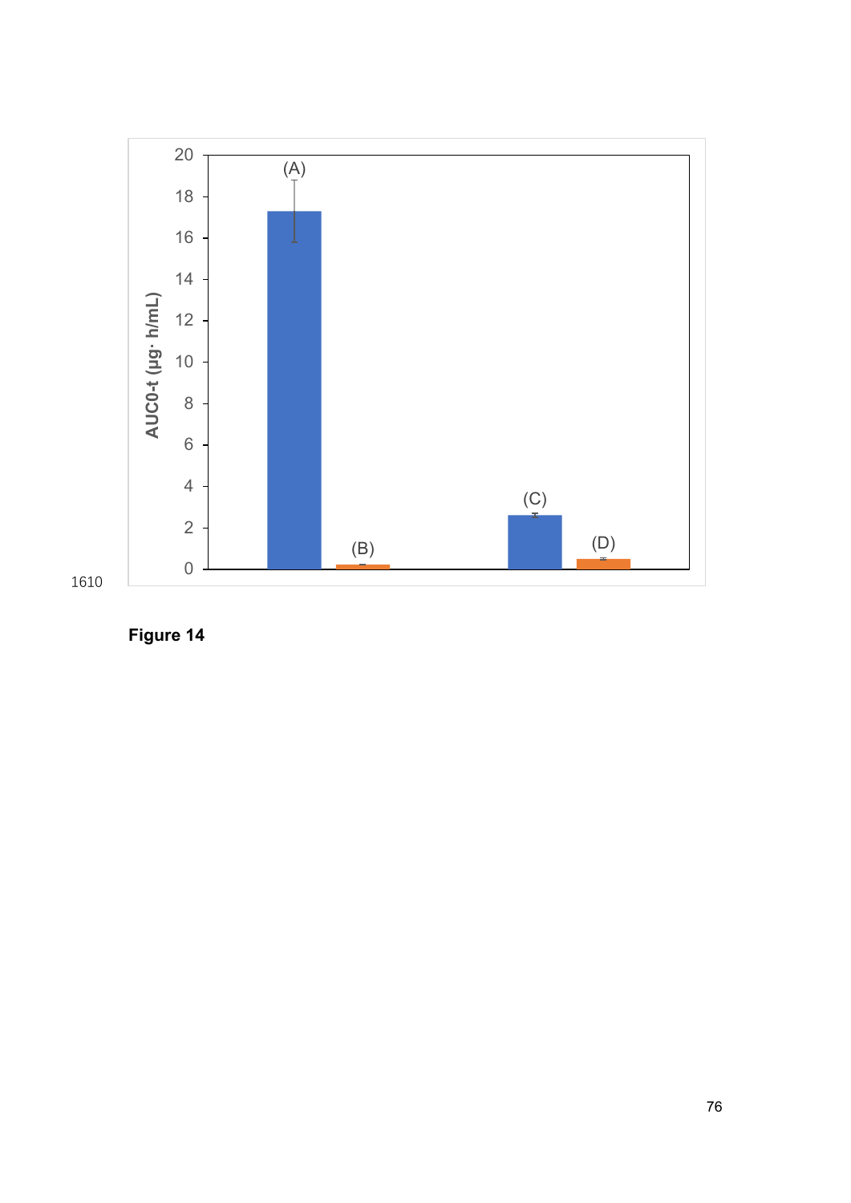Figure 14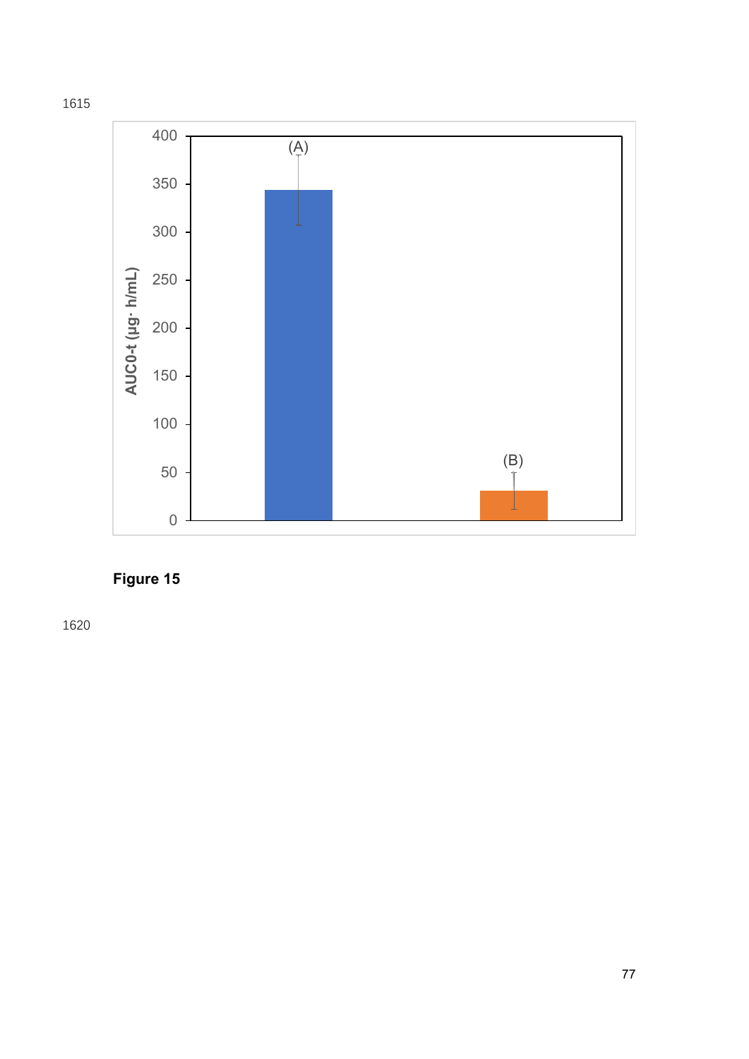**Figure 15**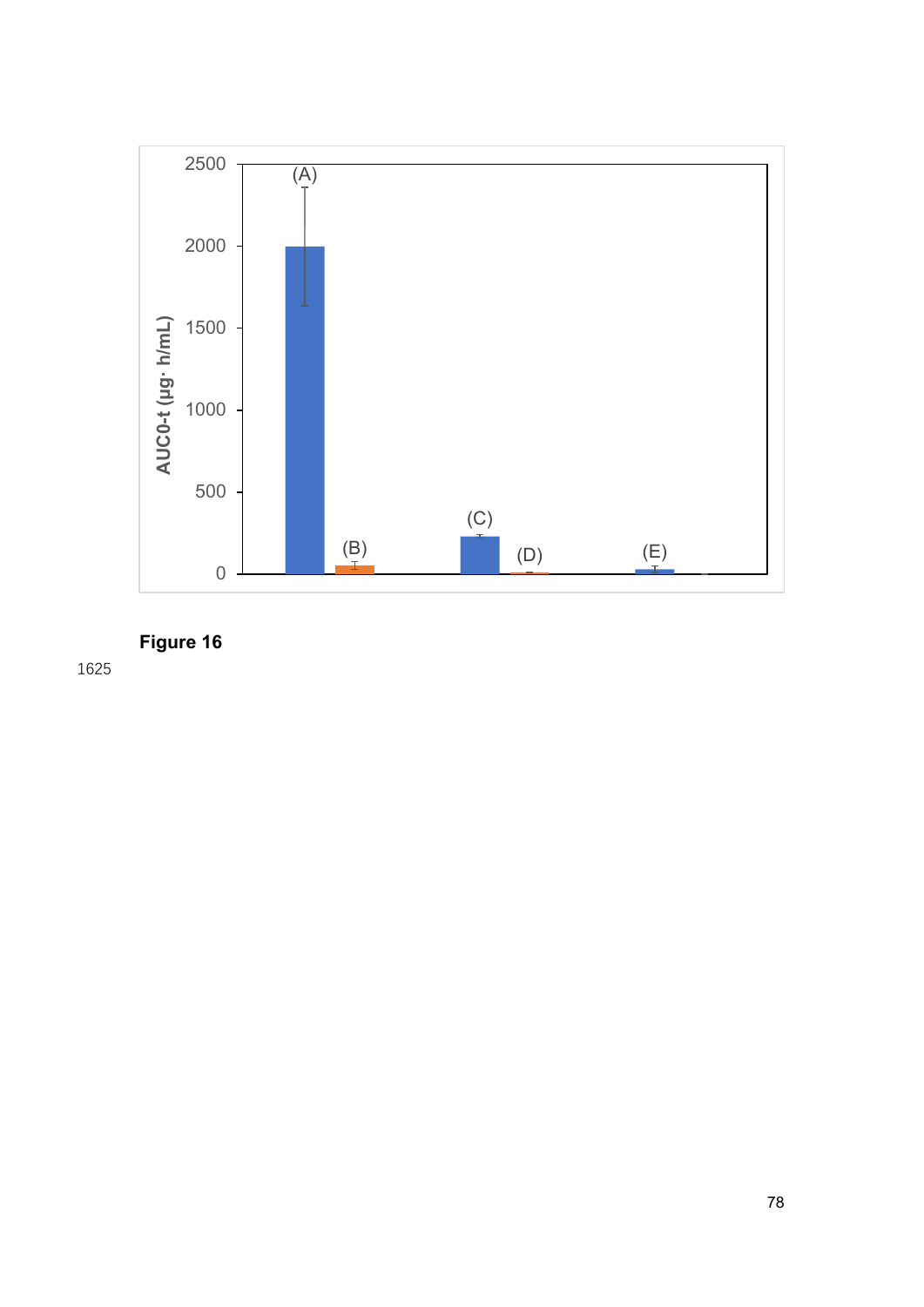Figure 16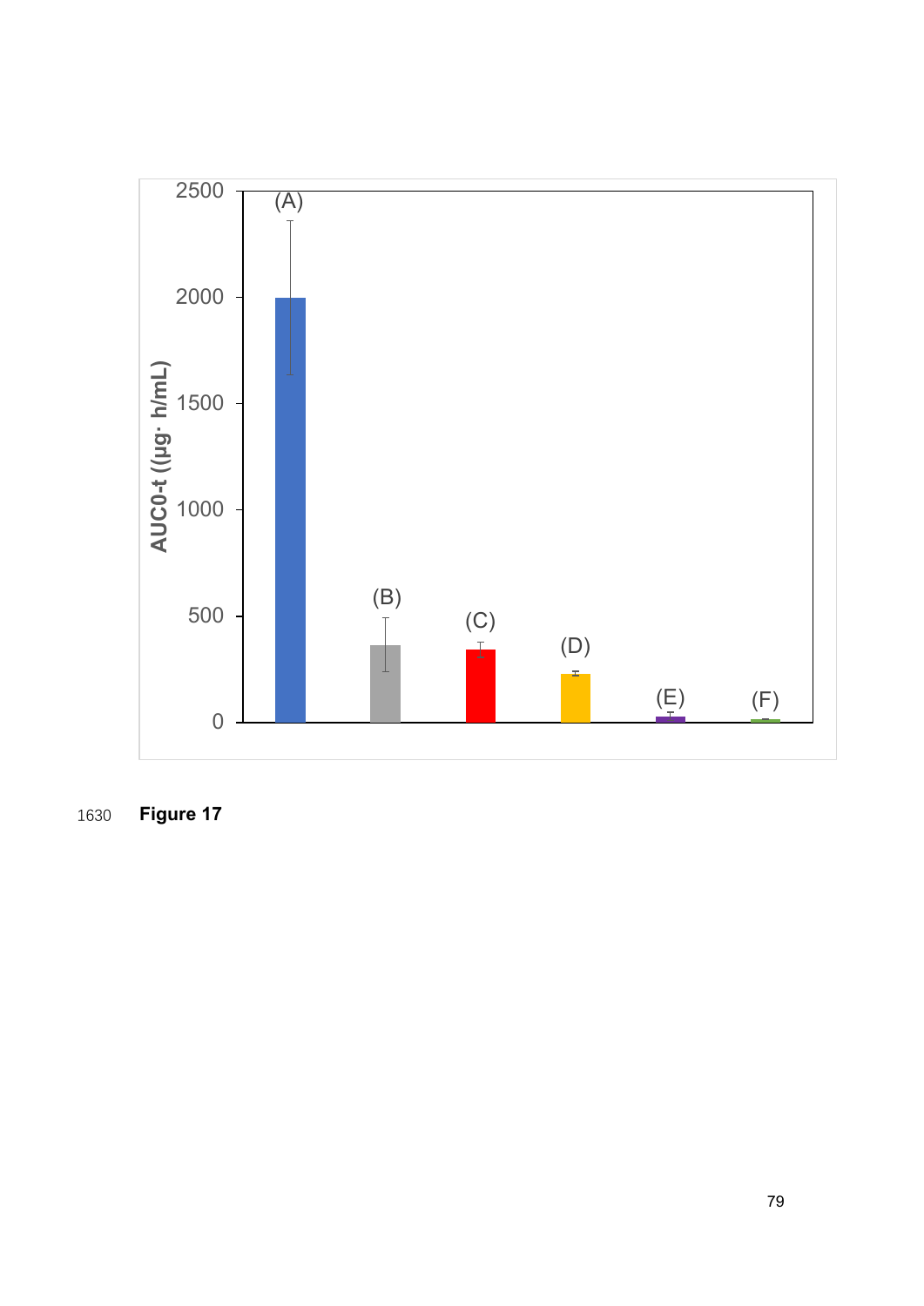2500
2000
1500
1000
500
0

AUC0-t ((μg· h/mL)

(A)
(B)
(C)
(D)
(E)
(F)

1630 **Figure 17**